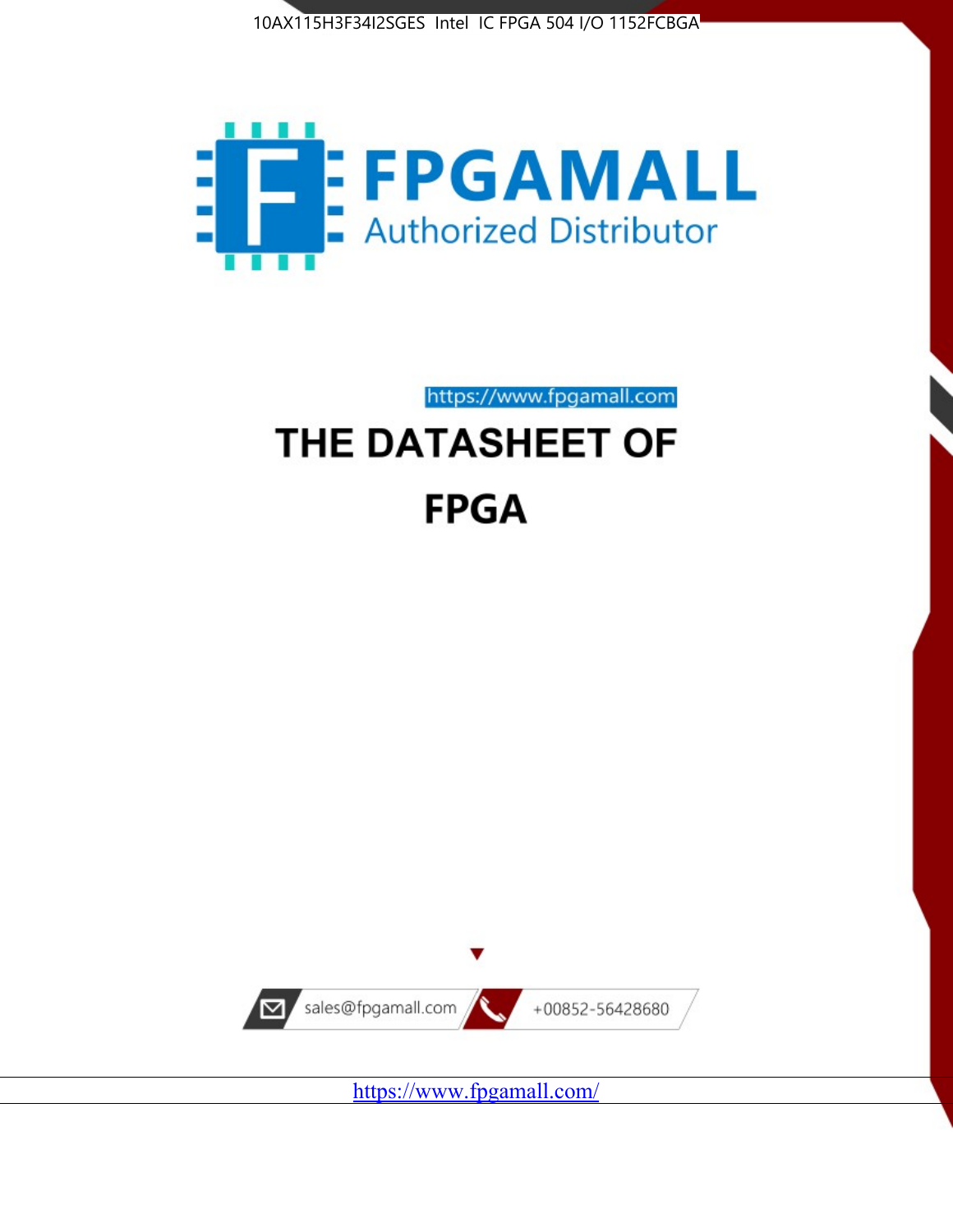10AX115H3F34I2SGES Intel IC FPGA 504 I/O 1152FCBGA

FPGAMALL

Authorized Distributor

https://www.fpgamall.com

# THE DATASHEET OF

# FPGA

sales@fpgamall.com

+00852-56428680

https://www.fpgamall.com/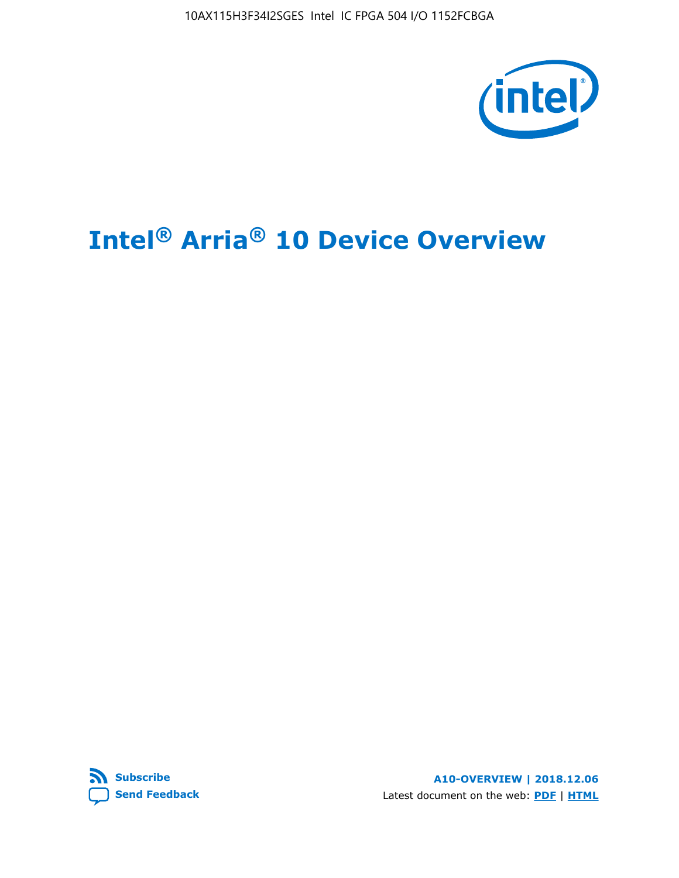# Intel® Arria® 10 Device Overview

**Subscribe**

**Send Feedback**

**A10-OVERVIEW | 2018.12.06**

Latest document on the web: **PDF** | **HTML**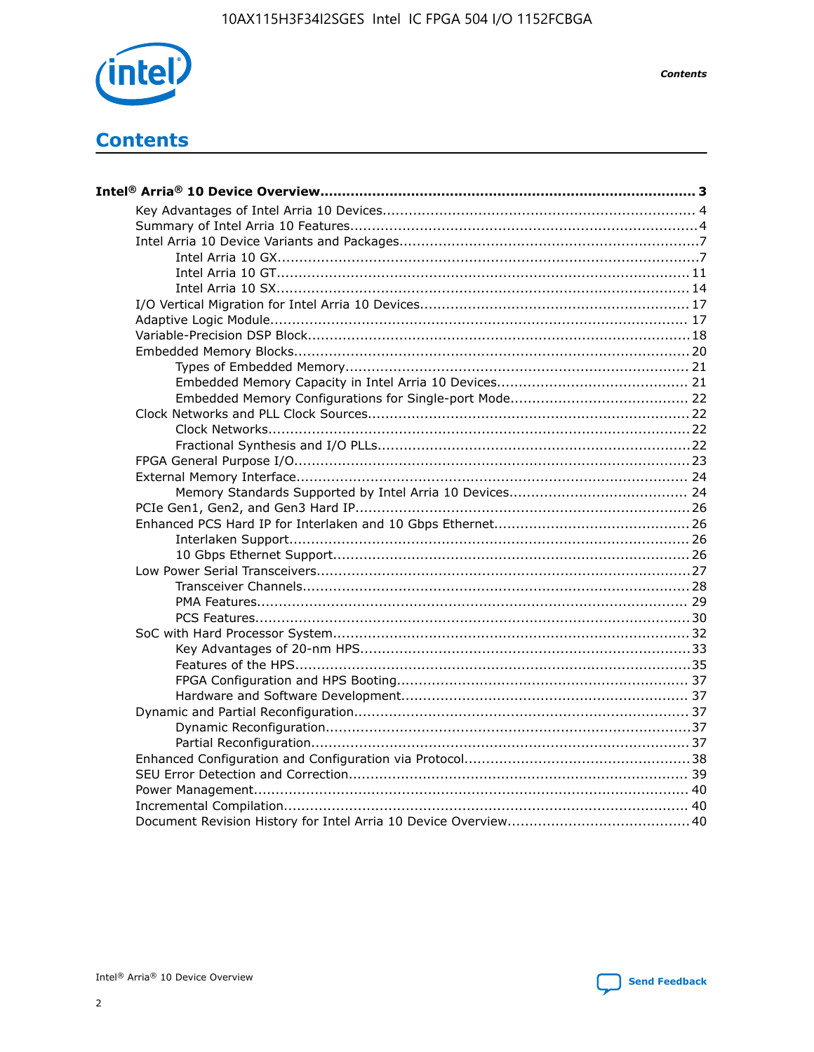# Contents

**Intel® Arria® 10 Device Overview.......................................................................................... 3**

- Key Advantages of Intel Arria 10 Devices........................................................................ 4
- Summary of Intel Arria 10 Features................................................................................4
- Intel Arria 10 Device Variants and Packages.....................................................................7
    - Intel Arria 10 GX.................................................................................................7
    - Intel Arria 10 GT............................................................................................... 11
    - Intel Arria 10 SX............................................................................................... 14
- I/O Vertical Migration for Intel Arria 10 Devices.............................................................. 17
- Adaptive Logic Module................................................................................................ 17
- Variable-Precision DSP Block.......................................................................................18
- Embedded Memory Blocks...........................................................................................20
    - Types of Embedded Memory............................................................................... 21
    - Embedded Memory Capacity in Intel Arria 10 Devices............................................ 21
    - Embedded Memory Configurations for Single-port Mode......................................... 22
- Clock Networks and PLL Clock Sources.........................................................................22
    - Clock Networks.................................................................................................22
    - Fractional Synthesis and I/O PLLs........................................................................22
- FPGA General Purpose I/O..........................................................................................23
- External Memory Interface.......................................................................................... 24
    - Memory Standards Supported by Intel Arria 10 Devices......................................... 24
- PCIe Gen1, Gen2, and Gen3 Hard IP.............................................................................26
- Enhanced PCS Hard IP for Interlaken and 10 Gbps Ethernet.............................................26
    - Interlaken Support............................................................................................ 26
    - 10 Gbps Ethernet Support.................................................................................. 26
- Low Power Serial Transceivers.....................................................................................27
    - Transceiver Channels.........................................................................................28
    - PMA Features................................................................................................... 29
    - PCS Features....................................................................................................30
- SoC with Hard Processor System.................................................................................. 32
    - Key Advantages of 20-nm HPS............................................................................33
    - Features of the HPS...........................................................................................35
    - FPGA Configuration and HPS Booting................................................................... 37
    - Hardware and Software Development.................................................................. 37
- Dynamic and Partial Reconfiguration............................................................................. 37
    - Dynamic Reconfiguration....................................................................................37
    - Partial Reconfiguration.......................................................................................37
- Enhanced Configuration and Configuration via Protocol....................................................38
- SEU Error Detection and Correction.............................................................................. 39
- Power Management.................................................................................................... 40
- Incremental Compilation............................................................................................. 40
- Document Revision History for Intel Arria 10 Device Overview.......................................... 40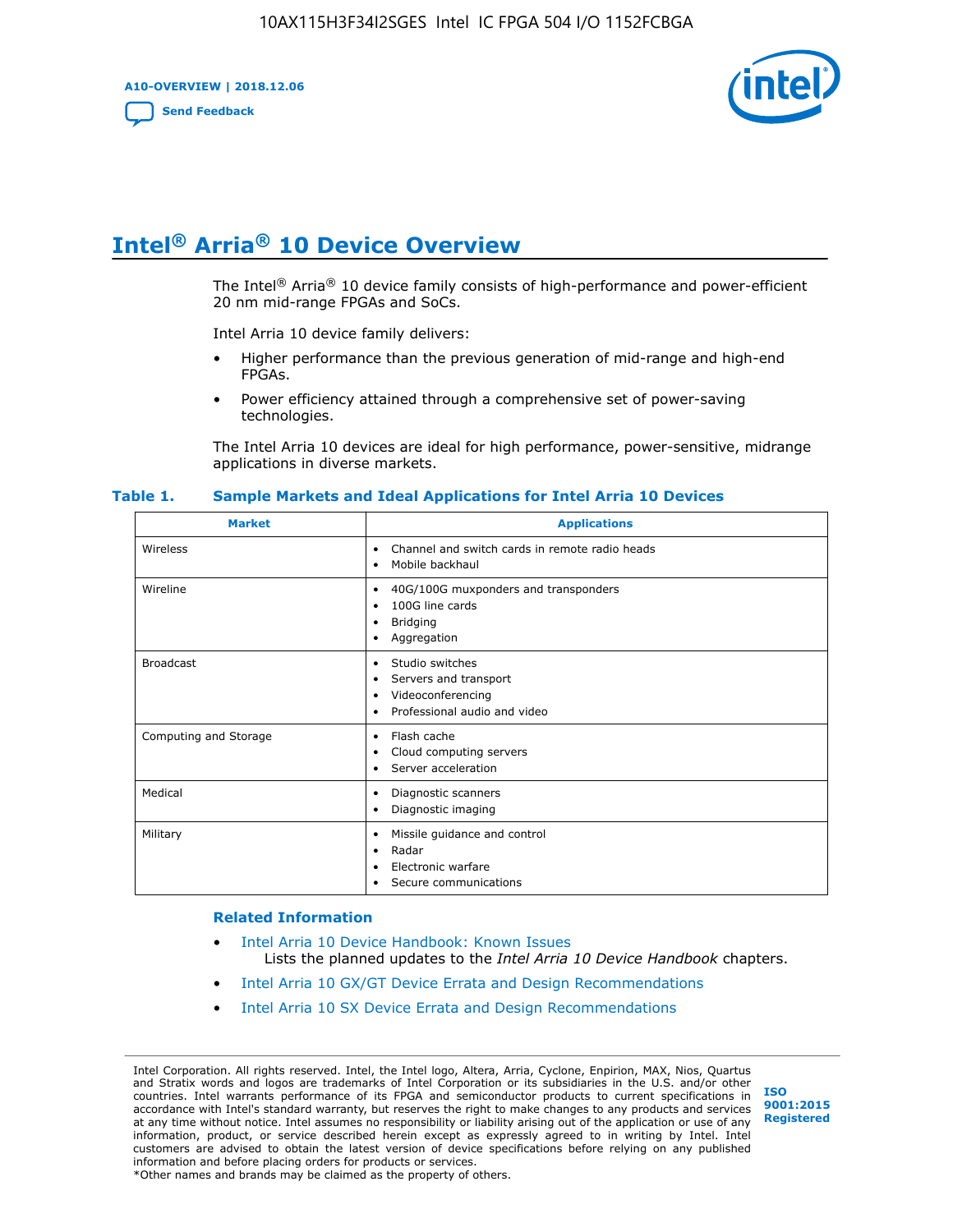# Intel® Arria® 10 Device Overview

The Intel® Arria® 10 device family consists of high-performance and power-efficient 20 nm mid-range FPGAs and SoCs.

Intel Arria 10 device family delivers:

- Higher performance than the previous generation of mid-range and high-end FPGAs.
- Power efficiency attained through a comprehensive set of power-saving technologies.

The Intel Arria 10 devices are ideal for high performance, power-sensitive, midrange applications in diverse markets.

**Table 1. Sample Markets and Ideal Applications for Intel Arria 10 Devices**

| Market | Applications |
|---|---|
| Wireless | • Channel and switch cards in remote radio heads<br>• Mobile backhaul |
| Wireline | • 40G/100G muxponders and transponders<br>• 100G line cards<br>• Bridging<br>• Aggregation |
| Broadcast | • Studio switches<br>• Servers and transport<br>• Videoconferencing<br>• Professional audio and video |
| Computing and Storage | • Flash cache<br>• Cloud computing servers<br>• Server acceleration |
| Medical | • Diagnostic scanners<br>• Diagnostic imaging |
| Military | • Missile guidance and control<br>• Radar<br>• Electronic warfare<br>• Secure communications |

### Related Information

- Intel Arria 10 Device Handbook: Known Issues
  Lists the planned updates to the *Intel Arria 10 Device Handbook* chapters.
- Intel Arria 10 GX/GT Device Errata and Design Recommendations
- Intel Arria 10 SX Device Errata and Design Recommendations

Intel Corporation. All rights reserved. Intel, the Intel logo, Altera, Arria, Cyclone, Enpirion, MAX, Nios, Quartus and Stratix words and logos are trademarks of Intel Corporation or its subsidiaries in the U.S. and/or other countries. Intel warrants performance of its FPGA and semiconductor products to current specifications in accordance with Intel's standard warranty, but reserves the right to make changes to any products and services at any time without notice. Intel assumes no responsibility or liability arising out of the application or use of any information, product, or service described herein except as expressly agreed to in writing by Intel. Intel customers are advised to obtain the latest version of device specifications before relying on any published information and before placing orders for products or services.
*Other names and brands may be claimed as the property of others.

ISO 9001:2015 Registered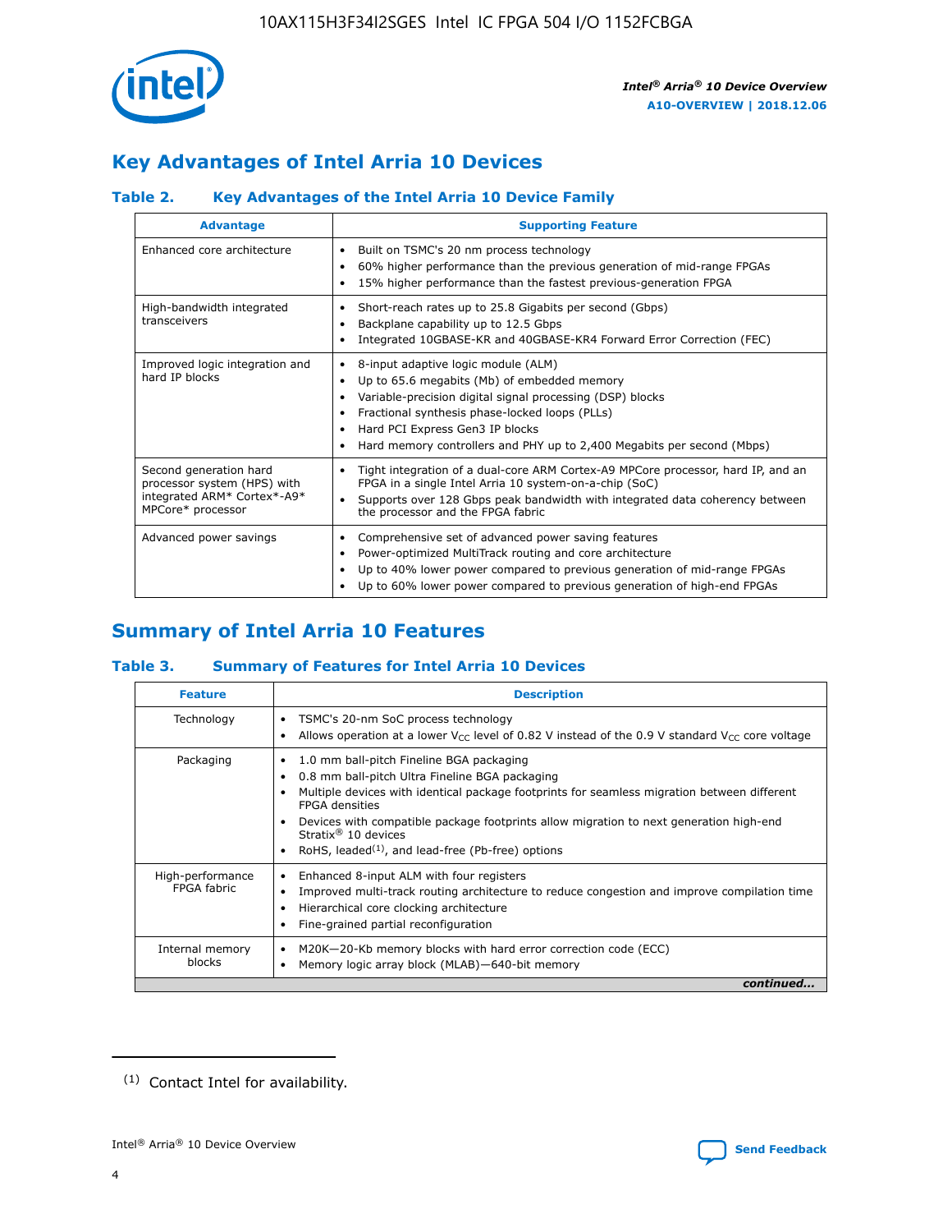## Key Advantages of Intel Arria 10 Devices

### Table 2. Key Advantages of the Intel Arria 10 Device Family

| Advantage | Supporting Feature |
| --- | --- |
| Enhanced core architecture | • Built on TSMC's 20 nm process technology<br>• 60% higher performance than the previous generation of mid-range FPGAs<br>• 15% higher performance than the fastest previous-generation FPGA |
| High-bandwidth integrated transceivers | • Short-reach rates up to 25.8 Gigabits per second (Gbps)<br>• Backplane capability up to 12.5 Gbps<br>• Integrated 10GBASE-KR and 40GBASE-KR4 Forward Error Correction (FEC) |
| Improved logic integration and hard IP blocks | • 8-input adaptive logic module (ALM)<br>• Up to 65.6 megabits (Mb) of embedded memory<br>• Variable-precision digital signal processing (DSP) blocks<br>• Fractional synthesis phase-locked loops (PLLs)<br>• Hard PCI Express Gen3 IP blocks<br>• Hard memory controllers and PHY up to 2,400 Megabits per second (Mbps) |
| Second generation hard processor system (HPS) with integrated ARM* Cortex*-A9* MPCore* processor | • Tight integration of a dual-core ARM Cortex-A9 MPCore processor, hard IP, and an FPGA in a single Intel Arria 10 system-on-a-chip (SoC)<br>• Supports over 128 Gbps peak bandwidth with integrated data coherency between the processor and the FPGA fabric |
| Advanced power savings | • Comprehensive set of advanced power saving features<br>• Power-optimized MultiTrack routing and core architecture<br>• Up to 40% lower power compared to previous generation of mid-range FPGAs<br>• Up to 60% lower power compared to previous generation of high-end FPGAs |

## Summary of Intel Arria 10 Features

### Table 3. Summary of Features for Intel Arria 10 Devices

| Feature | Description |
| --- | --- |
| Technology | • TSMC's 20-nm SoC process technology<br>• Allows operation at a lower $V_{CC}$ level of 0.82 V instead of the 0.9 V standard $V_{CC}$ core voltage |
| Packaging | • 1.0 mm ball-pitch Fineline BGA packaging<br>• 0.8 mm ball-pitch Ultra Fineline BGA packaging<br>• Multiple devices with identical package footprints for seamless migration between different FPGA densities<br>• Devices with compatible package footprints allow migration to next generation high-end Stratix® 10 devices<br>• RoHS, leaded[(1)], and lead-free (Pb-free) options |
| High-performance FPGA fabric | • Enhanced 8-input ALM with four registers<br>• Improved multi-track routing architecture to reduce congestion and improve compilation time<br>• Hierarchical core clocking architecture<br>• Fine-grained partial reconfiguration |
| Internal memory blocks | • M20K—20-Kb memory blocks with hard error correction code (ECC)<br>• Memory logic array block (MLAB)—640-bit memory |

*continued...*

(1) Contact Intel for availability.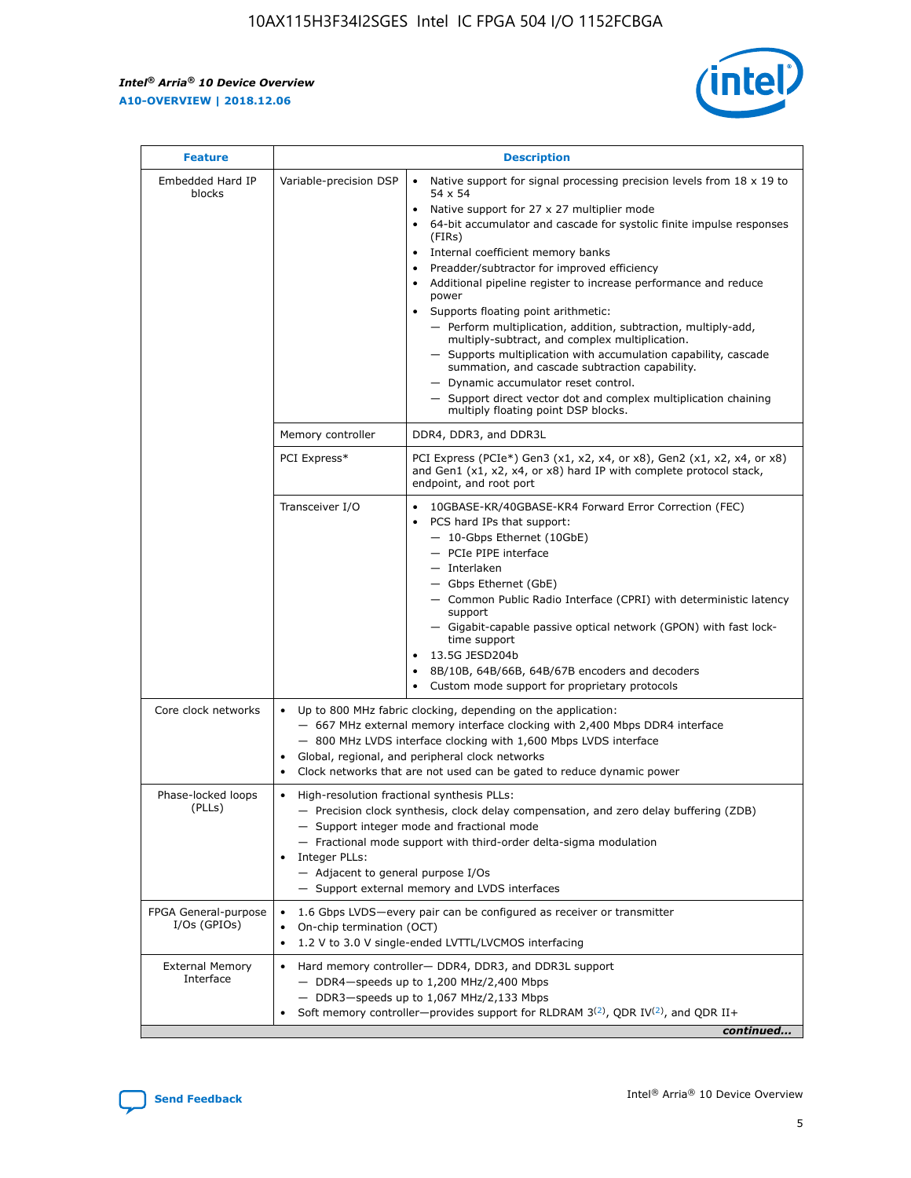| Feature | Description | |
|---|---|---|
| Embedded Hard IP blocks | Variable-precision DSP | • Native support for signal processing precision levels from 18 x 19 to 54 x 54<br>• Native support for 27 x 27 multiplier mode<br>• 64-bit accumulator and cascade for systolic finite impulse responses (FIRs)<br>• Internal coefficient memory banks<br>• Preadder/subtractor for improved efficiency<br>• Additional pipeline register to increase performance and reduce power<br>• Supports floating point arithmetic:<br>— Perform multiplication, addition, subtraction, multiply-add, multiply-subtract, and complex multiplication.<br>— Supports multiplication with accumulation capability, cascade summation, and cascade subtraction capability.<br>— Dynamic accumulator reset control.<br>— Support direct vector dot and complex multiplication chaining multiply floating point DSP blocks. |
| | Memory controller | DDR4, DDR3, and DDR3L |
| | PCI Express* | PCI Express (PCIe*) Gen3 (x1, x2, x4, or x8), Gen2 (x1, x2, x4, or x8) and Gen1 (x1, x2, x4, or x8) hard IP with complete protocol stack, endpoint, and root port |
| | Transceiver I/O | • 10GBASE-KR/40GBASE-KR4 Forward Error Correction (FEC)<br>• PCS hard IPs that support:<br>— 10-Gbps Ethernet (10GbE)<br>— PCIe PIPE interface<br>— Interlaken<br>— Gbps Ethernet (GbE)<br>— Common Public Radio Interface (CPRI) with deterministic latency support<br>— Gigabit-capable passive optical network (GPON) with fast lock-time support<br>• 13.5G JESD204b<br>• 8B/10B, 64B/66B, 64B/67B encoders and decoders<br>• Custom mode support for proprietary protocols |
| Core clock networks | • Up to 800 MHz fabric clocking, depending on the application:<br>— 667 MHz external memory interface clocking with 2,400 Mbps DDR4 interface<br>— 800 MHz LVDS interface clocking with 1,600 Mbps LVDS interface<br>• Global, regional, and peripheral clock networks<br>• Clock networks that are not used can be gated to reduce dynamic power | |
| Phase-locked loops (PLLs) | • High-resolution fractional synthesis PLLs:<br>— Precision clock synthesis, clock delay compensation, and zero delay buffering (ZDB)<br>— Support integer mode and fractional mode<br>— Fractional mode support with third-order delta-sigma modulation<br>• Integer PLLs:<br>— Adjacent to general purpose I/Os<br>— Support external memory and LVDS interfaces | |
| FPGA General-purpose I/Os (GPIOs) | • 1.6 Gbps LVDS—every pair can be configured as receiver or transmitter<br>• On-chip termination (OCT)<br>• 1.2 V to 3.0 V single-ended LVTTL/LVCMOS interfacing | |
| External Memory Interface | • Hard memory controller— DDR4, DDR3, and DDR3L support<br>— DDR4—speeds up to 1,200 MHz/2,400 Mbps<br>— DDR3—speeds up to 1,067 MHz/2,133 Mbps<br>• Soft memory controller—provides support for RLDRAM 3[(2)], QDR IV[(2)], and QDR II+ | |

*continued...*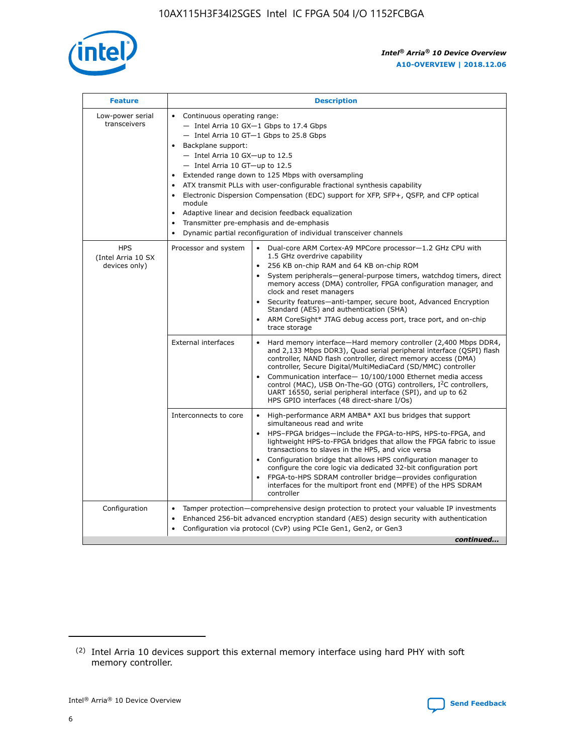| Feature | Description | |
|---|---|---|
| Low-power serial transceivers | • Continuous operating range:<br>— Intel Arria 10 GX—1 Gbps to 17.4 Gbps<br>— Intel Arria 10 GT—1 Gbps to 25.8 Gbps<br>• Backplane support:<br>— Intel Arria 10 GX—up to 12.5<br>— Intel Arria 10 GT—up to 12.5<br>• Extended range down to 125 Mbps with oversampling<br>• ATX transmit PLLs with user-configurable fractional synthesis capability<br>• Electronic Dispersion Compensation (EDC) support for XFP, SFP+, QSFP, and CFP optical module<br>• Adaptive linear and decision feedback equalization<br>• Transmitter pre-emphasis and de-emphasis<br>• Dynamic partial reconfiguration of individual transceiver channels | |
| HPS (Intel Arria 10 SX devices only) | Processor and system | • Dual-core ARM Cortex-A9 MPCore processor—1.2 GHz CPU with 1.5 GHz overdrive capability<br>• 256 KB on-chip RAM and 64 KB on-chip ROM<br>• System peripherals—general-purpose timers, watchdog timers, direct memory access (DMA) controller, FPGA configuration manager, and clock and reset managers<br>• Security features—anti-tamper, secure boot, Advanced Encryption Standard (AES) and authentication (SHA)<br>• ARM CoreSight* JTAG debug access port, trace port, and on-chip trace storage |
| | External interfaces | • Hard memory interface—Hard memory controller (2,400 Mbps DDR4, and 2,133 Mbps DDR3), Quad serial peripheral interface (QSPI) flash controller, NAND flash controller, direct memory access (DMA) controller, Secure Digital/MultiMediaCard (SD/MMC) controller<br>• Communication interface— 10/100/1000 Ethernet media access control (MAC), USB On-The-GO (OTG) controllers, I²C controllers, UART 16550, serial peripheral interface (SPI), and up to 62 HPS GPIO interfaces (48 direct-share I/Os) |
| | Interconnects to core | • High-performance ARM AMBA* AXI bus bridges that support simultaneous read and write<br>• HPS–FPGA bridges—include the FPGA-to-HPS, HPS-to-FPGA, and lightweight HPS-to-FPGA bridges that allow the FPGA fabric to issue transactions to slaves in the HPS, and vice versa<br>• Configuration bridge that allows HPS configuration manager to configure the core logic via dedicated 32-bit configuration port<br>• FPGA-to-HPS SDRAM controller bridge—provides configuration interfaces for the multiport front end (MPFE) of the HPS SDRAM controller |
| Configuration | • Tamper protection—comprehensive design protection to protect your valuable IP investments<br>• Enhanced 256-bit advanced encryption standard (AES) design security with authentication<br>• Configuration via protocol (CvP) using PCIe Gen1, Gen2, or Gen3 | |

*continued...*

(2) Intel Arria 10 devices support this external memory interface using hard PHY with soft memory controller.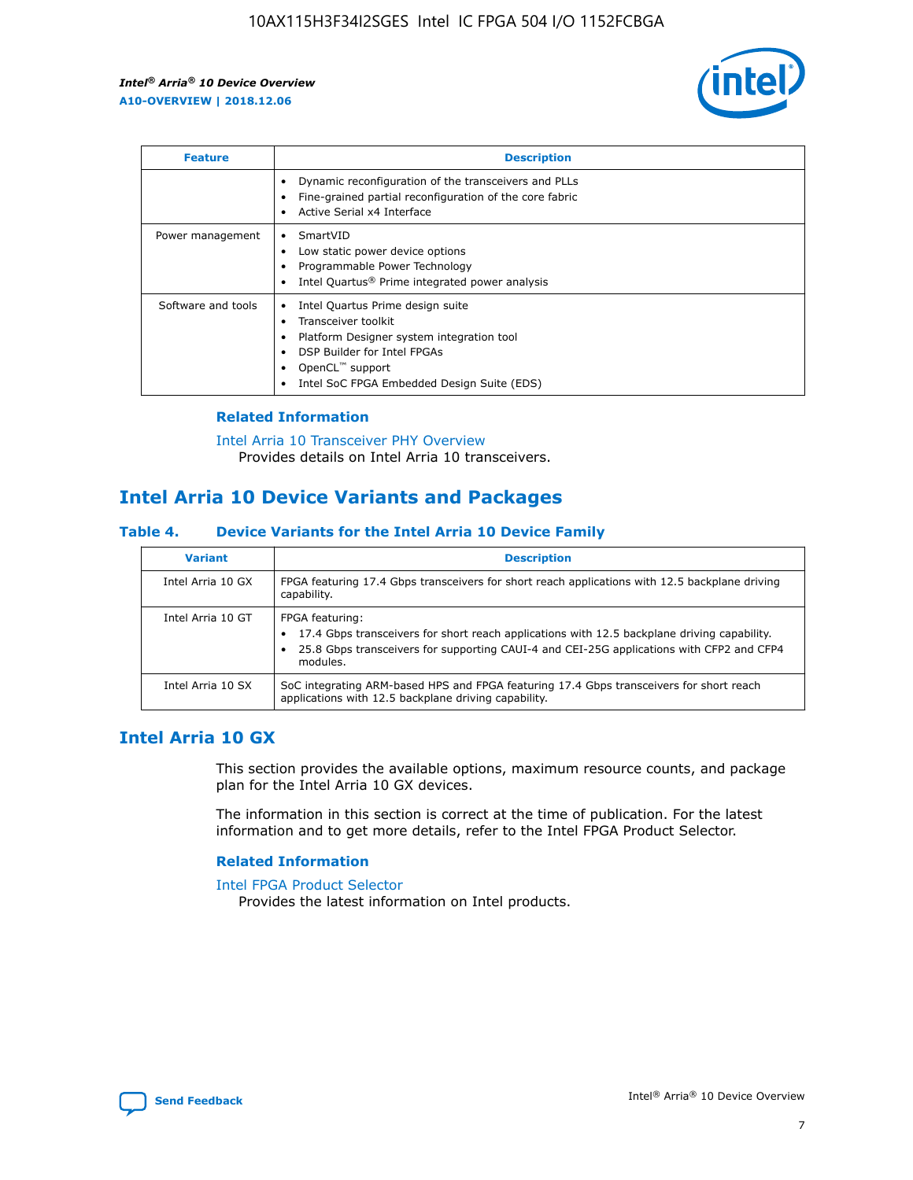| Feature | Description |
| --- | --- |
| | • Dynamic reconfiguration of the transceivers and PLLs<br>• Fine-grained partial reconfiguration of the core fabric<br>• Active Serial x4 Interface |
| Power management | • SmartVID<br>• Low static power device options<br>• Programmable Power Technology<br>• Intel Quartus® Prime integrated power analysis |
| Software and tools | • Intel Quartus Prime design suite<br>• Transceiver toolkit<br>• Platform Designer system integration tool<br>• DSP Builder for Intel FPGAs<br>• OpenCL™ support<br>• Intel SoC FPGA Embedded Design Suite (EDS) |

### Related Information

Intel Arria 10 Transceiver PHY Overview
Provides details on Intel Arria 10 transceivers.

## Intel Arria 10 Device Variants and Packages

**Table 4. Device Variants for the Intel Arria 10 Device Family**

| Variant | Description |
| --- | --- |
| Intel Arria 10 GX | FPGA featuring 17.4 Gbps transceivers for short reach applications with 12.5 backplane driving capability. |
| Intel Arria 10 GT | FPGA featuring:<br>• 17.4 Gbps transceivers for short reach applications with 12.5 backplane driving capability.<br>• 25.8 Gbps transceivers for supporting CAUI-4 and CEI-25G applications with CFP2 and CFP4 modules. |
| Intel Arria 10 SX | SoC integrating ARM-based HPS and FPGA featuring 17.4 Gbps transceivers for short reach applications with 12.5 backplane driving capability. |

## Intel Arria 10 GX

This section provides the available options, maximum resource counts, and package plan for the Intel Arria 10 GX devices.

The information in this section is correct at the time of publication. For the latest information and to get more details, refer to the Intel FPGA Product Selector.

### Related Information

Intel FPGA Product Selector
Provides the latest information on Intel products.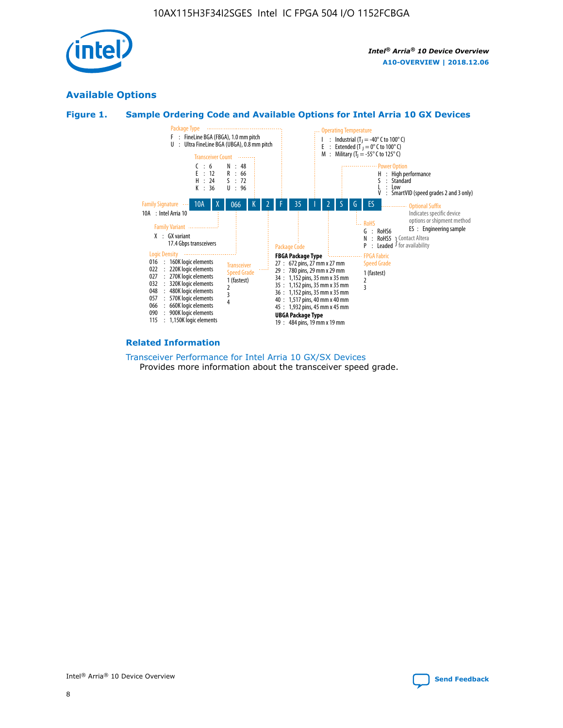## Available Options

### Figure 1. Sample Ordering Code and Available Options for Intel Arria 10 GX Devices

| 10A | X | 066 | K | 2 | F | 35 | I | 2 | S | G | ES |
|---|---|---|---|---|---|---|---|---|---|---|---|

**Family Signature**
- 10A : Intel Arria 10

**Family Variant**
- X : GX variant 17.4 Gbps transceivers

**Logic Density**
- 016 : 160K logic elements
- 022 : 220K logic elements
- 027 : 270K logic elements
- 032 : 320K logic elements
- 048 : 480K logic elements
- 057 : 570K logic elements
- 066 : 660K logic elements
- 090 : 900K logic elements
- 115 : 1,150K logic elements

**Transceiver Count**
- C : 6
- E : 12
- H : 24
- K : 36
- N : 48
- R : 66
- S : 72
- U : 96

**Transceiver Speed Grade**
- 1 (fastest)
- 2
- 3
- 4

**Package Type**
- F : FineLine BGA (FBGA), 1.0 mm pitch
- U : Ultra FineLine BGA (UBGA), 0.8 mm pitch

**Package Code**

**FBGA Package Type**
- 27 : 672 pins, 27 mm x 27 mm
- 29 : 780 pins, 29 mm x 29 mm
- 34 : 1,152 pins, 35 mm x 35 mm
- 35 : 1,152 pins, 35 mm x 35 mm
- 36 : 1,152 pins, 35 mm x 35 mm
- 40 : 1,517 pins, 40 mm x 40 mm
- 45 : 1,932 pins, 45 mm x 45 mm

**UBGA Package Type**
- 19 : 484 pins, 19 mm x 19 mm

**Operating Temperature**
- I : Industrial ($T_J$ = -40° C to 100° C)
- E : Extended ($T_J$ = 0° C to 100° C)
- M : Military ($T_J$ = -55° C to 125° C)

**FPGA Fabric Speed Grade**
- 1 (fastest)
- 2
- 3

**Power Option**
- H : High performance
- S : Standard
- L : Low
- V : SmartVID (speed grades 2 and 3 only)

**RoHS**
- G : RoHS6
- N : RoHS5 (Contact Altera for availability)
- P : Leaded (Contact Altera for availability)

**Optional Suffix**

Indicates specific device options or shipment method
- ES : Engineering sample

### Related Information

Transceiver Performance for Intel Arria 10 GX/SX Devices

Provides more information about the transceiver speed grade.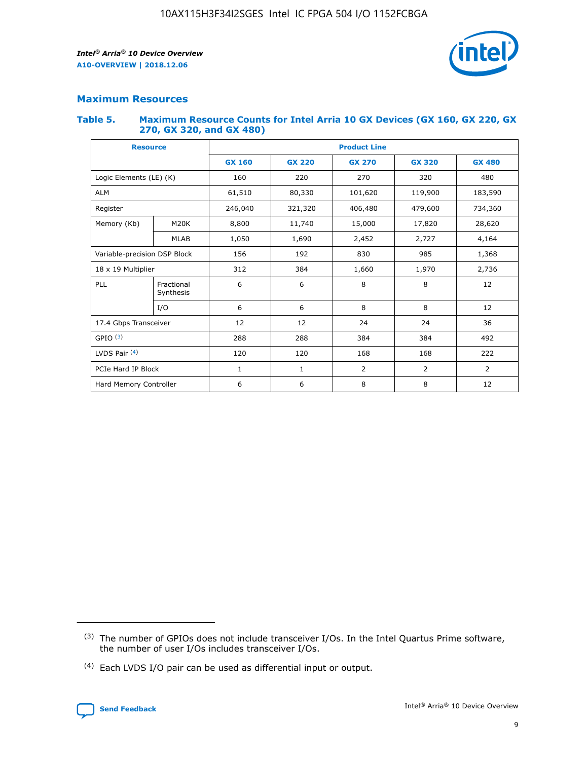## Maximum Resources

### Table 5. Maximum Resource Counts for Intel Arria 10 GX Devices (GX 160, GX 220, GX 270, GX 320, and GX 480)

| Resource | | Product Line | | | | |
|---|---|---|---|---|---|---|
| | | GX 160 | GX 220 | GX 270 | GX 320 | GX 480 |
| Logic Elements (LE) (K) | | 160 | 220 | 270 | 320 | 480 |
| ALM | | 61,510 | 80,330 | 101,620 | 119,900 | 183,590 |
| Register | | 246,040 | 321,320 | 406,480 | 479,600 | 734,360 |
| Memory (Kb) | M20K | 8,800 | 11,740 | 15,000 | 17,820 | 28,620 |
| | MLAB | 1,050 | 1,690 | 2,452 | 2,727 | 4,164 |
| Variable-precision DSP Block | | 156 | 192 | 830 | 985 | 1,368 |
| 18 x 19 Multiplier | | 312 | 384 | 1,660 | 1,970 | 2,736 |
| PLL | Fractional Synthesis | 6 | 6 | 8 | 8 | 12 |
| | I/O | 6 | 6 | 8 | 8 | 12 |
| 17.4 Gbps Transceiver | | 12 | 12 | 24 | 24 | 36 |
| GPIO (3) | | 288 | 288 | 384 | 384 | 492 |
| LVDS Pair (4) | | 120 | 120 | 168 | 168 | 222 |
| PCIe Hard IP Block | | 1 | 1 | 2 | 2 | 2 |
| Hard Memory Controller | | 6 | 6 | 8 | 8 | 12 |

(3) The number of GPIOs does not include transceiver I/Os. In the Intel Quartus Prime software, the number of user I/Os includes transceiver I/Os.

(4) Each LVDS I/O pair can be used as differential input or output.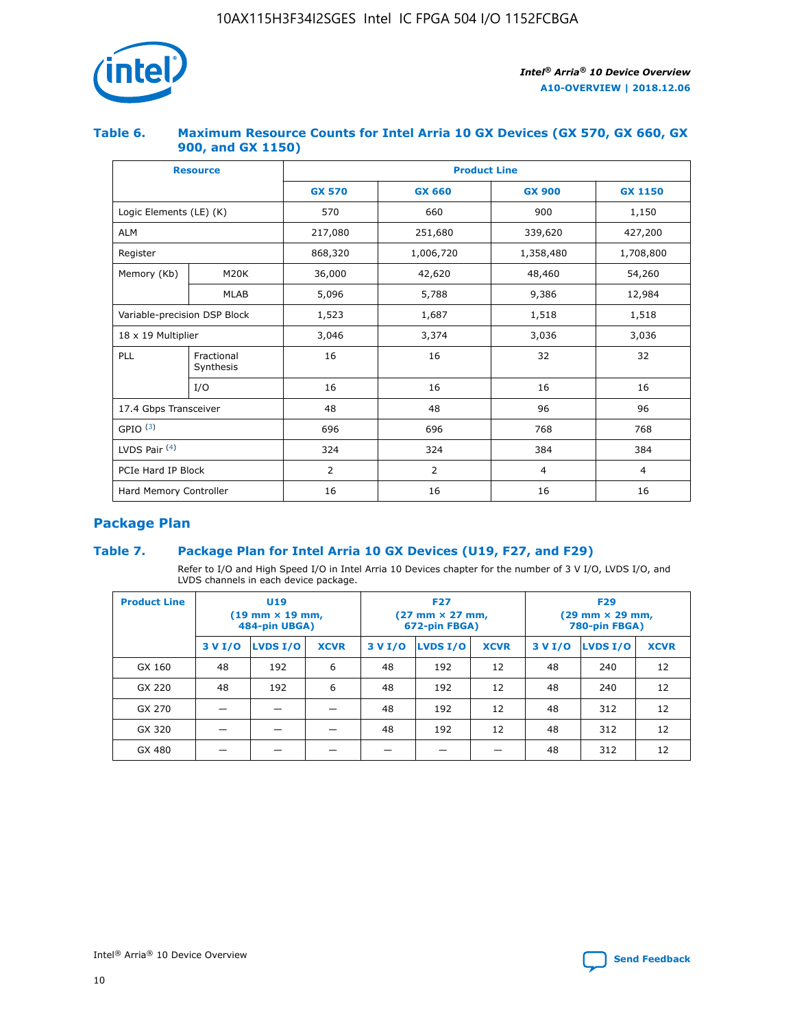### Table 6. Maximum Resource Counts for Intel Arria 10 GX Devices (GX 570, GX 660, GX 900, and GX 1150)

| Resource | | Product Line | | | |
|---|---|---|---|---|---|
| | | GX 570 | GX 660 | GX 900 | GX 1150 |
| Logic Elements (LE) (K) | | 570 | 660 | 900 | 1,150 |
| ALM | | 217,080 | 251,680 | 339,620 | 427,200 |
| Register | | 868,320 | 1,006,720 | 1,358,480 | 1,708,800 |
| Memory (Kb) | M20K | 36,000 | 42,620 | 48,460 | 54,260 |
| | MLAB | 5,096 | 5,788 | 9,386 | 12,984 |
| Variable-precision DSP Block | | 1,523 | 1,687 | 1,518 | 1,518 |
| 18 x 19 Multiplier | | 3,046 | 3,374 | 3,036 | 3,036 |
| PLL | Fractional Synthesis | 16 | 16 | 32 | 32 |
| | I/O | 16 | 16 | 16 | 16 |
| 17.4 Gbps Transceiver | | 48 | 48 | 96 | 96 |
| GPIO [3] | | 696 | 696 | 768 | 768 |
| LVDS Pair [4] | | 324 | 324 | 384 | 384 |
| PCIe Hard IP Block | | 2 | 2 | 4 | 4 |
| Hard Memory Controller | | 16 | 16 | 16 | 16 |

## Package Plan

### Table 7. Package Plan for Intel Arria 10 GX Devices (U19, F27, and F29)

Refer to I/O and High Speed I/O in Intel Arria 10 Devices chapter for the number of 3 V I/O, LVDS I/O, and LVDS channels in each device package.

| Product Line | U19 (19 mm × 19 mm, 484-pin UBGA) | | | F27 (27 mm × 27 mm, 672-pin FBGA) | | | F29 (29 mm × 29 mm, 780-pin FBGA) | | |
|---|---|---|---|---|---|---|---|---|---|
| | 3 V I/O | LVDS I/O | XCVR | 3 V I/O | LVDS I/O | XCVR | 3 V I/O | LVDS I/O | XCVR |
| GX 160 | 48 | 192 | 6 | 48 | 192 | 12 | 48 | 240 | 12 |
| GX 220 | 48 | 192 | 6 | 48 | 192 | 12 | 48 | 240 | 12 |
| GX 270 | — | — | — | 48 | 192 | 12 | 48 | 312 | 12 |
| GX 320 | — | — | — | 48 | 192 | 12 | 48 | 312 | 12 |
| GX 480 | — | — | — | — | — | — | 48 | 312 | 12 |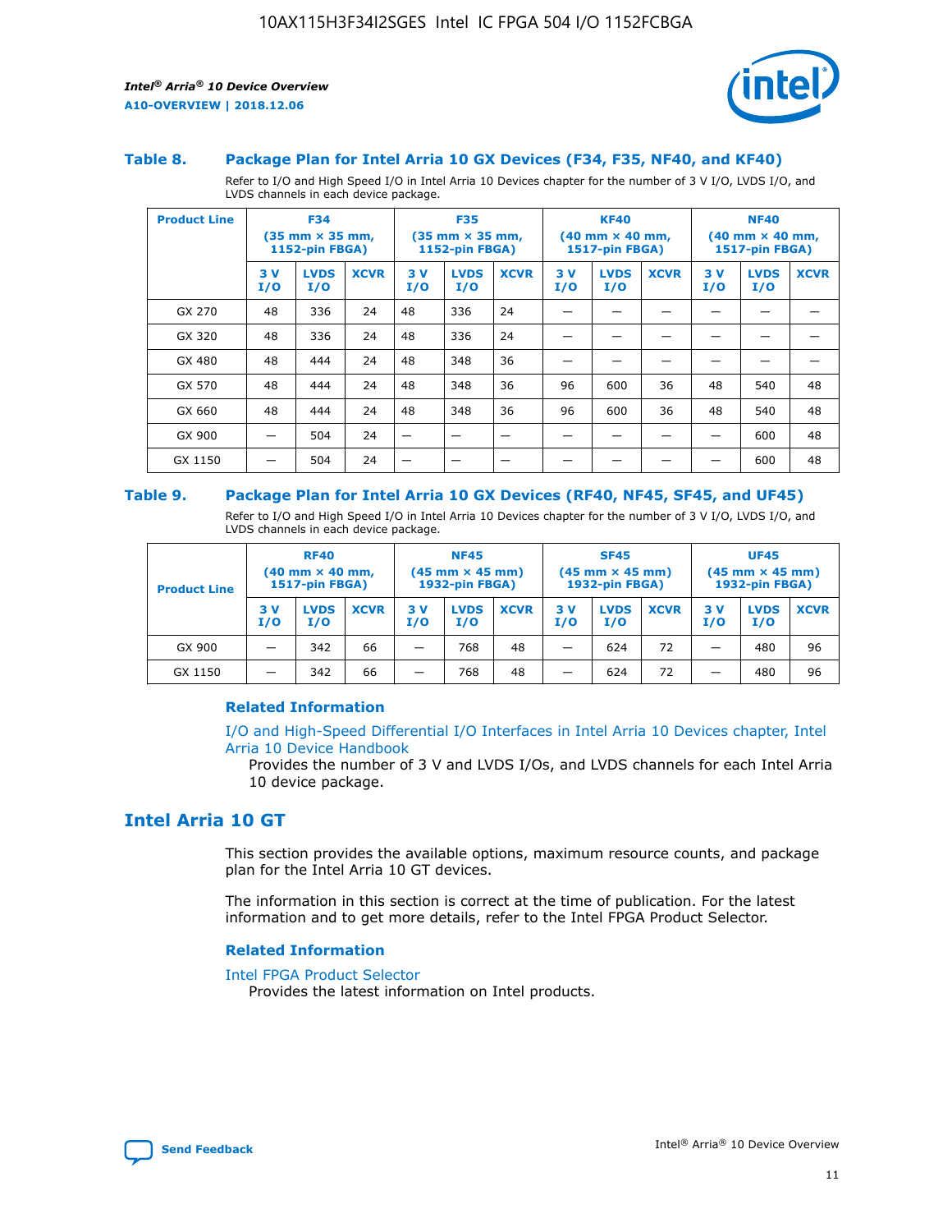### Table 8. Package Plan for Intel Arria 10 GX Devices (F34, F35, NF40, and KF40)

Refer to I/O and High Speed I/O in Intel Arria 10 Devices chapter for the number of 3 V I/O, LVDS I/O, and LVDS channels in each device package.

| Product Line | F34 (35 mm × 35 mm, 1152-pin FBGA) | | | F35 (35 mm × 35 mm, 1152-pin FBGA) | | | KF40 (40 mm × 40 mm, 1517-pin FBGA) | | | NF40 (40 mm × 40 mm, 1517-pin FBGA) | | |
|---|---|---|---|---|---|---|---|---|---|---|---|---|
| | 3 V I/O | LVDS I/O | XCVR | 3 V I/O | LVDS I/O | XCVR | 3 V I/O | LVDS I/O | XCVR | 3 V I/O | LVDS I/O | XCVR |
| GX 270 | 48 | 336 | 24 | 48 | 336 | 24 | — | — | — | — | — | — |
| GX 320 | 48 | 336 | 24 | 48 | 336 | 24 | — | — | — | — | — | — |
| GX 480 | 48 | 444 | 24 | 48 | 348 | 36 | — | — | — | — | — | — |
| GX 570 | 48 | 444 | 24 | 48 | 348 | 36 | 96 | 600 | 36 | 48 | 540 | 48 |
| GX 660 | 48 | 444 | 24 | 48 | 348 | 36 | 96 | 600 | 36 | 48 | 540 | 48 |
| GX 900 | — | 504 | 24 | — | — | — | — | — | — | — | 600 | 48 |
| GX 1150 | — | 504 | 24 | — | — | — | — | — | — | — | 600 | 48 |

### Table 9. Package Plan for Intel Arria 10 GX Devices (RF40, NF45, SF45, and UF45)

Refer to I/O and High Speed I/O in Intel Arria 10 Devices chapter for the number of 3 V I/O, LVDS I/O, and LVDS channels in each device package.

| Product Line | RF40 (40 mm × 40 mm, 1517-pin FBGA) | | | NF45 (45 mm × 45 mm) 1932-pin FBGA) | | | SF45 (45 mm × 45 mm) 1932-pin FBGA) | | | UF45 (45 mm × 45 mm) 1932-pin FBGA) | | |
|---|---|---|---|---|---|---|---|---|---|---|---|---|
| | 3 V I/O | LVDS I/O | XCVR | 3 V I/O | LVDS I/O | XCVR | 3 V I/O | LVDS I/O | XCVR | 3 V I/O | LVDS I/O | XCVR |
| GX 900 | — | 342 | 66 | — | 768 | 48 | — | 624 | 72 | — | 480 | 96 |
| GX 1150 | — | 342 | 66 | — | 768 | 48 | — | 624 | 72 | — | 480 | 96 |

#### Related Information

I/O and High-Speed Differential I/O Interfaces in Intel Arria 10 Devices chapter, Intel Arria 10 Device Handbook

Provides the number of 3 V and LVDS I/Os, and LVDS channels for each Intel Arria 10 device package.

## Intel Arria 10 GT

This section provides the available options, maximum resource counts, and package plan for the Intel Arria 10 GT devices.

The information in this section is correct at the time of publication. For the latest information and to get more details, refer to the Intel FPGA Product Selector.

#### Related Information

Intel FPGA Product Selector

Provides the latest information on Intel products.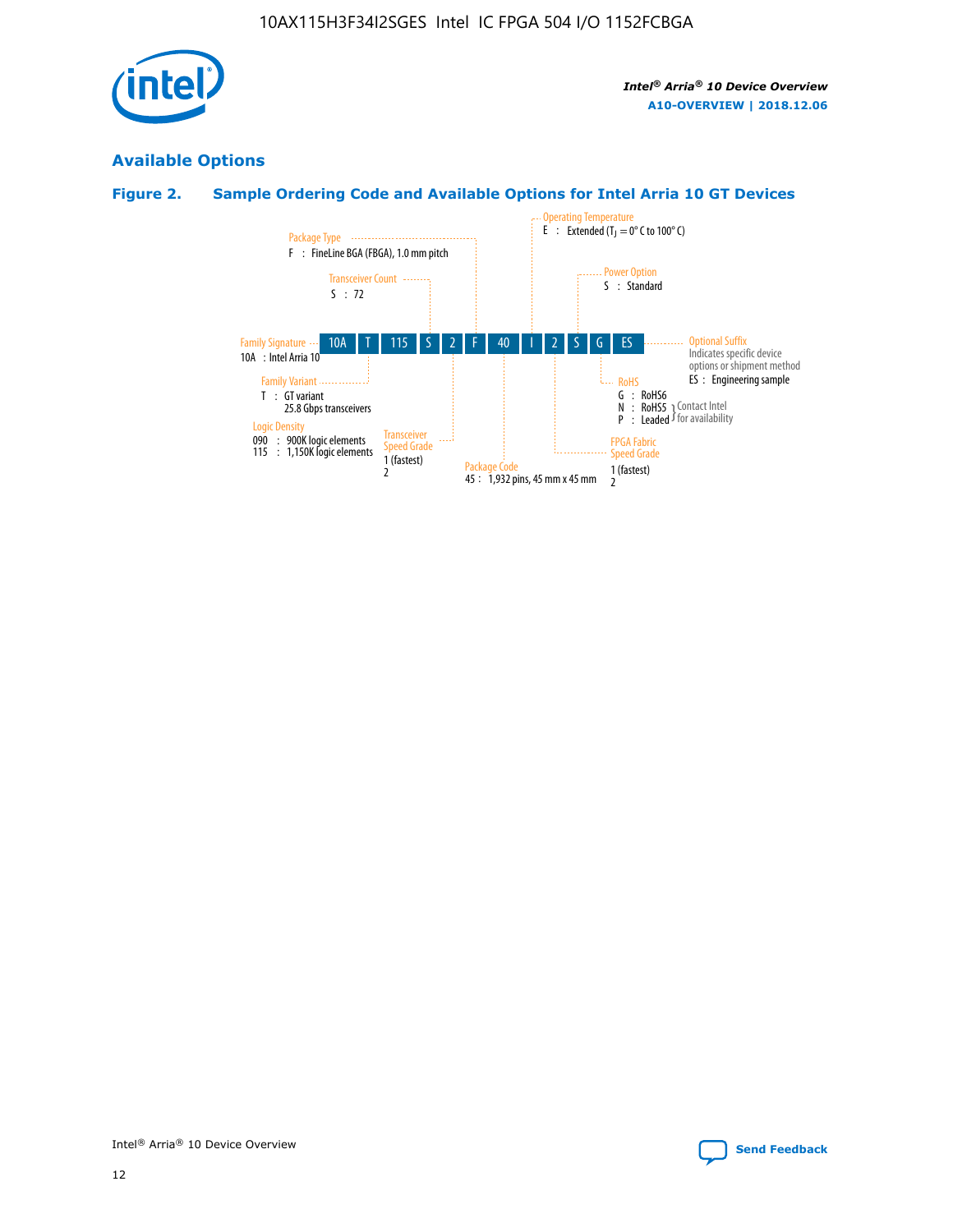## Available Options

### Figure 2. Sample Ordering Code and Available Options for Intel Arria 10 GT Devices

| 10A | T | 115 | S | 2 | F | 40 | I | 2 | S | G | ES |
|---|---|---|---|---|---|---|---|---|---|---|---|

**Family Signature**
10A : Intel Arria 10

**Family Variant**
T : GT variant
25.8 Gbps transceivers

**Logic Density**
090 : 900K logic elements
115 : 1,150K logic elements

**Transceiver Count**
S : 72

**Transceiver Speed Grade**
1 (fastest)
2

**Package Type**
F : FineLine BGA (FBGA), 1.0 mm pitch

**Package Code**
45 : 1,932 pins, 45 mm x 45 mm

**Operating Temperature**
E : Extended ($T_J$ = 0° C to 100° C)

**FPGA Fabric Speed Grade**
1 (fastest)
2

**Power Option**
S : Standard

**RoHS**
G : RoHS6
N : RoHS5 (Contact Intel for availability)
P : Leaded (Contact Intel for availability)

**Optional Suffix**
Indicates specific device options or shipment method
ES : Engineering sample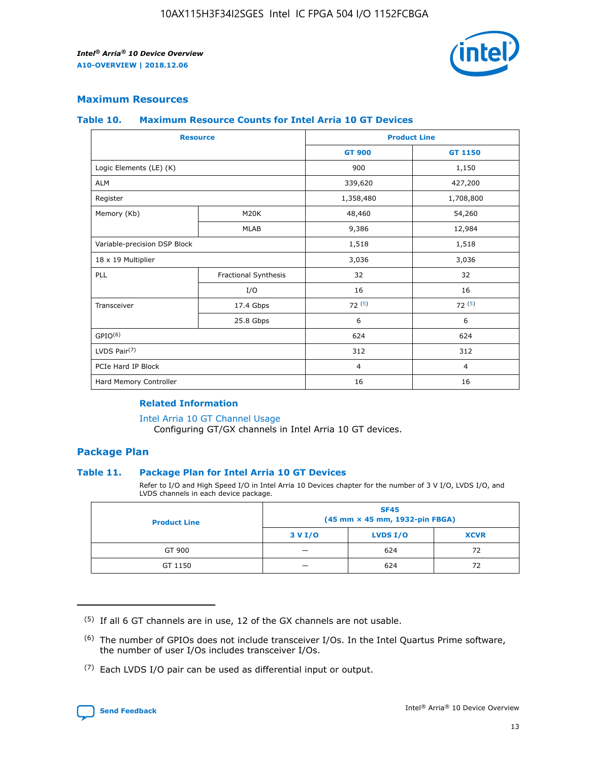## Maximum Resources

### Table 10. Maximum Resource Counts for Intel Arria 10 GT Devices

| Resource | | Product Line | |
|---|---|---|---|
| | | GT 900 | GT 1150 |
| Logic Elements (LE) (K) | | 900 | 1,150 |
| ALM | | 339,620 | 427,200 |
| Register | | 1,358,480 | 1,708,800 |
| Memory (Kb) | M20K | 48,460 | 54,260 |
| | MLAB | 9,386 | 12,984 |
| Variable-precision DSP Block | | 1,518 | 1,518 |
| 18 x 19 Multiplier | | 3,036 | 3,036 |
| PLL | Fractional Synthesis | 32 | 32 |
| | I/O | 16 | 16 |
| Transceiver | 17.4 Gbps | 72 (5) | 72 (5) |
| | 25.8 Gbps | 6 | 6 |
| GPIO(6) | | 624 | 624 |
| LVDS Pair(7) | | 312 | 312 |
| PCIe Hard IP Block | | 4 | 4 |
| Hard Memory Controller | | 16 | 16 |

#### Related Information

Intel Arria 10 GT Channel Usage

Configuring GT/GX channels in Intel Arria 10 GT devices.

## Package Plan

### Table 11. Package Plan for Intel Arria 10 GT Devices

Refer to I/O and High Speed I/O in Intel Arria 10 Devices chapter for the number of 3 V I/O, LVDS I/O, and LVDS channels in each device package.

| Product Line | SF45 (45 mm × 45 mm, 1932-pin FBGA) | | |
|---|---|---|---|
| | 3 V I/O | LVDS I/O | XCVR |
| GT 900 | — | 624 | 72 |
| GT 1150 | — | 624 | 72 |

(5) If all 6 GT channels are in use, 12 of the GX channels are not usable.

(6) The number of GPIOs does not include transceiver I/Os. In the Intel Quartus Prime software, the number of user I/Os includes transceiver I/Os.

(7) Each LVDS I/O pair can be used as differential input or output.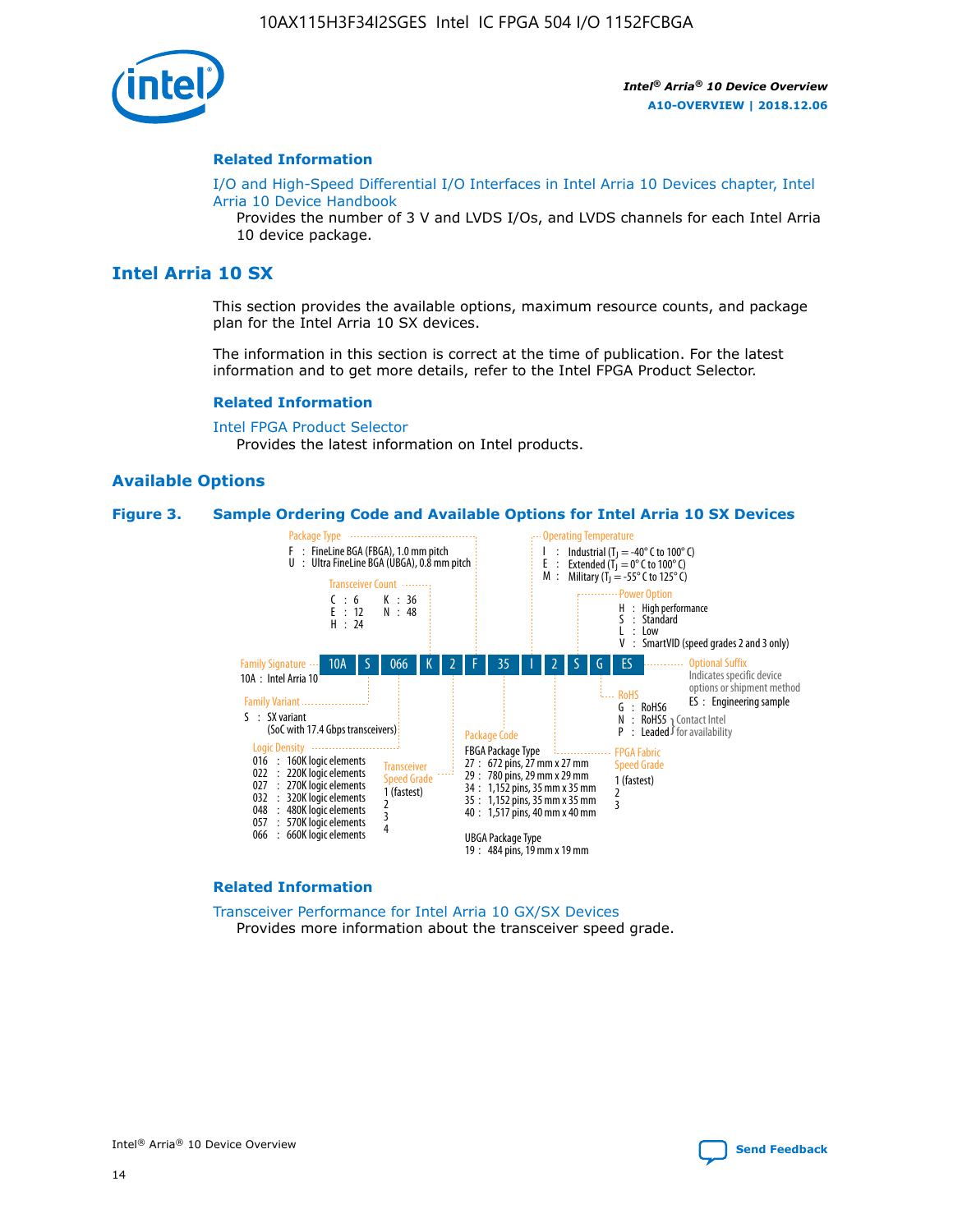## Related Information

I/O and High-Speed Differential I/O Interfaces in Intel Arria 10 Devices chapter, Intel Arria 10 Device Handbook

Provides the number of 3 V and LVDS I/Os, and LVDS channels for each Intel Arria 10 device package.

# Intel Arria 10 SX

This section provides the available options, maximum resource counts, and package plan for the Intel Arria 10 SX devices.

The information in this section is correct at the time of publication. For the latest information and to get more details, refer to the Intel FPGA Product Selector.

## Related Information

Intel FPGA Product Selector

Provides the latest information on Intel products.

## Available Options

**Figure 3. Sample Ordering Code and Available Options for Intel Arria 10 SX Devices**

Sample ordering code: 10A S 066 K 2 F 35 I 2 S G ES

**Family Signature**
- 10A : Intel Arria 10

**Family Variant**
- S : SX variant (SoC with 17.4 Gbps transceivers)

**Logic Density**
- 016 : 160K logic elements
- 022 : 220K logic elements
- 027 : 270K logic elements
- 032 : 320K logic elements
- 048 : 480K logic elements
- 057 : 570K logic elements
- 066 : 660K logic elements

**Transceiver Count**
- C : 6
- E : 12
- H : 24
- K : 36
- N : 48

**Transceiver Speed Grade**
- 1 (fastest)
- 2
- 3
- 4

**Package Type**
- F : FineLine BGA (FBGA), 1.0 mm pitch
- U : Ultra FineLine BGA (UBGA), 0.8 mm pitch

**Package Code**

FBGA Package Type
- 27 : 672 pins, 27 mm x 27 mm
- 29 : 780 pins, 29 mm x 29 mm
- 34 : 1,152 pins, 35 mm x 35 mm
- 35 : 1,152 pins, 35 mm x 35 mm
- 40 : 1,517 pins, 40 mm x 40 mm

UBGA Package Type
- 19 : 484 pins, 19 mm x 19 mm

**Operating Temperature**
- I : Industrial ($T_J$ = -40° C to 100° C)
- E : Extended ($T_J$ = 0° C to 100° C)
- M : Military ($T_J$ = -55° C to 125° C)

**FPGA Fabric Speed Grade**
- 1 (fastest)
- 2
- 3

**Power Option**
- H : High performance
- S : Standard
- L : Low
- V : SmartVID (speed grades 2 and 3 only)

**RoHS**
- G : RoHS6
- N : RoHS5 (Contact Intel for availability)
- P : Leaded (Contact Intel for availability)

**Optional Suffix**

Indicates specific device options or shipment method
- ES : Engineering sample

## Related Information

Transceiver Performance for Intel Arria 10 GX/SX Devices

Provides more information about the transceiver speed grade.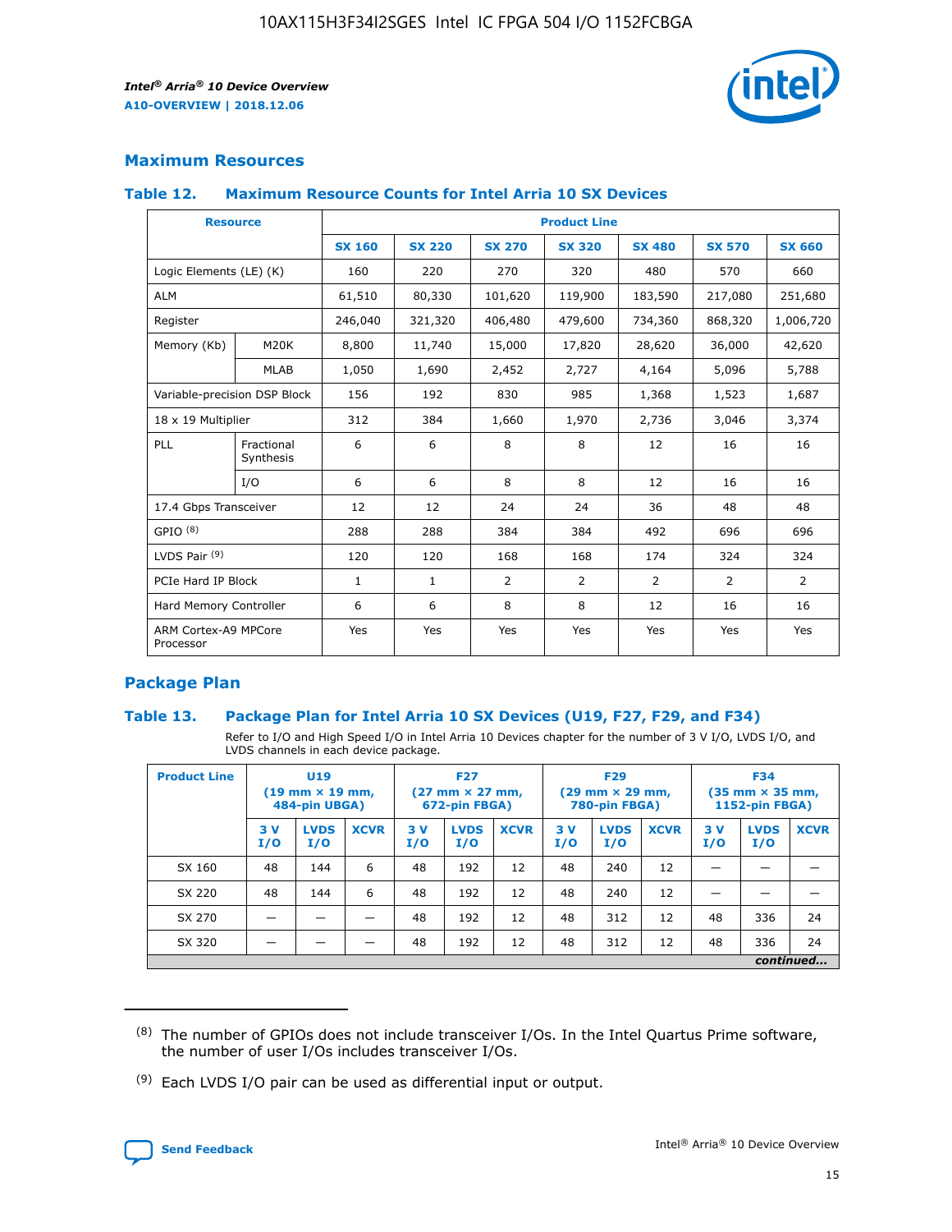## Maximum Resources

### Table 12. Maximum Resource Counts for Intel Arria 10 SX Devices

| Resource | | Product Line | | | | | | |
|---|---|---|---|---|---|---|---|---|
| | | SX 160 | SX 220 | SX 270 | SX 320 | SX 480 | SX 570 | SX 660 |
| Logic Elements (LE) (K) | | 160 | 220 | 270 | 320 | 480 | 570 | 660 |
| ALM | | 61,510 | 80,330 | 101,620 | 119,900 | 183,590 | 217,080 | 251,680 |
| Register | | 246,040 | 321,320 | 406,480 | 479,600 | 734,360 | 868,320 | 1,006,720 |
| Memory (Kb) | M20K | 8,800 | 11,740 | 15,000 | 17,820 | 28,620 | 36,000 | 42,620 |
| | MLAB | 1,050 | 1,690 | 2,452 | 2,727 | 4,164 | 5,096 | 5,788 |
| Variable-precision DSP Block | | 156 | 192 | 830 | 985 | 1,368 | 1,523 | 1,687 |
| 18 x 19 Multiplier | | 312 | 384 | 1,660 | 1,970 | 2,736 | 3,046 | 3,374 |
| PLL | Fractional Synthesis | 6 | 6 | 8 | 8 | 12 | 16 | 16 |
| | I/O | 6 | 6 | 8 | 8 | 12 | 16 | 16 |
| 17.4 Gbps Transceiver | | 12 | 12 | 24 | 24 | 36 | 48 | 48 |
| GPIO [(8)] | | 288 | 288 | 384 | 384 | 492 | 696 | 696 |
| LVDS Pair [(9)] | | 120 | 120 | 168 | 168 | 174 | 324 | 324 |
| PCIe Hard IP Block | | 1 | 1 | 2 | 2 | 2 | 2 | 2 |
| Hard Memory Controller | | 6 | 6 | 8 | 8 | 12 | 16 | 16 |
| ARM Cortex-A9 MPCore Processor | | Yes | Yes | Yes | Yes | Yes | Yes | Yes |

## Package Plan

### Table 13. Package Plan for Intel Arria 10 SX Devices (U19, F27, F29, and F34)

Refer to I/O and High Speed I/O in Intel Arria 10 Devices chapter for the number of 3 V I/O, LVDS I/O, and LVDS channels in each device package.

| Product Line | U19 (19 mm × 19 mm, 484-pin UBGA) | | | F27 (27 mm × 27 mm, 672-pin FBGA) | | | F29 (29 mm × 29 mm, 780-pin FBGA) | | | F34 (35 mm × 35 mm, 1152-pin FBGA) | | |
|---|---|---|---|---|---|---|---|---|---|---|---|---|
| | 3 V I/O | LVDS I/O | XCVR | 3 V I/O | LVDS I/O | XCVR | 3 V I/O | LVDS I/O | XCVR | 3 V I/O | LVDS I/O | XCVR |
| SX 160 | 48 | 144 | 6 | 48 | 192 | 12 | 48 | 240 | 12 | — | — | — |
| SX 220 | 48 | 144 | 6 | 48 | 192 | 12 | 48 | 240 | 12 | — | — | — |
| SX 270 | — | — | — | 48 | 192 | 12 | 48 | 312 | 12 | 48 | 336 | 24 |
| SX 320 | — | — | — | 48 | 192 | 12 | 48 | 312 | 12 | 48 | 336 | 24 |

*continued...*

(8) The number of GPIOs does not include transceiver I/Os. In the Intel Quartus Prime software, the number of user I/Os includes transceiver I/Os.

(9) Each LVDS I/O pair can be used as differential input or output.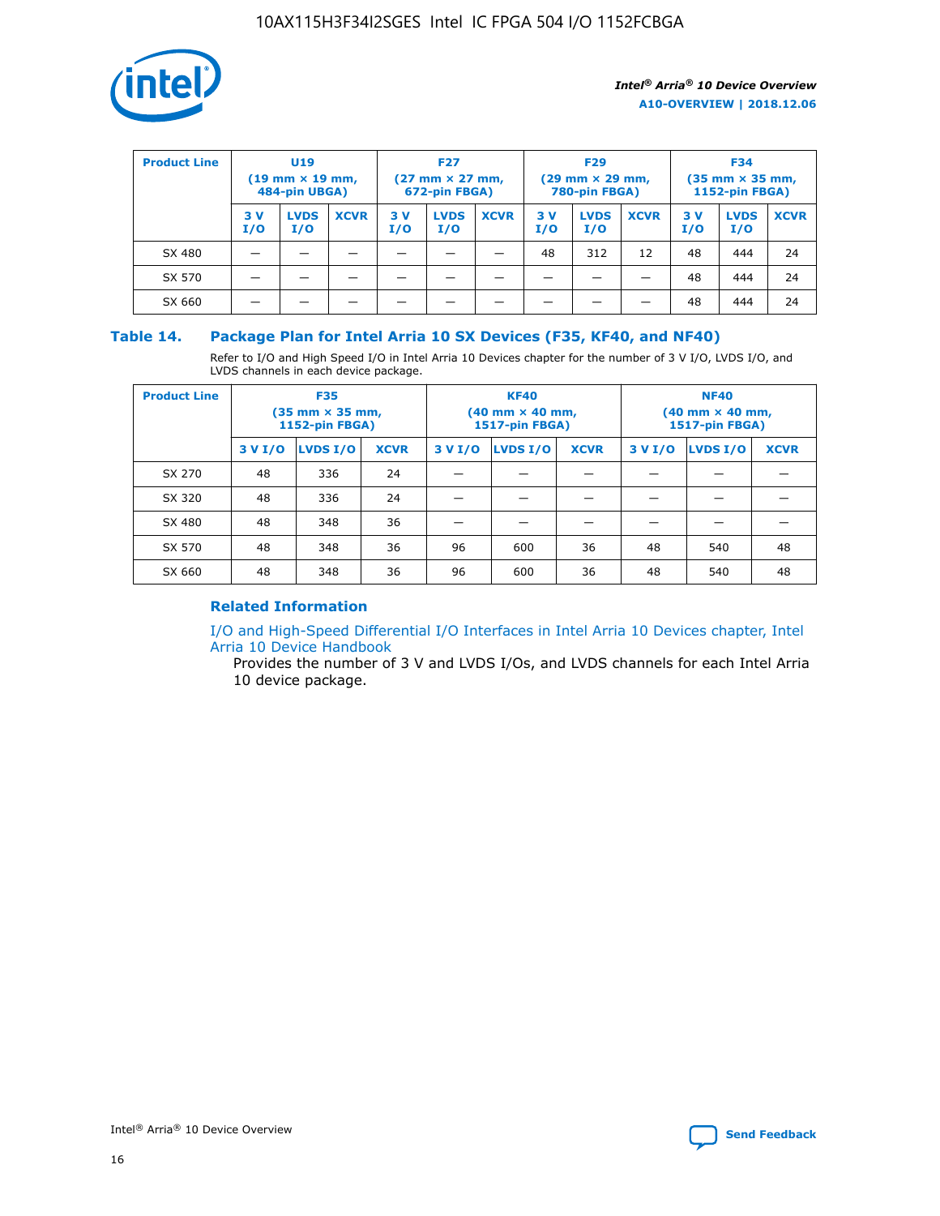| Product Line | U19 (19 mm × 19 mm, 484-pin UBGA) | | | F27 (27 mm × 27 mm, 672-pin FBGA) | | | F29 (29 mm × 29 mm, 780-pin FBGA) | | | F34 (35 mm × 35 mm, 1152-pin FBGA) | | |
|---|---|---|---|---|---|---|---|---|---|---|---|---|
| | 3 V I/O | LVDS I/O | XCVR | 3 V I/O | LVDS I/O | XCVR | 3 V I/O | LVDS I/O | XCVR | 3 V I/O | LVDS I/O | XCVR |
| SX 480 | — | — | — | — | — | — | 48 | 312 | 12 | 48 | 444 | 24 |
| SX 570 | — | — | — | — | — | — | — | — | — | 48 | 444 | 24 |
| SX 660 | — | — | — | — | — | — | — | — | — | 48 | 444 | 24 |

## Table 14. Package Plan for Intel Arria 10 SX Devices (F35, KF40, and NF40)

Refer to I/O and High Speed I/O in Intel Arria 10 Devices chapter for the number of 3 V I/O, LVDS I/O, and LVDS channels in each device package.

| Product Line | F35 (35 mm × 35 mm, 1152-pin FBGA) | | | KF40 (40 mm × 40 mm, 1517-pin FBGA) | | | NF40 (40 mm × 40 mm, 1517-pin FBGA) | | |
|---|---|---|---|---|---|---|---|---|---|
| | 3 V I/O | LVDS I/O | XCVR | 3 V I/O | LVDS I/O | XCVR | 3 V I/O | LVDS I/O | XCVR |
| SX 270 | 48 | 336 | 24 | — | — | — | — | — | — |
| SX 320 | 48 | 336 | 24 | — | — | — | — | — | — |
| SX 480 | 48 | 348 | 36 | — | — | — | — | — | — |
| SX 570 | 48 | 348 | 36 | 96 | 600 | 36 | 48 | 540 | 48 |
| SX 660 | 48 | 348 | 36 | 96 | 600 | 36 | 48 | 540 | 48 |

### Related Information

I/O and High-Speed Differential I/O Interfaces in Intel Arria 10 Devices chapter, Intel Arria 10 Device Handbook

Provides the number of 3 V and LVDS I/Os, and LVDS channels for each Intel Arria 10 device package.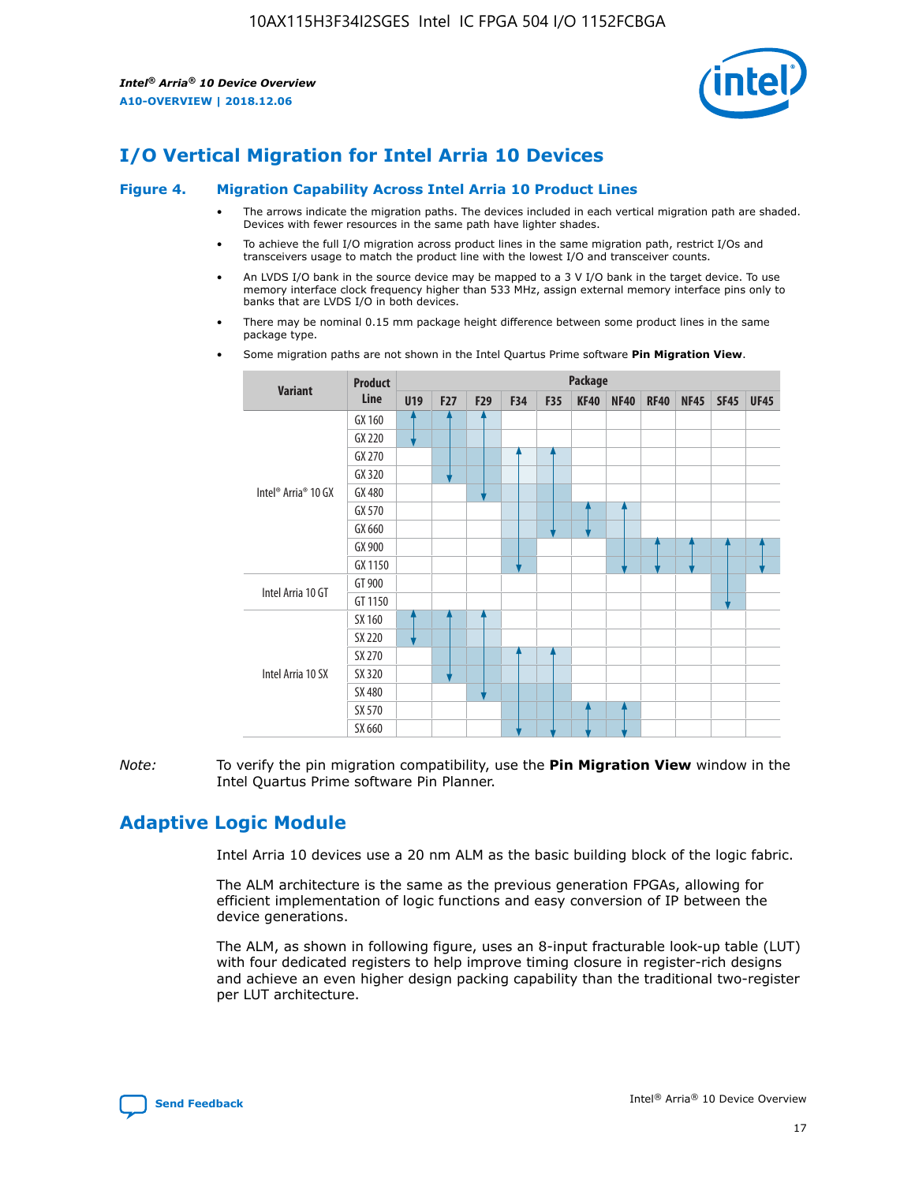# I/O Vertical Migration for Intel Arria 10 Devices

**Figure 4. Migration Capability Across Intel Arria 10 Product Lines**

- The arrows indicate the migration paths. The devices included in each vertical migration path are shaded. Devices with fewer resources in the same path have lighter shades.
- To achieve the full I/O migration across product lines in the same migration path, restrict I/Os and transceivers usage to match the product line with the lowest I/O and transceiver counts.
- An LVDS I/O bank in the source device may be mapped to a 3 V I/O bank in the target device. To use memory interface clock frequency higher than 533 MHz, assign external memory interface pins only to banks that are LVDS I/O in both devices.
- There may be nominal 0.15 mm package height difference between some product lines in the same package type.
- Some migration paths are not shown in the Intel Quartus Prime software **Pin Migration View**.

| Variant | Product Line | U19 | F27 | F29 | F34 | F35 | KF40 | NF40 | RF40 | NF45 | SF45 | UF45 |
|---|---|---|---|---|---|---|---|---|---|---|---|---|
| Intel® Arria® 10 GX | GX 160 | ✓ | ✓ | ✓ | | | | | | | | |
| | GX 220 | ✓ | ✓ | ✓ | | | | | | | | |
| | GX 270 | | ✓ | ✓ | ✓ | ✓ | | | | | | |
| | GX 320 | | ✓ | ✓ | ✓ | ✓ | | | | | | |
| | GX 480 | | | ✓ | ✓ | ✓ | | | | | | |
| | GX 570 | | | | ✓ | ✓ | ✓ | ✓ | | | | |
| | GX 660 | | | | ✓ | ✓ | ✓ | ✓ | | | | |
| | GX 900 | | | | ✓ | | | ✓ | ✓ | ✓ | ✓ | ✓ |
| | GX 1150 | | | | ✓ | | | ✓ | ✓ | ✓ | ✓ | ✓ |
| Intel Arria 10 GT | GT 900 | | | | | | | | | | ✓ | |
| | GT 1150 | | | | | | | | | | ✓ | |
| Intel Arria 10 SX | SX 160 | ✓ | ✓ | ✓ | | | | | | | | |
| | SX 220 | ✓ | ✓ | ✓ | | | | | | | | |
| | SX 270 | | ✓ | ✓ | ✓ | ✓ | | | | | | |
| | SX 320 | | ✓ | ✓ | ✓ | ✓ | | | | | | |
| | SX 480 | | | ✓ | ✓ | ✓ | | | | | | |
| | SX 570 | | | | ✓ | ✓ | ✓ | ✓ | | | | |
| | SX 660 | | | | ✓ | ✓ | ✓ | ✓ | | | | |

*Note:* To verify the pin migration compatibility, use the **Pin Migration View** window in the Intel Quartus Prime software Pin Planner.

# Adaptive Logic Module

Intel Arria 10 devices use a 20 nm ALM as the basic building block of the logic fabric.

The ALM architecture is the same as the previous generation FPGAs, allowing for efficient implementation of logic functions and easy conversion of IP between the device generations.

The ALM, as shown in following figure, uses an 8-input fracturable look-up table (LUT) with four dedicated registers to help improve timing closure in register-rich designs and achieve an even higher design packing capability than the traditional two-register per LUT architecture.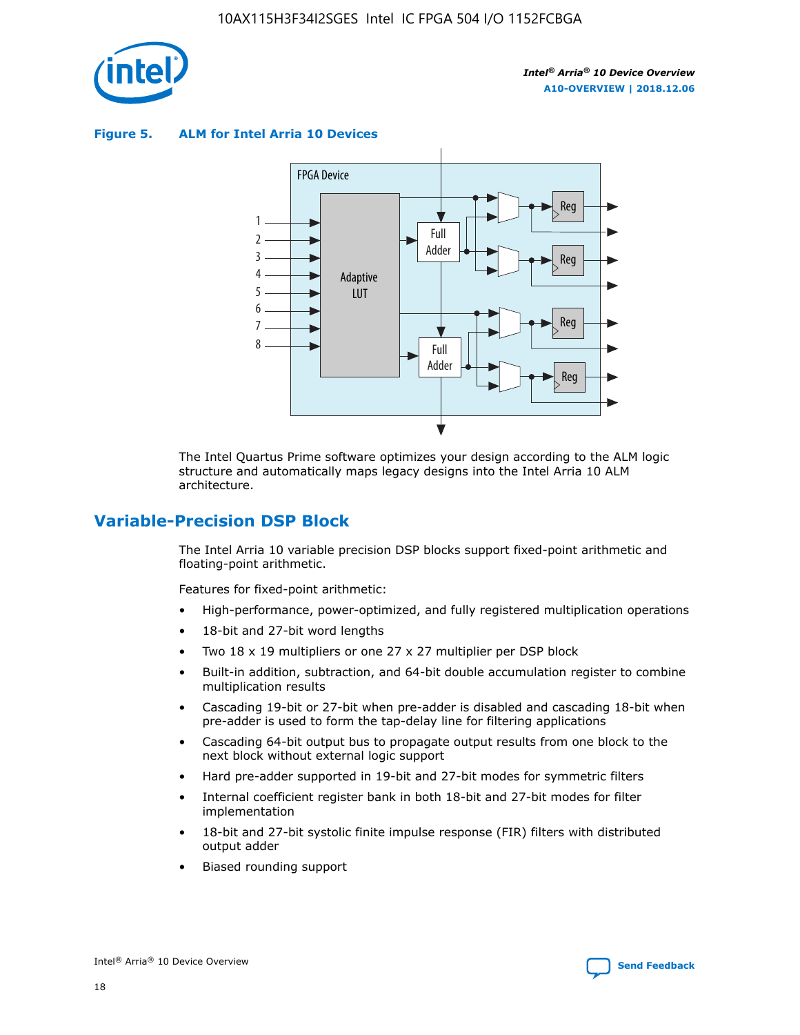**Figure 5. ALM for Intel Arria 10 Devices**

The Intel Quartus Prime software optimizes your design according to the ALM logic structure and automatically maps legacy designs into the Intel Arria 10 ALM architecture.

## Variable-Precision DSP Block

The Intel Arria 10 variable precision DSP blocks support fixed-point arithmetic and floating-point arithmetic.

Features for fixed-point arithmetic:

- High-performance, power-optimized, and fully registered multiplication operations
- 18-bit and 27-bit word lengths
- Two 18 x 19 multipliers or one 27 x 27 multiplier per DSP block
- Built-in addition, subtraction, and 64-bit double accumulation register to combine multiplication results
- Cascading 19-bit or 27-bit when pre-adder is disabled and cascading 18-bit when pre-adder is used to form the tap-delay line for filtering applications
- Cascading 64-bit output bus to propagate output results from one block to the next block without external logic support
- Hard pre-adder supported in 19-bit and 27-bit modes for symmetric filters
- Internal coefficient register bank in both 18-bit and 27-bit modes for filter implementation
- 18-bit and 27-bit systolic finite impulse response (FIR) filters with distributed output adder
- Biased rounding support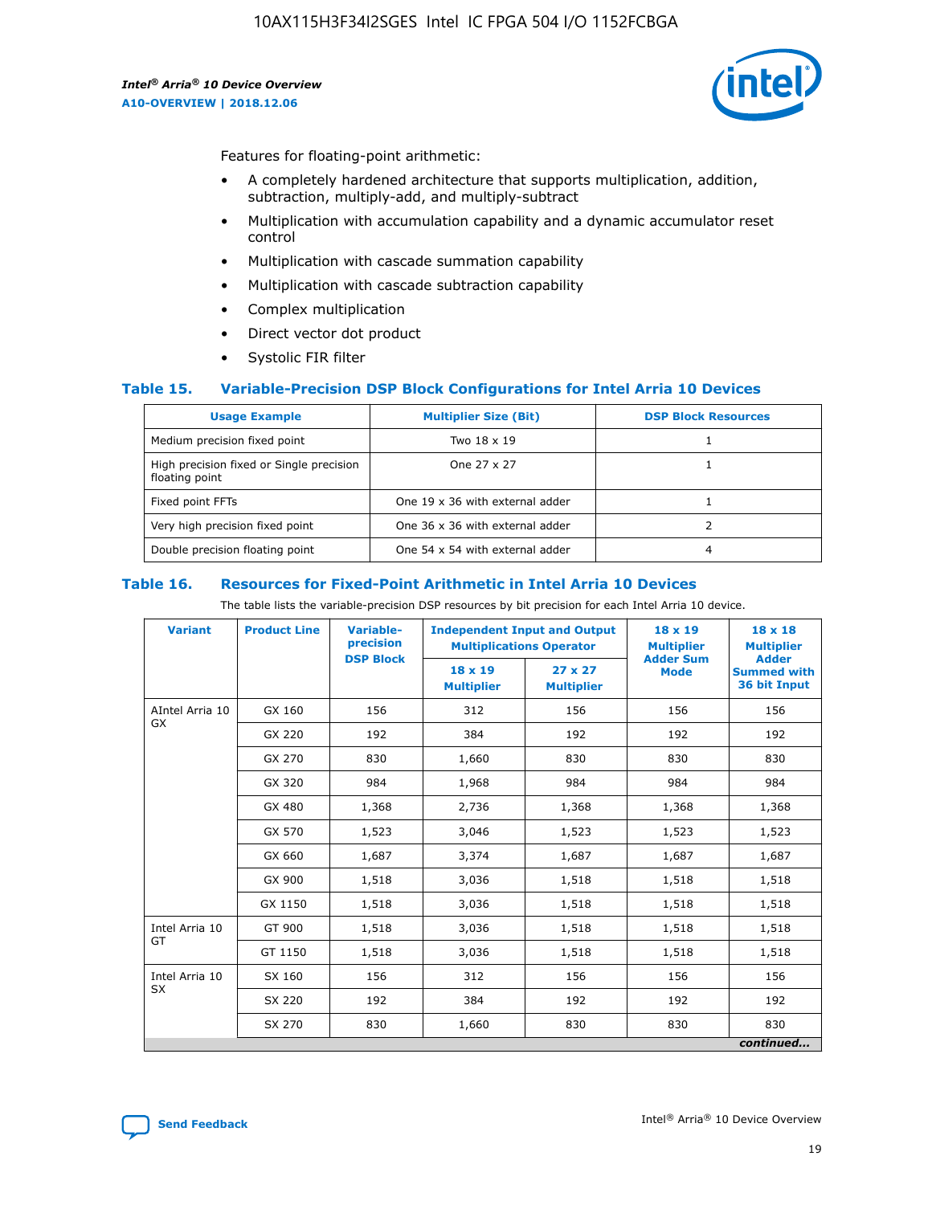Features for floating-point arithmetic:

- A completely hardened architecture that supports multiplication, addition, subtraction, multiply-add, and multiply-subtract
- Multiplication with accumulation capability and a dynamic accumulator reset control
- Multiplication with cascade summation capability
- Multiplication with cascade subtraction capability
- Complex multiplication
- Direct vector dot product
- Systolic FIR filter

### Table 15. Variable-Precision DSP Block Configurations for Intel Arria 10 Devices

| Usage Example | Multiplier Size (Bit) | DSP Block Resources |
|---|---|---|
| Medium precision fixed point | Two 18 x 19 | 1 |
| High precision fixed or Single precision floating point | One 27 x 27 | 1 |
| Fixed point FFTs | One 19 x 36 with external adder | 1 |
| Very high precision fixed point | One 36 x 36 with external adder | 2 |
| Double precision floating point | One 54 x 54 with external adder | 4 |

### Table 16. Resources for Fixed-Point Arithmetic in Intel Arria 10 Devices

The table lists the variable-precision DSP resources by bit precision for each Intel Arria 10 device.

| Variant | Product Line | Variable-precision DSP Block | Independent Input and Output Multiplications Operator | | 18 x 19 Multiplier Adder Sum Mode | 18 x 18 Multiplier Adder Summed with 36 bit Input |
|---|---|---|---|---|---|---|
| | | | 18 x 19 Multiplier | 27 x 27 Multiplier | | |
| AIntel Arria 10 GX | GX 160 | 156 | 312 | 156 | 156 | 156 |
| | GX 220 | 192 | 384 | 192 | 192 | 192 |
| | GX 270 | 830 | 1,660 | 830 | 830 | 830 |
| | GX 320 | 984 | 1,968 | 984 | 984 | 984 |
| | GX 480 | 1,368 | 2,736 | 1,368 | 1,368 | 1,368 |
| | GX 570 | 1,523 | 3,046 | 1,523 | 1,523 | 1,523 |
| | GX 660 | 1,687 | 3,374 | 1,687 | 1,687 | 1,687 |
| | GX 900 | 1,518 | 3,036 | 1,518 | 1,518 | 1,518 |
| | GX 1150 | 1,518 | 3,036 | 1,518 | 1,518 | 1,518 |
| Intel Arria 10 GT | GT 900 | 1,518 | 3,036 | 1,518 | 1,518 | 1,518 |
| | GT 1150 | 1,518 | 3,036 | 1,518 | 1,518 | 1,518 |
| Intel Arria 10 SX | SX 160 | 156 | 312 | 156 | 156 | 156 |
| | SX 220 | 192 | 384 | 192 | 192 | 192 |
| | SX 270 | 830 | 1,660 | 830 | 830 | 830 |

*continued...*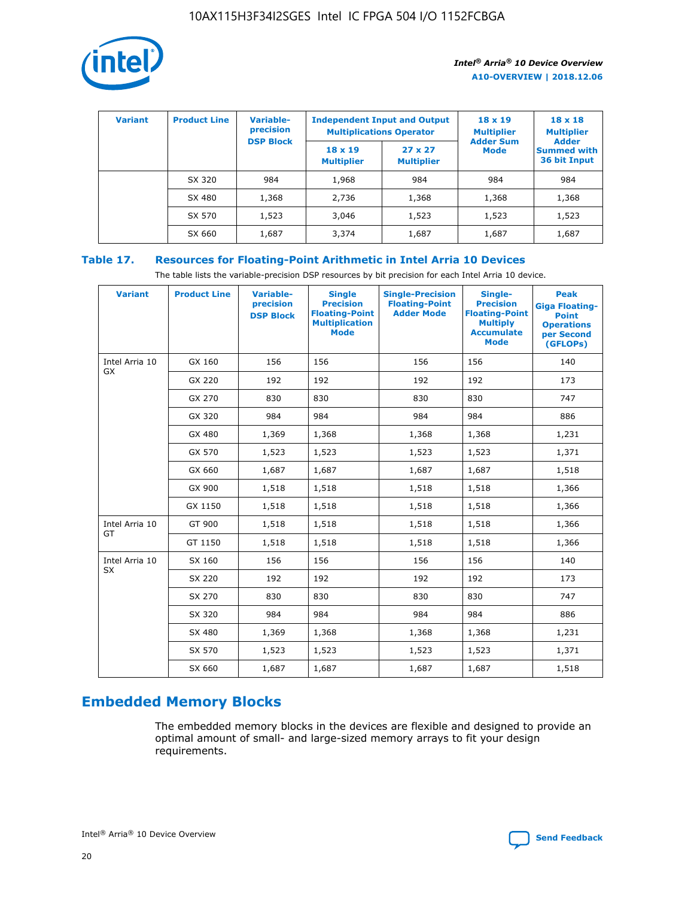| Variant | Product Line | Variable-precision DSP Block | Independent Input and Output Multiplications Operator | | 18 x 19 Multiplier Adder Sum Mode | 18 x 18 Multiplier Adder Summed with 36 bit Input |
|---|---|---|---|---|---|---|
| | | | 18 x 19 Multiplier | 27 x 27 Multiplier | | |
| | SX 320 | 984 | 1,968 | 984 | 984 | 984 |
| | SX 480 | 1,368 | 2,736 | 1,368 | 1,368 | 1,368 |
| | SX 570 | 1,523 | 3,046 | 1,523 | 1,523 | 1,523 |
| | SX 660 | 1,687 | 3,374 | 1,687 | 1,687 | 1,687 |

**Table 17. Resources for Floating-Point Arithmetic in Intel Arria 10 Devices**

The table lists the variable-precision DSP resources by bit precision for each Intel Arria 10 device.

| Variant | Product Line | Variable-precision DSP Block | Single Precision Floating-Point Multiplication Mode | Single-Precision Floating-Point Adder Mode | Single-Precision Floating-Point Multiply Accumulate Mode | Peak Giga Floating-Point Operations per Second (GFLOPs) |
|---|---|---|---|---|---|---|
| Intel Arria 10 GX | GX 160 | 156 | 156 | 156 | 156 | 140 |
| | GX 220 | 192 | 192 | 192 | 192 | 173 |
| | GX 270 | 830 | 830 | 830 | 830 | 747 |
| | GX 320 | 984 | 984 | 984 | 984 | 886 |
| | GX 480 | 1,369 | 1,368 | 1,368 | 1,368 | 1,231 |
| | GX 570 | 1,523 | 1,523 | 1,523 | 1,523 | 1,371 |
| | GX 660 | 1,687 | 1,687 | 1,687 | 1,687 | 1,518 |
| | GX 900 | 1,518 | 1,518 | 1,518 | 1,518 | 1,366 |
| | GX 1150 | 1,518 | 1,518 | 1,518 | 1,518 | 1,366 |
| Intel Arria 10 GT | GT 900 | 1,518 | 1,518 | 1,518 | 1,518 | 1,366 |
| | GT 1150 | 1,518 | 1,518 | 1,518 | 1,518 | 1,366 |
| Intel Arria 10 SX | SX 160 | 156 | 156 | 156 | 156 | 140 |
| | SX 220 | 192 | 192 | 192 | 192 | 173 |
| | SX 270 | 830 | 830 | 830 | 830 | 747 |
| | SX 320 | 984 | 984 | 984 | 984 | 886 |
| | SX 480 | 1,369 | 1,368 | 1,368 | 1,368 | 1,231 |
| | SX 570 | 1,523 | 1,523 | 1,523 | 1,523 | 1,371 |
| | SX 660 | 1,687 | 1,687 | 1,687 | 1,687 | 1,518 |

## Embedded Memory Blocks

The embedded memory blocks in the devices are flexible and designed to provide an optimal amount of small- and large-sized memory arrays to fit your design requirements.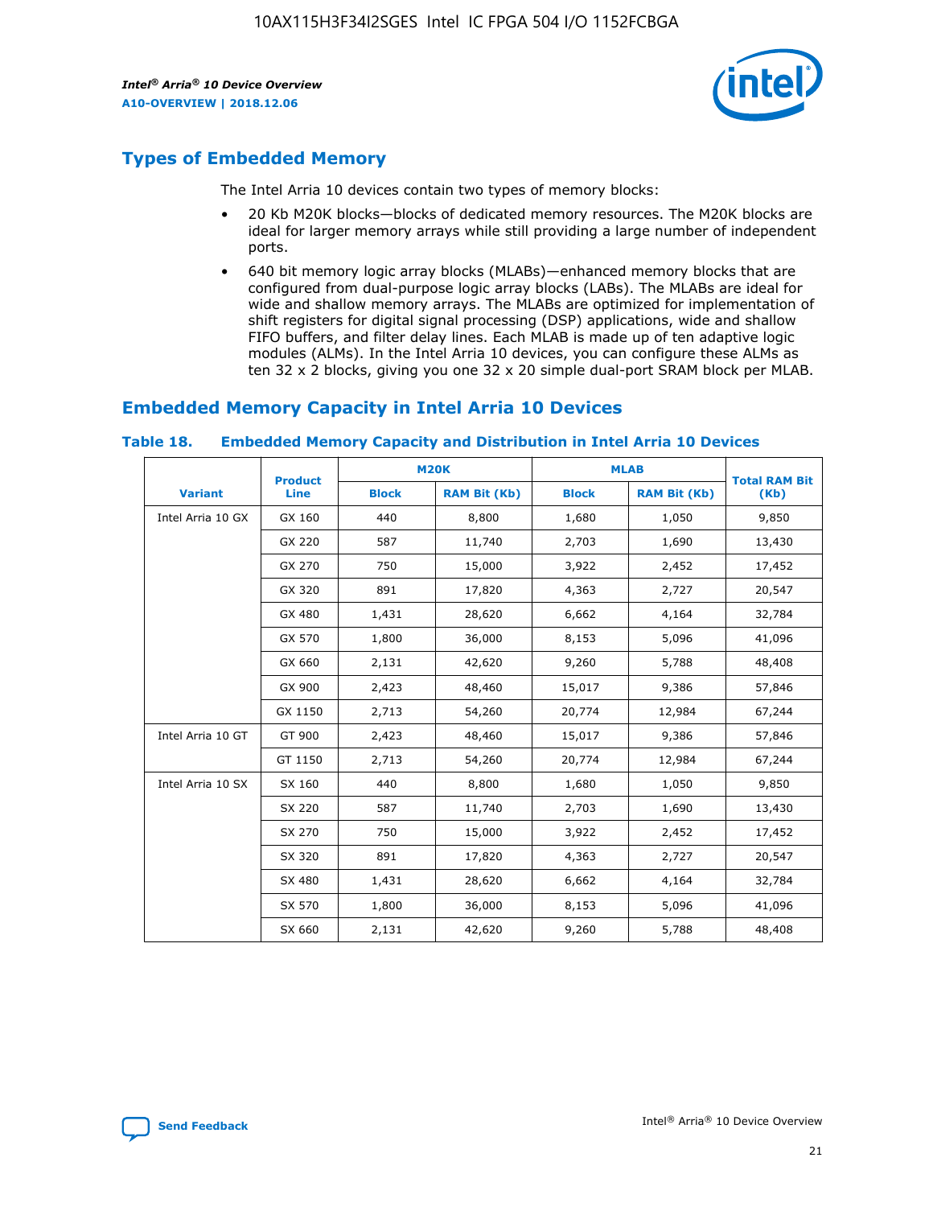## Types of Embedded Memory

The Intel Arria 10 devices contain two types of memory blocks:

- 20 Kb M20K blocks—blocks of dedicated memory resources. The M20K blocks are ideal for larger memory arrays while still providing a large number of independent ports.
- 640 bit memory logic array blocks (MLABs)—enhanced memory blocks that are configured from dual-purpose logic array blocks (LABs). The MLABs are ideal for wide and shallow memory arrays. The MLABs are optimized for implementation of shift registers for digital signal processing (DSP) applications, wide and shallow FIFO buffers, and filter delay lines. Each MLAB is made up of ten adaptive logic modules (ALMs). In the Intel Arria 10 devices, you can configure these ALMs as ten 32 x 2 blocks, giving you one 32 x 20 simple dual-port SRAM block per MLAB.

## Embedded Memory Capacity in Intel Arria 10 Devices

### Table 18. Embedded Memory Capacity and Distribution in Intel Arria 10 Devices

| Variant | Product Line | M20K | | MLAB | | Total RAM Bit (Kb) |
|---|---|---|---|---|---|---|
| | | Block | RAM Bit (Kb) | Block | RAM Bit (Kb) | |
| Intel Arria 10 GX | GX 160 | 440 | 8,800 | 1,680 | 1,050 | 9,850 |
| | GX 220 | 587 | 11,740 | 2,703 | 1,690 | 13,430 |
| | GX 270 | 750 | 15,000 | 3,922 | 2,452 | 17,452 |
| | GX 320 | 891 | 17,820 | 4,363 | 2,727 | 20,547 |
| | GX 480 | 1,431 | 28,620 | 6,662 | 4,164 | 32,784 |
| | GX 570 | 1,800 | 36,000 | 8,153 | 5,096 | 41,096 |
| | GX 660 | 2,131 | 42,620 | 9,260 | 5,788 | 48,408 |
| | GX 900 | 2,423 | 48,460 | 15,017 | 9,386 | 57,846 |
| | GX 1150 | 2,713 | 54,260 | 20,774 | 12,984 | 67,244 |
| Intel Arria 10 GT | GT 900 | 2,423 | 48,460 | 15,017 | 9,386 | 57,846 |
| | GT 1150 | 2,713 | 54,260 | 20,774 | 12,984 | 67,244 |
| Intel Arria 10 SX | SX 160 | 440 | 8,800 | 1,680 | 1,050 | 9,850 |
| | SX 220 | 587 | 11,740 | 2,703 | 1,690 | 13,430 |
| | SX 270 | 750 | 15,000 | 3,922 | 2,452 | 17,452 |
| | SX 320 | 891 | 17,820 | 4,363 | 2,727 | 20,547 |
| | SX 480 | 1,431 | 28,620 | 6,662 | 4,164 | 32,784 |
| | SX 570 | 1,800 | 36,000 | 8,153 | 5,096 | 41,096 |
| | SX 660 | 2,131 | 42,620 | 9,260 | 5,788 | 48,408 |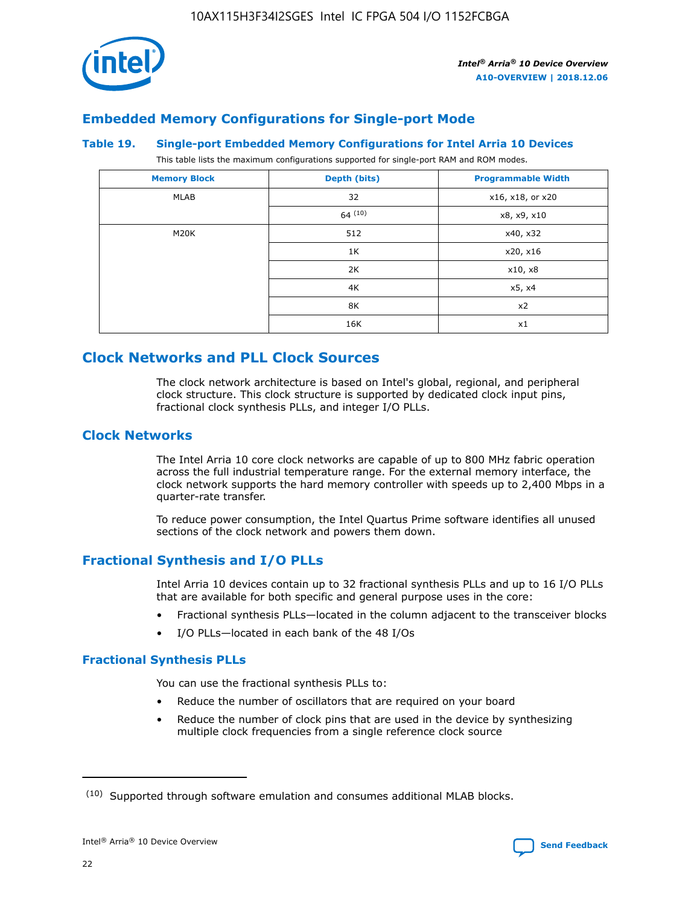## Embedded Memory Configurations for Single-port Mode

**Table 19. Single-port Embedded Memory Configurations for Intel Arria 10 Devices**

This table lists the maximum configurations supported for single-port RAM and ROM modes.

| Memory Block | Depth (bits) | Programmable Width |
|---|---|---|
| MLAB | 32 | x16, x18, or x20 |
| | 64 [10] | x8, x9, x10 |
| M20K | 512 | x40, x32 |
| | 1K | x20, x16 |
| | 2K | x10, x8 |
| | 4K | x5, x4 |
| | 8K | x2 |
| | 16K | x1 |

## Clock Networks and PLL Clock Sources

The clock network architecture is based on Intel's global, regional, and peripheral clock structure. This clock structure is supported by dedicated clock input pins, fractional clock synthesis PLLs, and integer I/O PLLs.

### Clock Networks

The Intel Arria 10 core clock networks are capable of up to 800 MHz fabric operation across the full industrial temperature range. For the external memory interface, the clock network supports the hard memory controller with speeds up to 2,400 Mbps in a quarter-rate transfer.

To reduce power consumption, the Intel Quartus Prime software identifies all unused sections of the clock network and powers them down.

### Fractional Synthesis and I/O PLLs

Intel Arria 10 devices contain up to 32 fractional synthesis PLLs and up to 16 I/O PLLs that are available for both specific and general purpose uses in the core:

- Fractional synthesis PLLs—located in the column adjacent to the transceiver blocks
- I/O PLLs—located in each bank of the 48 I/Os

#### Fractional Synthesis PLLs

You can use the fractional synthesis PLLs to:

- Reduce the number of oscillators that are required on your board
- Reduce the number of clock pins that are used in the device by synthesizing multiple clock frequencies from a single reference clock source

(10) Supported through software emulation and consumes additional MLAB blocks.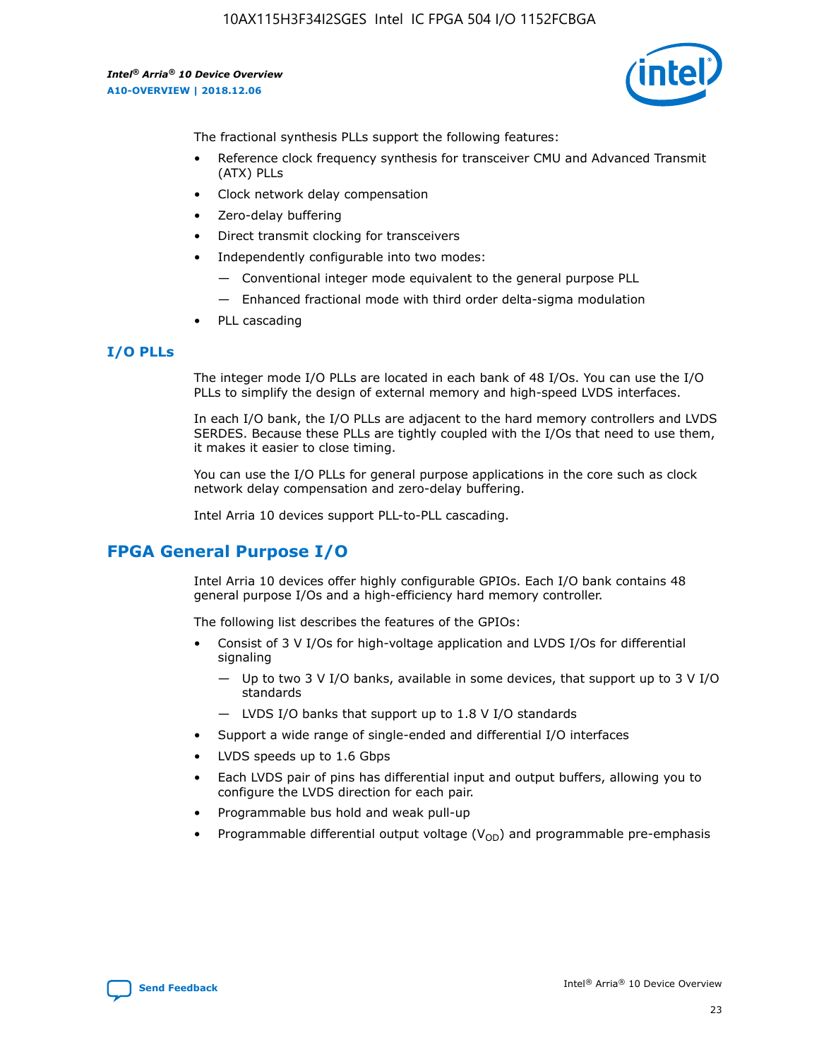The fractional synthesis PLLs support the following features:

- Reference clock frequency synthesis for transceiver CMU and Advanced Transmit (ATX) PLLs
- Clock network delay compensation
- Zero-delay buffering
- Direct transmit clocking for transceivers
- Independently configurable into two modes:
  - — Conventional integer mode equivalent to the general purpose PLL
  - — Enhanced fractional mode with third order delta-sigma modulation
- PLL cascading

### I/O PLLs

The integer mode I/O PLLs are located in each bank of 48 I/Os. You can use the I/O PLLs to simplify the design of external memory and high-speed LVDS interfaces.

In each I/O bank, the I/O PLLs are adjacent to the hard memory controllers and LVDS SERDES. Because these PLLs are tightly coupled with the I/Os that need to use them, it makes it easier to close timing.

You can use the I/O PLLs for general purpose applications in the core such as clock network delay compensation and zero-delay buffering.

Intel Arria 10 devices support PLL-to-PLL cascading.

## FPGA General Purpose I/O

Intel Arria 10 devices offer highly configurable GPIOs. Each I/O bank contains 48 general purpose I/Os and a high-efficiency hard memory controller.

The following list describes the features of the GPIOs:

- Consist of 3 V I/Os for high-voltage application and LVDS I/Os for differential signaling
  - — Up to two 3 V I/O banks, available in some devices, that support up to 3 V I/O standards
  - — LVDS I/O banks that support up to 1.8 V I/O standards
- Support a wide range of single-ended and differential I/O interfaces
- LVDS speeds up to 1.6 Gbps
- Each LVDS pair of pins has differential input and output buffers, allowing you to configure the LVDS direction for each pair.
- Programmable bus hold and weak pull-up
- Programmable differential output voltage ($V_{OD}$) and programmable pre-emphasis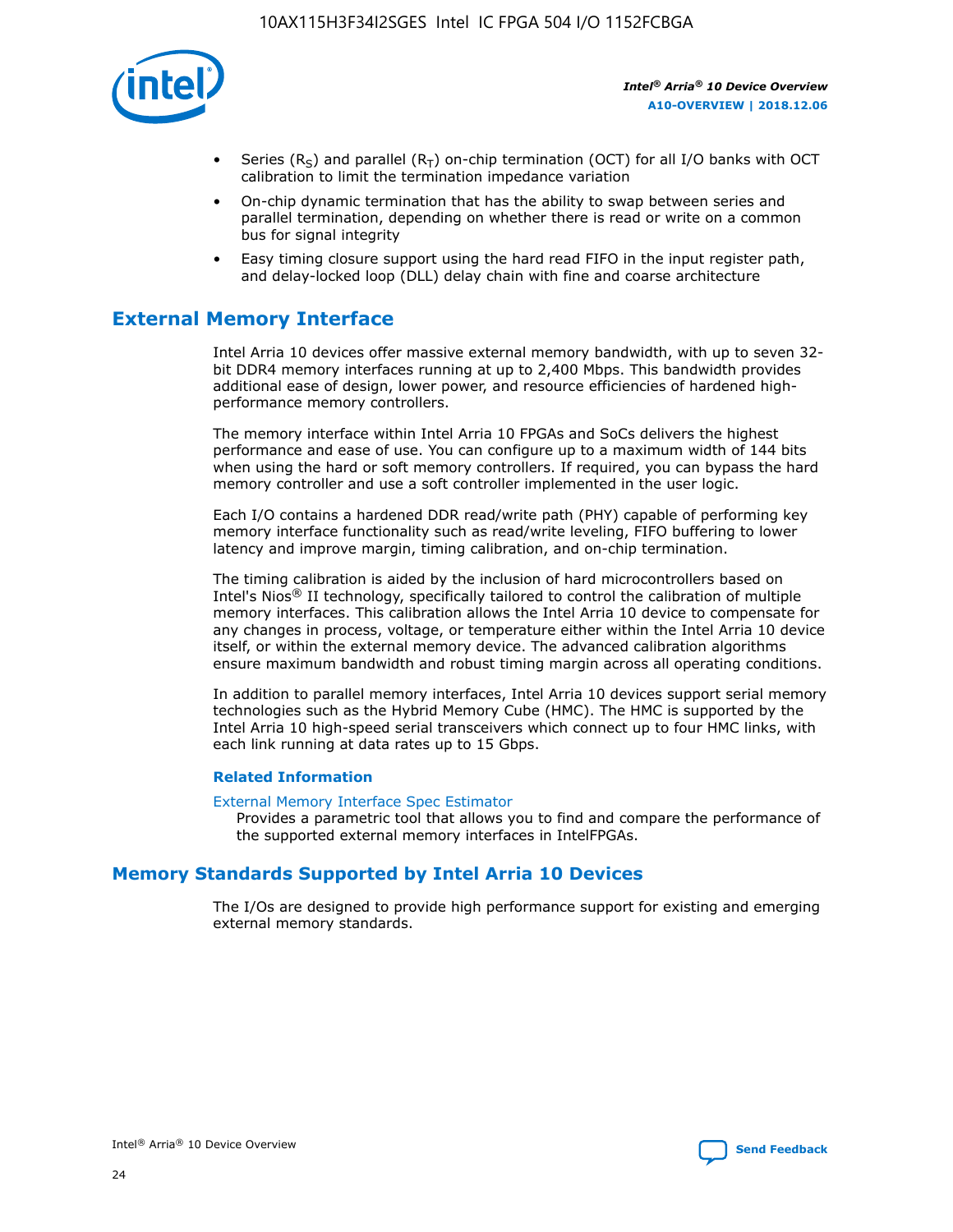- Series ($R_S$) and parallel ($R_T$) on-chip termination (OCT) for all I/O banks with OCT calibration to limit the termination impedance variation
- On-chip dynamic termination that has the ability to swap between series and parallel termination, depending on whether there is read or write on a common bus for signal integrity
- Easy timing closure support using the hard read FIFO in the input register path, and delay-locked loop (DLL) delay chain with fine and coarse architecture

## External Memory Interface

Intel Arria 10 devices offer massive external memory bandwidth, with up to seven 32-bit DDR4 memory interfaces running at up to 2,400 Mbps. This bandwidth provides additional ease of design, lower power, and resource efficiencies of hardened high-performance memory controllers.

The memory interface within Intel Arria 10 FPGAs and SoCs delivers the highest performance and ease of use. You can configure up to a maximum width of 144 bits when using the hard or soft memory controllers. If required, you can bypass the hard memory controller and use a soft controller implemented in the user logic.

Each I/O contains a hardened DDR read/write path (PHY) capable of performing key memory interface functionality such as read/write leveling, FIFO buffering to lower latency and improve margin, timing calibration, and on-chip termination.

The timing calibration is aided by the inclusion of hard microcontrollers based on Intel's Nios® II technology, specifically tailored to control the calibration of multiple memory interfaces. This calibration allows the Intel Arria 10 device to compensate for any changes in process, voltage, or temperature either within the Intel Arria 10 device itself, or within the external memory device. The advanced calibration algorithms ensure maximum bandwidth and robust timing margin across all operating conditions.

In addition to parallel memory interfaces, Intel Arria 10 devices support serial memory technologies such as the Hybrid Memory Cube (HMC). The HMC is supported by the Intel Arria 10 high-speed serial transceivers which connect up to four HMC links, with each link running at data rates up to 15 Gbps.

### Related Information

External Memory Interface Spec Estimator
Provides a parametric tool that allows you to find and compare the performance of the supported external memory interfaces in IntelFPGAs.

## Memory Standards Supported by Intel Arria 10 Devices

The I/Os are designed to provide high performance support for existing and emerging external memory standards.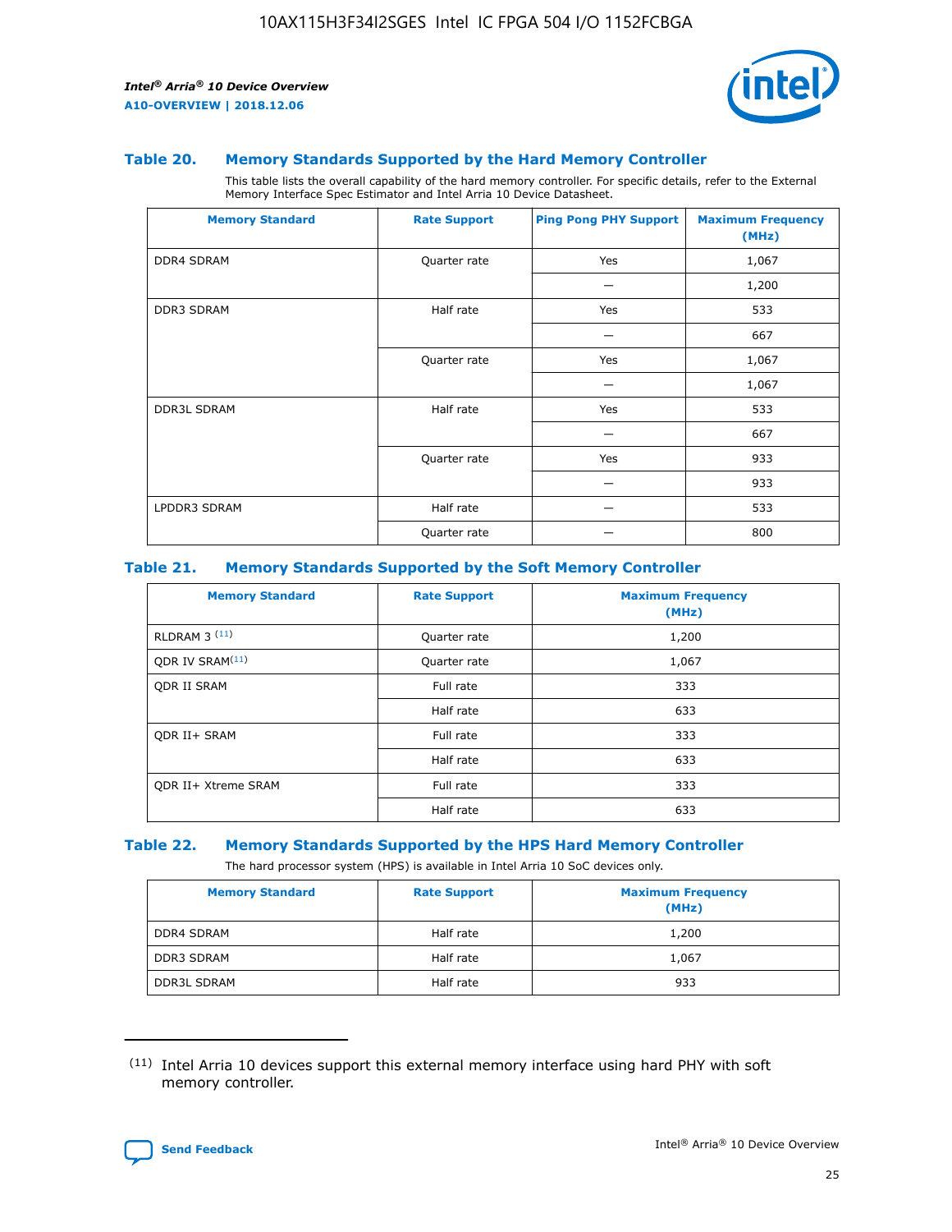### Table 20. Memory Standards Supported by the Hard Memory Controller

This table lists the overall capability of the hard memory controller. For specific details, refer to the External Memory Interface Spec Estimator and Intel Arria 10 Device Datasheet.

| Memory Standard | Rate Support | Ping Pong PHY Support | Maximum Frequency (MHz) |
|---|---|---|---|
| DDR4 SDRAM | Quarter rate | Yes | 1,067 |
| | | — | 1,200 |
| DDR3 SDRAM | Half rate | Yes | 533 |
| | | — | 667 |
| | Quarter rate | Yes | 1,067 |
| | | — | 1,067 |
| DDR3L SDRAM | Half rate | Yes | 533 |
| | | — | 667 |
| | Quarter rate | Yes | 933 |
| | | — | 933 |
| LPDDR3 SDRAM | Half rate | — | 533 |
| | Quarter rate | — | 800 |

### Table 21. Memory Standards Supported by the Soft Memory Controller

| Memory Standard | Rate Support | Maximum Frequency (MHz) |
|---|---|---|
| RLDRAM 3 [11] | Quarter rate | 1,200 |
| QDR IV SRAM[11] | Quarter rate | 1,067 |
| QDR II SRAM | Full rate | 333 |
| | Half rate | 633 |
| QDR II+ SRAM | Full rate | 333 |
| | Half rate | 633 |
| QDR II+ Xtreme SRAM | Full rate | 333 |
| | Half rate | 633 |

### Table 22. Memory Standards Supported by the HPS Hard Memory Controller

The hard processor system (HPS) is available in Intel Arria 10 SoC devices only.

| Memory Standard | Rate Support | Maximum Frequency (MHz) |
|---|---|---|
| DDR4 SDRAM | Half rate | 1,200 |
| DDR3 SDRAM | Half rate | 1,067 |
| DDR3L SDRAM | Half rate | 933 |

[11] Intel Arria 10 devices support this external memory interface using hard PHY with soft memory controller.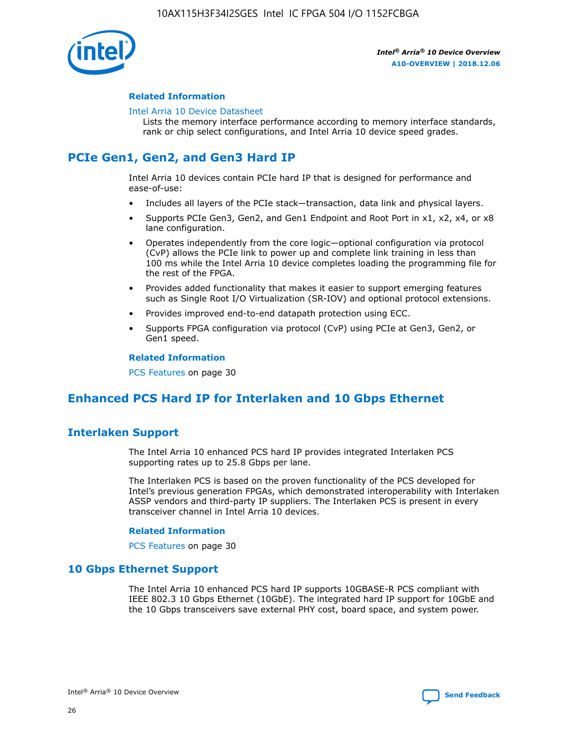#### Related Information

Intel Arria 10 Device Datasheet
Lists the memory interface performance according to memory interface standards, rank or chip select configurations, and Intel Arria 10 device speed grades.

## PCIe Gen1, Gen2, and Gen3 Hard IP

Intel Arria 10 devices contain PCIe hard IP that is designed for performance and ease-of-use:

- Includes all layers of the PCIe stack—transaction, data link and physical layers.
- Supports PCIe Gen3, Gen2, and Gen1 Endpoint and Root Port in x1, x2, x4, or x8 lane configuration.
- Operates independently from the core logic—optional configuration via protocol (CvP) allows the PCIe link to power up and complete link training in less than 100 ms while the Intel Arria 10 device completes loading the programming file for the rest of the FPGA.
- Provides added functionality that makes it easier to support emerging features such as Single Root I/O Virtualization (SR-IOV) and optional protocol extensions.
- Provides improved end-to-end datapath protection using ECC.
- Supports FPGA configuration via protocol (CvP) using PCIe at Gen3, Gen2, or Gen1 speed.

#### Related Information

PCS Features on page 30

## Enhanced PCS Hard IP for Interlaken and 10 Gbps Ethernet

### Interlaken Support

The Intel Arria 10 enhanced PCS hard IP provides integrated Interlaken PCS supporting rates up to 25.8 Gbps per lane.

The Interlaken PCS is based on the proven functionality of the PCS developed for Intel's previous generation FPGAs, which demonstrated interoperability with Interlaken ASSP vendors and third-party IP suppliers. The Interlaken PCS is present in every transceiver channel in Intel Arria 10 devices.

#### Related Information

PCS Features on page 30

### 10 Gbps Ethernet Support

The Intel Arria 10 enhanced PCS hard IP supports 10GBASE-R PCS compliant with IEEE 802.3 10 Gbps Ethernet (10GbE). The integrated hard IP support for 10GbE and the 10 Gbps transceivers save external PHY cost, board space, and system power.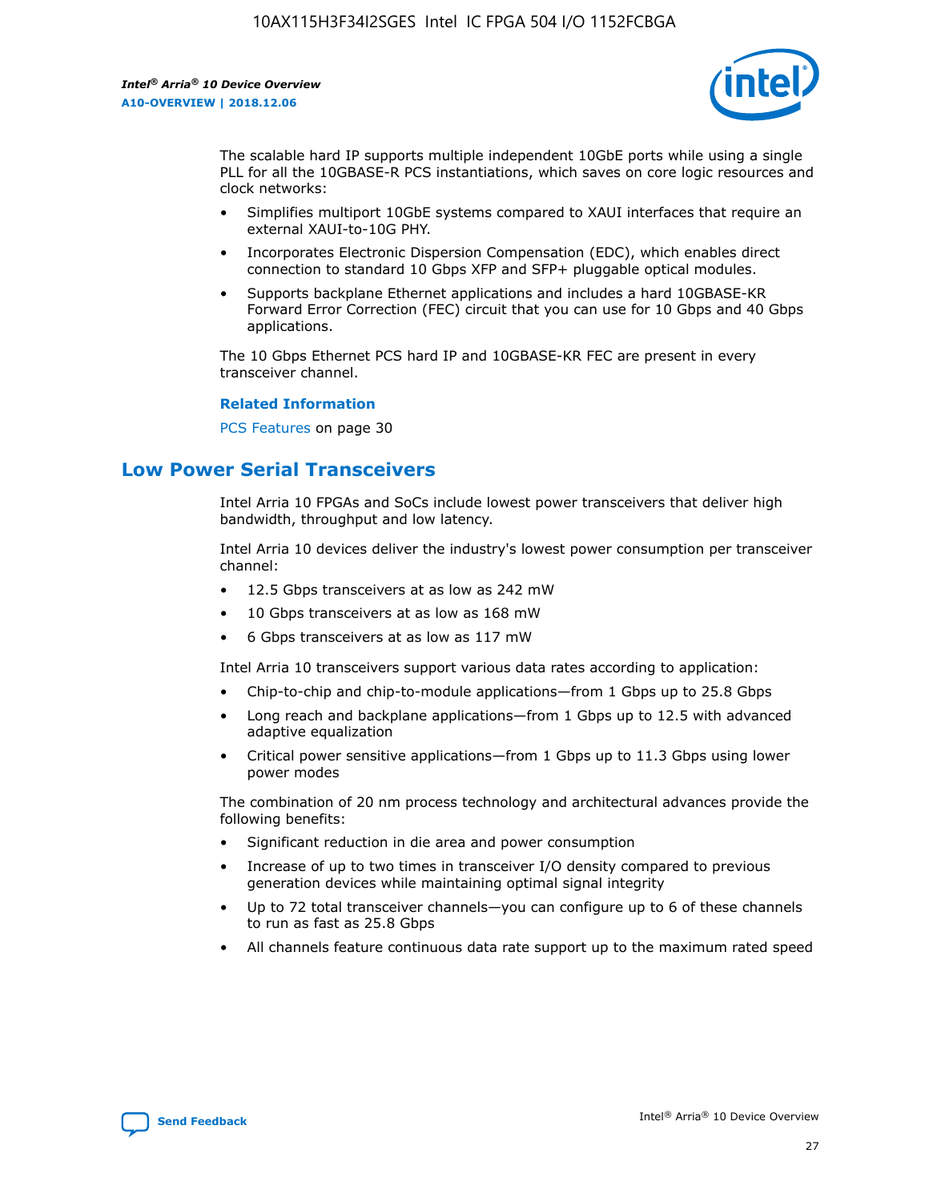The scalable hard IP supports multiple independent 10GbE ports while using a single PLL for all the 10GBASE-R PCS instantiations, which saves on core logic resources and clock networks:

- Simplifies multiport 10GbE systems compared to XAUI interfaces that require an external XAUI-to-10G PHY.
- Incorporates Electronic Dispersion Compensation (EDC), which enables direct connection to standard 10 Gbps XFP and SFP+ pluggable optical modules.
- Supports backplane Ethernet applications and includes a hard 10GBASE-KR Forward Error Correction (FEC) circuit that you can use for 10 Gbps and 40 Gbps applications.

The 10 Gbps Ethernet PCS hard IP and 10GBASE-KR FEC are present in every transceiver channel.

**Related Information**

PCS Features on page 30

## Low Power Serial Transceivers

Intel Arria 10 FPGAs and SoCs include lowest power transceivers that deliver high bandwidth, throughput and low latency.

Intel Arria 10 devices deliver the industry's lowest power consumption per transceiver channel:

- 12.5 Gbps transceivers at as low as 242 mW
- 10 Gbps transceivers at as low as 168 mW
- 6 Gbps transceivers at as low as 117 mW

Intel Arria 10 transceivers support various data rates according to application:

- Chip-to-chip and chip-to-module applications—from 1 Gbps up to 25.8 Gbps
- Long reach and backplane applications—from 1 Gbps up to 12.5 with advanced adaptive equalization
- Critical power sensitive applications—from 1 Gbps up to 11.3 Gbps using lower power modes

The combination of 20 nm process technology and architectural advances provide the following benefits:

- Significant reduction in die area and power consumption
- Increase of up to two times in transceiver I/O density compared to previous generation devices while maintaining optimal signal integrity
- Up to 72 total transceiver channels—you can configure up to 6 of these channels to run as fast as 25.8 Gbps
- All channels feature continuous data rate support up to the maximum rated speed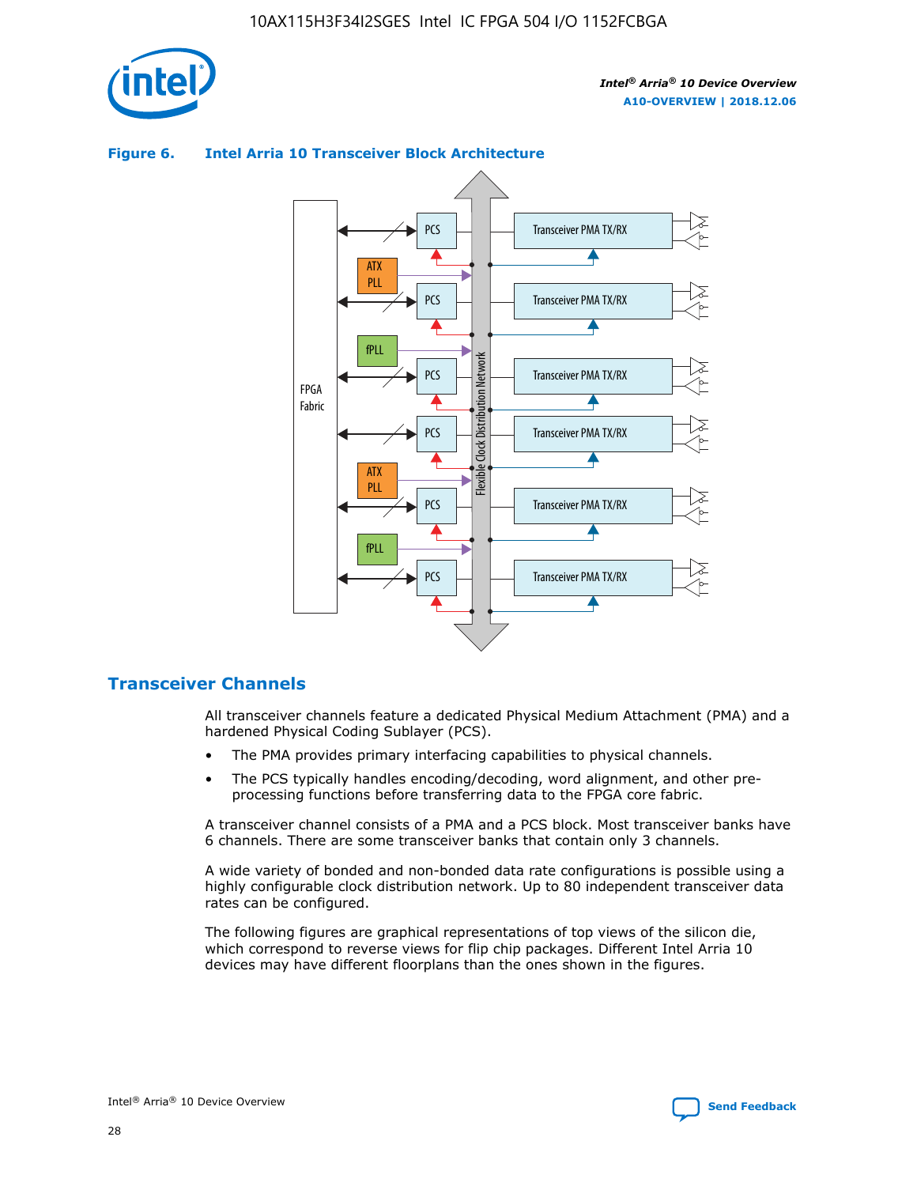**Figure 6. Intel Arria 10 Transceiver Block Architecture**

## Transceiver Channels

All transceiver channels feature a dedicated Physical Medium Attachment (PMA) and a hardened Physical Coding Sublayer (PCS).

- The PMA provides primary interfacing capabilities to physical channels.
- The PCS typically handles encoding/decoding, word alignment, and other pre-processing functions before transferring data to the FPGA core fabric.

A transceiver channel consists of a PMA and a PCS block. Most transceiver banks have 6 channels. There are some transceiver banks that contain only 3 channels.

A wide variety of bonded and non-bonded data rate configurations is possible using a highly configurable clock distribution network. Up to 80 independent transceiver data rates can be configured.

The following figures are graphical representations of top views of the silicon die, which correspond to reverse views for flip chip packages. Different Intel Arria 10 devices may have different floorplans than the ones shown in the figures.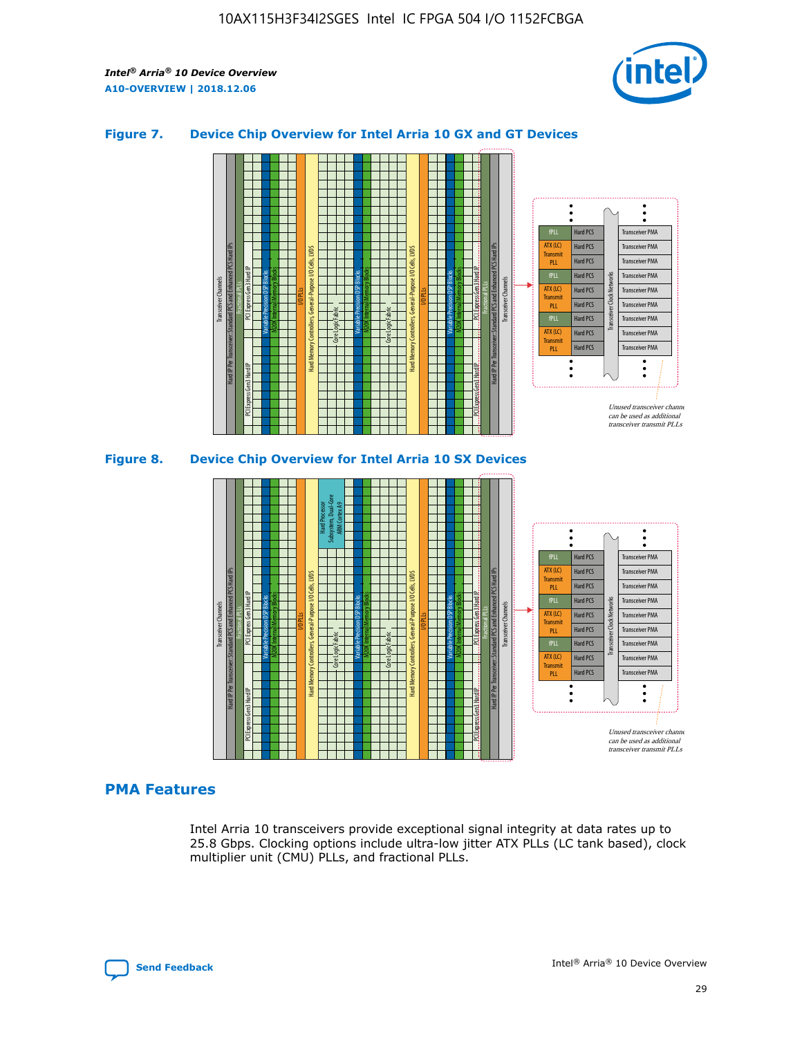### Figure 7. Device Chip Overview for Intel Arria 10 GX and GT Devices

Unused transceiver channels can be used as additional transceiver transmit PLLs

### Figure 8. Device Chip Overview for Intel Arria 10 SX Devices

Unused transceiver channels can be used as additional transceiver transmit PLLs

## PMA Features

Intel Arria 10 transceivers provide exceptional signal integrity at data rates up to 25.8 Gbps. Clocking options include ultra-low jitter ATX PLLs (LC tank based), clock multiplier unit (CMU) PLLs, and fractional PLLs.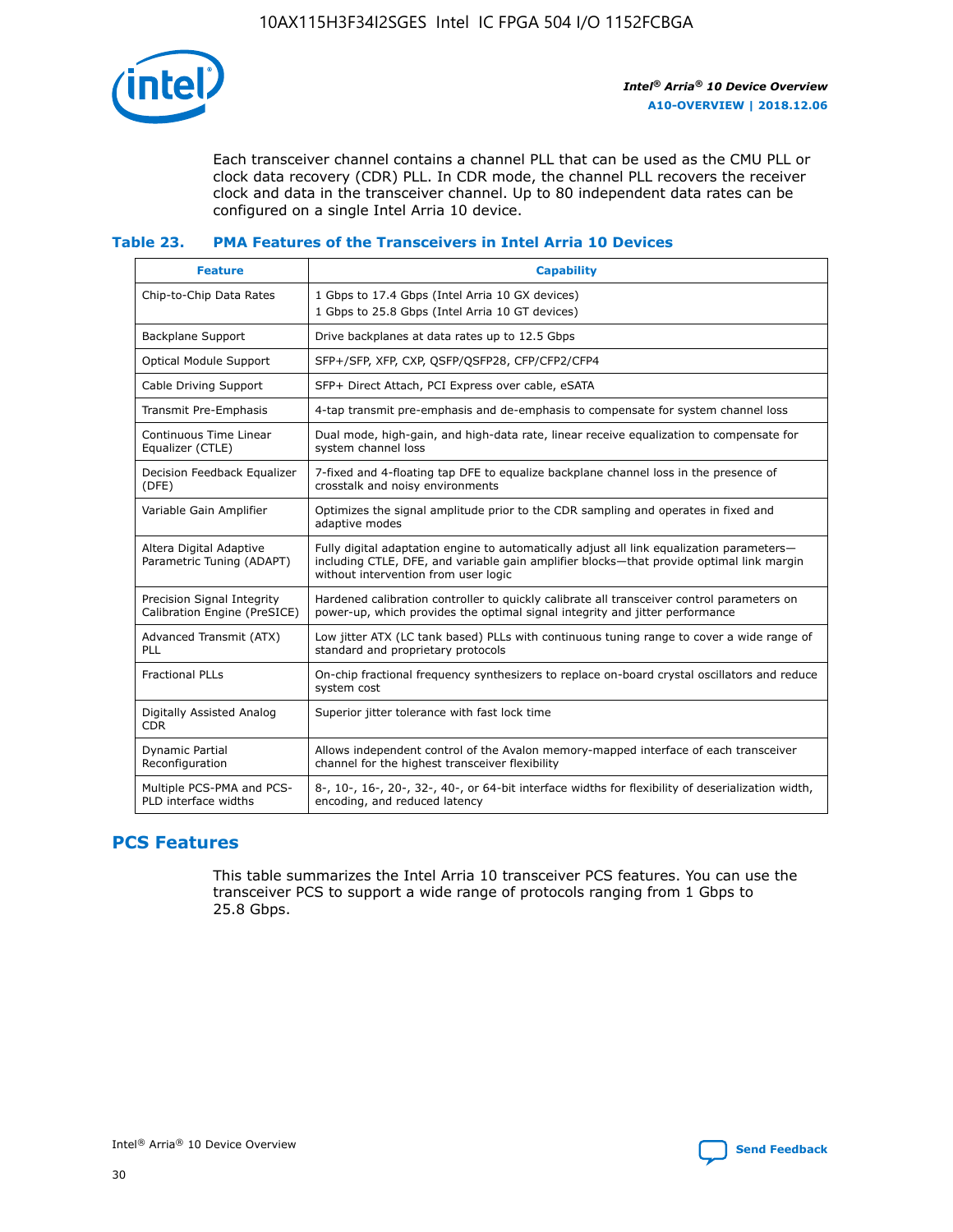Each transceiver channel contains a channel PLL that can be used as the CMU PLL or clock data recovery (CDR) PLL. In CDR mode, the channel PLL recovers the receiver clock and data in the transceiver channel. Up to 80 independent data rates can be configured on a single Intel Arria 10 device.

### Table 23. PMA Features of the Transceivers in Intel Arria 10 Devices

| Feature | Capability |
| --- | --- |
| Chip-to-Chip Data Rates | 1 Gbps to 17.4 Gbps (Intel Arria 10 GX devices)<br>1 Gbps to 25.8 Gbps (Intel Arria 10 GT devices) |
| Backplane Support | Drive backplanes at data rates up to 12.5 Gbps |
| Optical Module Support | SFP+/SFP, XFP, CXP, QSFP/QSFP28, CFP/CFP2/CFP4 |
| Cable Driving Support | SFP+ Direct Attach, PCI Express over cable, eSATA |
| Transmit Pre-Emphasis | 4-tap transmit pre-emphasis and de-emphasis to compensate for system channel loss |
| Continuous Time Linear Equalizer (CTLE) | Dual mode, high-gain, and high-data rate, linear receive equalization to compensate for system channel loss |
| Decision Feedback Equalizer (DFE) | 7-fixed and 4-floating tap DFE to equalize backplane channel loss in the presence of crosstalk and noisy environments |
| Variable Gain Amplifier | Optimizes the signal amplitude prior to the CDR sampling and operates in fixed and adaptive modes |
| Altera Digital Adaptive Parametric Tuning (ADAPT) | Fully digital adaptation engine to automatically adjust all link equalization parameters—including CTLE, DFE, and variable gain amplifier blocks—that provide optimal link margin without intervention from user logic |
| Precision Signal Integrity Calibration Engine (PreSICE) | Hardened calibration controller to quickly calibrate all transceiver control parameters on power-up, which provides the optimal signal integrity and jitter performance |
| Advanced Transmit (ATX) PLL | Low jitter ATX (LC tank based) PLLs with continuous tuning range to cover a wide range of standard and proprietary protocols |
| Fractional PLLs | On-chip fractional frequency synthesizers to replace on-board crystal oscillators and reduce system cost |
| Digitally Assisted Analog CDR | Superior jitter tolerance with fast lock time |
| Dynamic Partial Reconfiguration | Allows independent control of the Avalon memory-mapped interface of each transceiver channel for the highest transceiver flexibility |
| Multiple PCS-PMA and PCS-PLD interface widths | 8-, 10-, 16-, 20-, 32-, 40-, or 64-bit interface widths for flexibility of deserialization width, encoding, and reduced latency |

## PCS Features

This table summarizes the Intel Arria 10 transceiver PCS features. You can use the transceiver PCS to support a wide range of protocols ranging from 1 Gbps to 25.8 Gbps.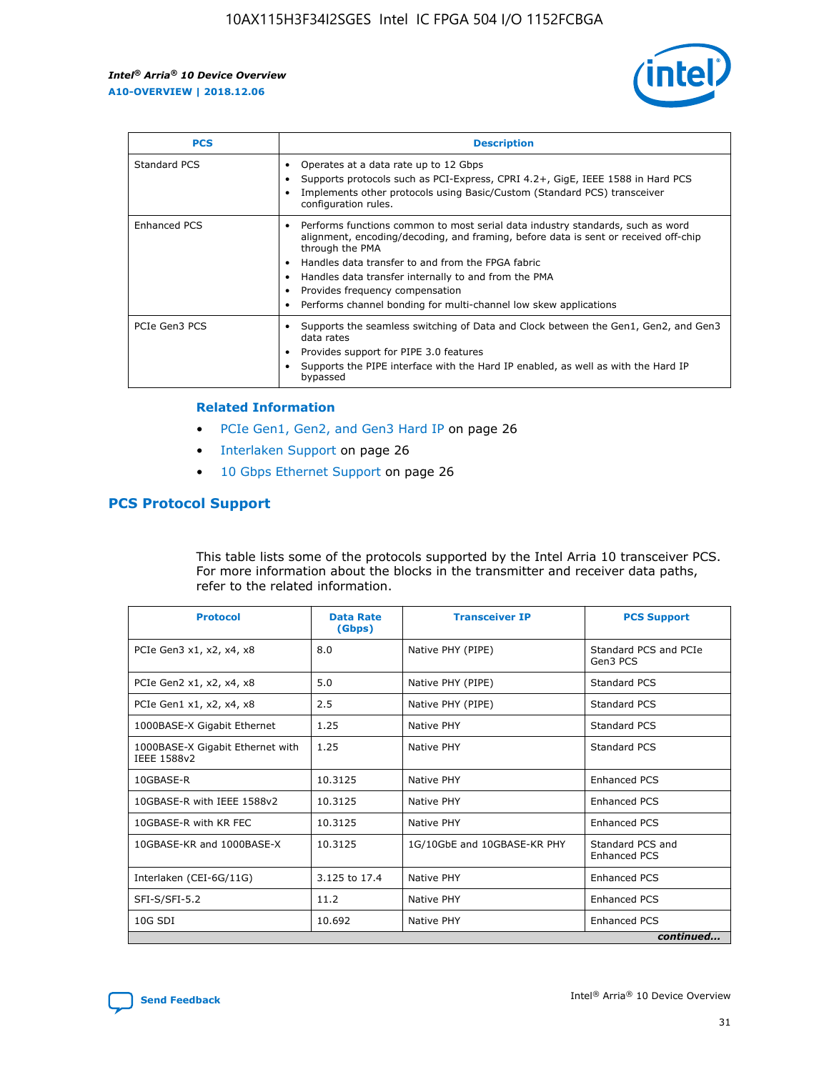| PCS | Description |
| --- | --- |
| Standard PCS | • Operates at a data rate up to 12 Gbps<br>• Supports protocols such as PCI-Express, CPRI 4.2+, GigE, IEEE 1588 in Hard PCS<br>• Implements other protocols using Basic/Custom (Standard PCS) transceiver configuration rules. |
| Enhanced PCS | • Performs functions common to most serial data industry standards, such as word alignment, encoding/decoding, and framing, before data is sent or received off-chip through the PMA<br>• Handles data transfer to and from the FPGA fabric<br>• Handles data transfer internally to and from the PMA<br>• Provides frequency compensation<br>• Performs channel bonding for multi-channel low skew applications |
| PCIe Gen3 PCS | • Supports the seamless switching of Data and Clock between the Gen1, Gen2, and Gen3 data rates<br>• Provides support for PIPE 3.0 features<br>• Supports the PIPE interface with the Hard IP enabled, as well as with the Hard IP bypassed |

### Related Information

- PCIe Gen1, Gen2, and Gen3 Hard IP on page 26
- Interlaken Support on page 26
- 10 Gbps Ethernet Support on page 26

## PCS Protocol Support

This table lists some of the protocols supported by the Intel Arria 10 transceiver PCS. For more information about the blocks in the transmitter and receiver data paths, refer to the related information.

| Protocol | Data Rate (Gbps) | Transceiver IP | PCS Support |
| --- | --- | --- | --- |
| PCIe Gen3 x1, x2, x4, x8 | 8.0 | Native PHY (PIPE) | Standard PCS and PCIe Gen3 PCS |
| PCIe Gen2 x1, x2, x4, x8 | 5.0 | Native PHY (PIPE) | Standard PCS |
| PCIe Gen1 x1, x2, x4, x8 | 2.5 | Native PHY (PIPE) | Standard PCS |
| 1000BASE-X Gigabit Ethernet | 1.25 | Native PHY | Standard PCS |
| 1000BASE-X Gigabit Ethernet with IEEE 1588v2 | 1.25 | Native PHY | Standard PCS |
| 10GBASE-R | 10.3125 | Native PHY | Enhanced PCS |
| 10GBASE-R with IEEE 1588v2 | 10.3125 | Native PHY | Enhanced PCS |
| 10GBASE-R with KR FEC | 10.3125 | Native PHY | Enhanced PCS |
| 10GBASE-KR and 1000BASE-X | 10.3125 | 1G/10GbE and 10GBASE-KR PHY | Standard PCS and Enhanced PCS |
| Interlaken (CEI-6G/11G) | 3.125 to 17.4 | Native PHY | Enhanced PCS |
| SFI-S/SFI-5.2 | 11.2 | Native PHY | Enhanced PCS |
| 10G SDI | 10.692 | Native PHY | Enhanced PCS |

*continued...*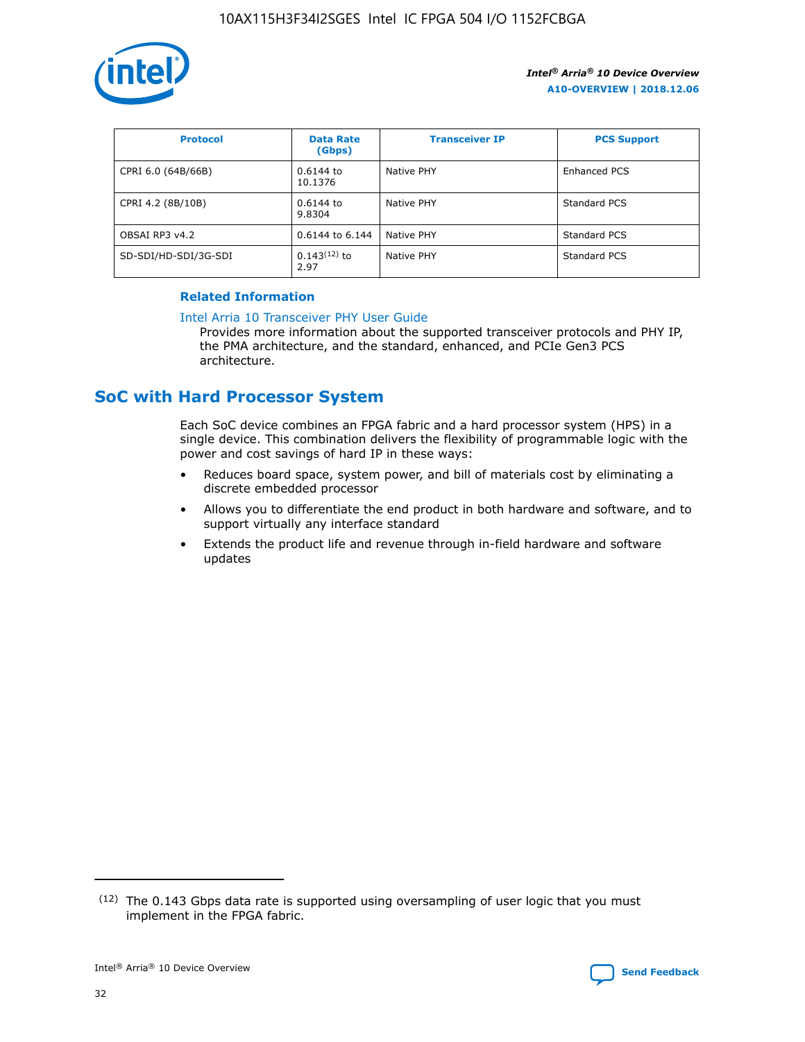| Protocol | Data Rate (Gbps) | Transceiver IP | PCS Support |
| --- | --- | --- | --- |
| CPRI 6.0 (64B/66B) | 0.6144 to 10.1376 | Native PHY | Enhanced PCS |
| CPRI 4.2 (8B/10B) | 0.6144 to 9.8304 | Native PHY | Standard PCS |
| OBSAI RP3 v4.2 | 0.6144 to 6.144 | Native PHY | Standard PCS |
| SD-SDI/HD-SDI/3G-SDI | 0.143[12] to 2.97 | Native PHY | Standard PCS |

**Related Information**

Intel Arria 10 Transceiver PHY User Guide
Provides more information about the supported transceiver protocols and PHY IP, the PMA architecture, and the standard, enhanced, and PCIe Gen3 PCS architecture.

## SoC with Hard Processor System

Each SoC device combines an FPGA fabric and a hard processor system (HPS) in a single device. This combination delivers the flexibility of programmable logic with the power and cost savings of hard IP in these ways:

- Reduces board space, system power, and bill of materials cost by eliminating a discrete embedded processor
- Allows you to differentiate the end product in both hardware and software, and to support virtually any interface standard
- Extends the product life and revenue through in-field hardware and software updates

[12] The 0.143 Gbps data rate is supported using oversampling of user logic that you must implement in the FPGA fabric.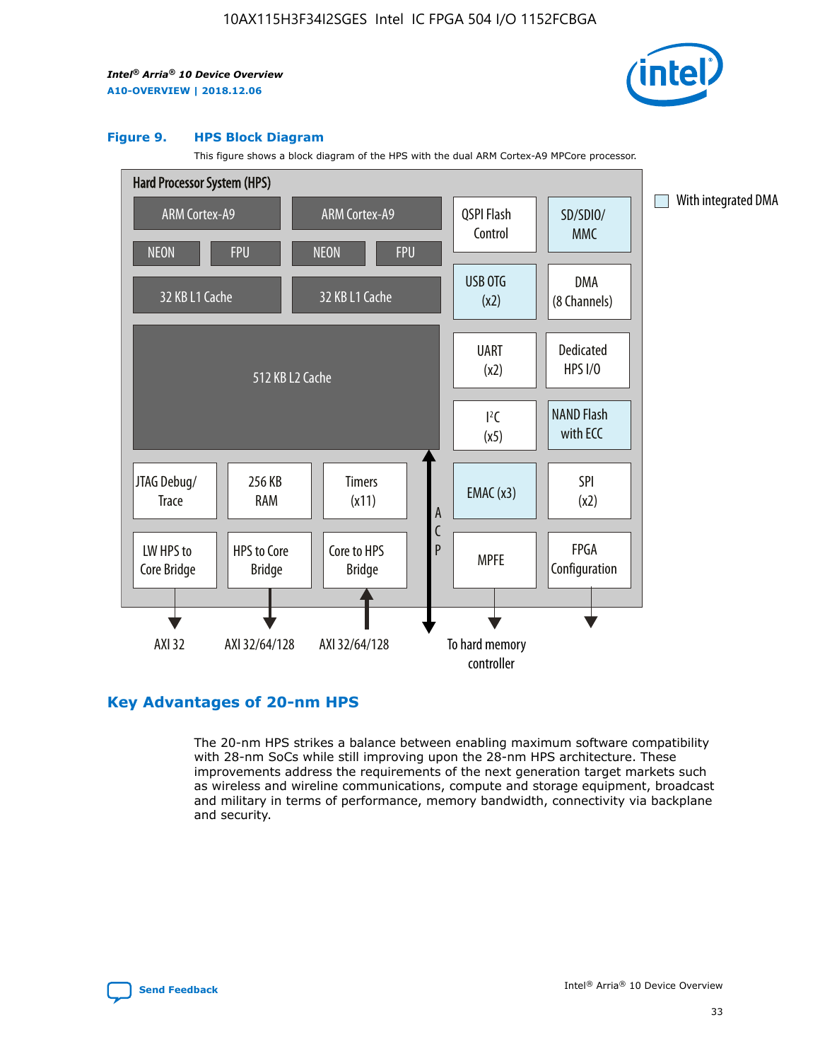### Figure 9. HPS Block Diagram

This figure shows a block diagram of the HPS with the dual ARM Cortex-A9 MPCore processor.

Hard Processor System (HPS)

ARM Cortex-A9 | ARM Cortex-A9
NEON | FPU | NEON | FPU
32 KB L1 Cache | 32 KB L1 Cache
512 KB L2 Cache

QSPI Flash Control | SD/SDIO/MMC
USB OTG (x2) | DMA (8 Channels)
UART (x2) | Dedicated HPS I/O
I²C (x5) | NAND Flash with ECC
EMAC (x3) | SPI (x2)
MPFE | FPGA Configuration

JTAG Debug/Trace | 256 KB RAM | Timers (x11)
LW HPS to Core Bridge | HPS to Core Bridge | Core to HPS Bridge

ACP

AXI 32 | AXI 32/64/128 | AXI 32/64/128 | To hard memory controller

With integrated DMA

## Key Advantages of 20-nm HPS

The 20-nm HPS strikes a balance between enabling maximum software compatibility with 28-nm SoCs while still improving upon the 28-nm HPS architecture. These improvements address the requirements of the next generation target markets such as wireless and wireline communications, compute and storage equipment, broadcast and military in terms of performance, memory bandwidth, connectivity via backplane and security.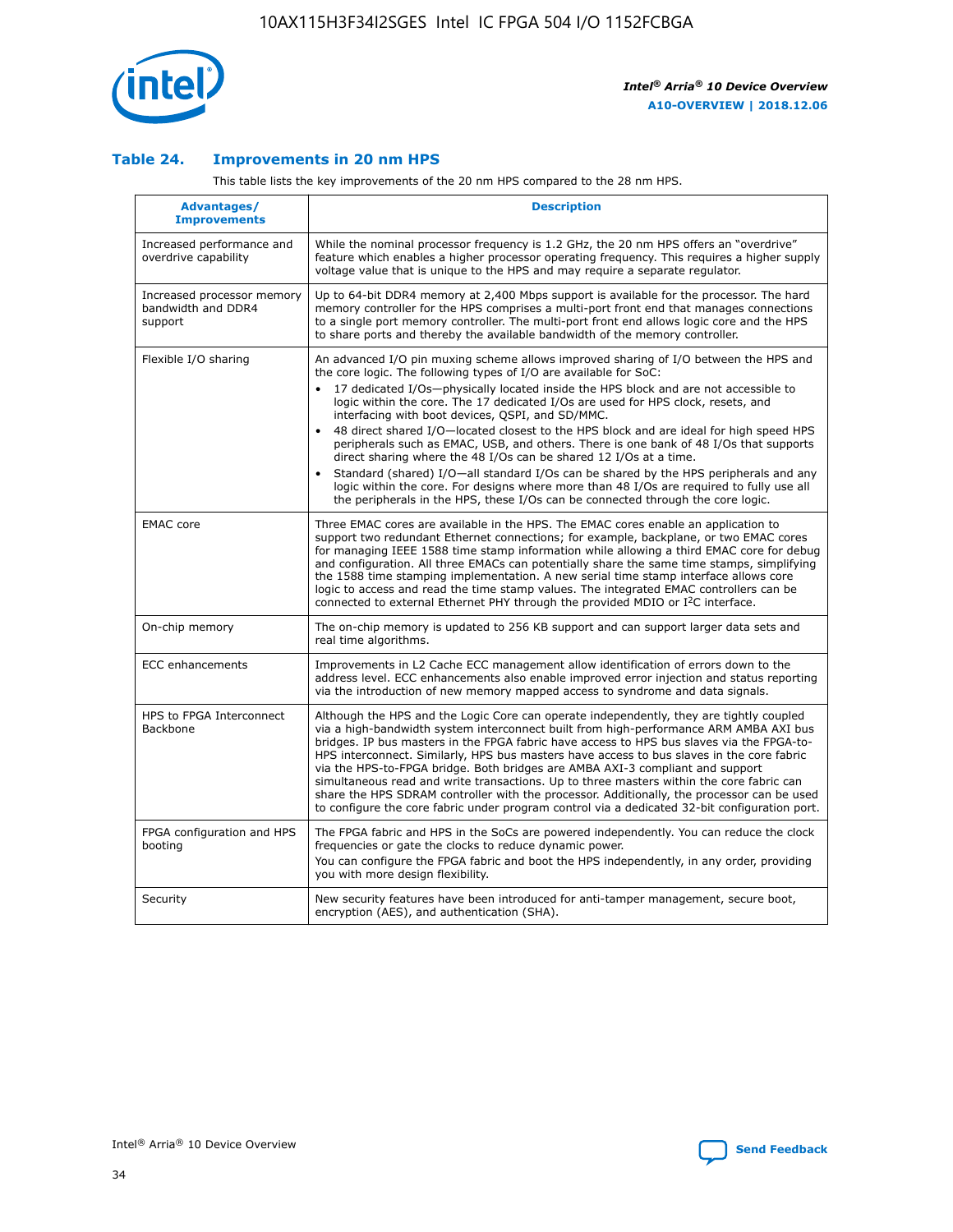## Table 24. Improvements in 20 nm HPS

This table lists the key improvements of the 20 nm HPS compared to the 28 nm HPS.

| Advantages/ Improvements | Description |
| --- | --- |
| Increased performance and overdrive capability | While the nominal processor frequency is 1.2 GHz, the 20 nm HPS offers an "overdrive" feature which enables a higher processor operating frequency. This requires a higher supply voltage value that is unique to the HPS and may require a separate regulator. |
| Increased processor memory bandwidth and DDR4 support | Up to 64-bit DDR4 memory at 2,400 Mbps support is available for the processor. The hard memory controller for the HPS comprises a multi-port front end that manages connections to a single port memory controller. The multi-port front end allows logic core and the HPS to share ports and thereby the available bandwidth of the memory controller. |
| Flexible I/O sharing | An advanced I/O pin muxing scheme allows improved sharing of I/O between the HPS and the core logic. The following types of I/O are available for SoC: • 17 dedicated I/Os—physically located inside the HPS block and are not accessible to logic within the core. The 17 dedicated I/Os are used for HPS clock, resets, and interfacing with boot devices, QSPI, and SD/MMC. • 48 direct shared I/O—located closest to the HPS block and are ideal for high speed HPS peripherals such as EMAC, USB, and others. There is one bank of 48 I/Os that supports direct sharing where the 48 I/Os can be shared 12 I/Os at a time. • Standard (shared) I/O—all standard I/Os can be shared by the HPS peripherals and any logic within the core. For designs where more than 48 I/Os are required to fully use all the peripherals in the HPS, these I/Os can be connected through the core logic. |
| EMAC core | Three EMAC cores are available in the HPS. The EMAC cores enable an application to support two redundant Ethernet connections; for example, backplane, or two EMAC cores for managing IEEE 1588 time stamp information while allowing a third EMAC core for debug and configuration. All three EMACs can potentially share the same time stamps, simplifying the 1588 time stamping implementation. A new serial time stamp interface allows core logic to access and read the time stamp values. The integrated EMAC controllers can be connected to external Ethernet PHY through the provided MDIO or I²C interface. |
| On-chip memory | The on-chip memory is updated to 256 KB support and can support larger data sets and real time algorithms. |
| ECC enhancements | Improvements in L2 Cache ECC management allow identification of errors down to the address level. ECC enhancements also enable improved error injection and status reporting via the introduction of new memory mapped access to syndrome and data signals. |
| HPS to FPGA Interconnect Backbone | Although the HPS and the Logic Core can operate independently, they are tightly coupled via a high-bandwidth system interconnect built from high-performance ARM AMBA AXI bus bridges. IP bus masters in the FPGA fabric have access to HPS bus slaves via the FPGA-to-HPS interconnect. Similarly, HPS bus masters have access to bus slaves in the core fabric via the HPS-to-FPGA bridge. Both bridges are AMBA AXI-3 compliant and support simultaneous read and write transactions. Up to three masters within the core fabric can share the HPS SDRAM controller with the processor. Additionally, the processor can be used to configure the core fabric under program control via a dedicated 32-bit configuration port. |
| FPGA configuration and HPS booting | The FPGA fabric and HPS in the SoCs are powered independently. You can reduce the clock frequencies or gate the clocks to reduce dynamic power. You can configure the FPGA fabric and boot the HPS independently, in any order, providing you with more design flexibility. |
| Security | New security features have been introduced for anti-tamper management, secure boot, encryption (AES), and authentication (SHA). |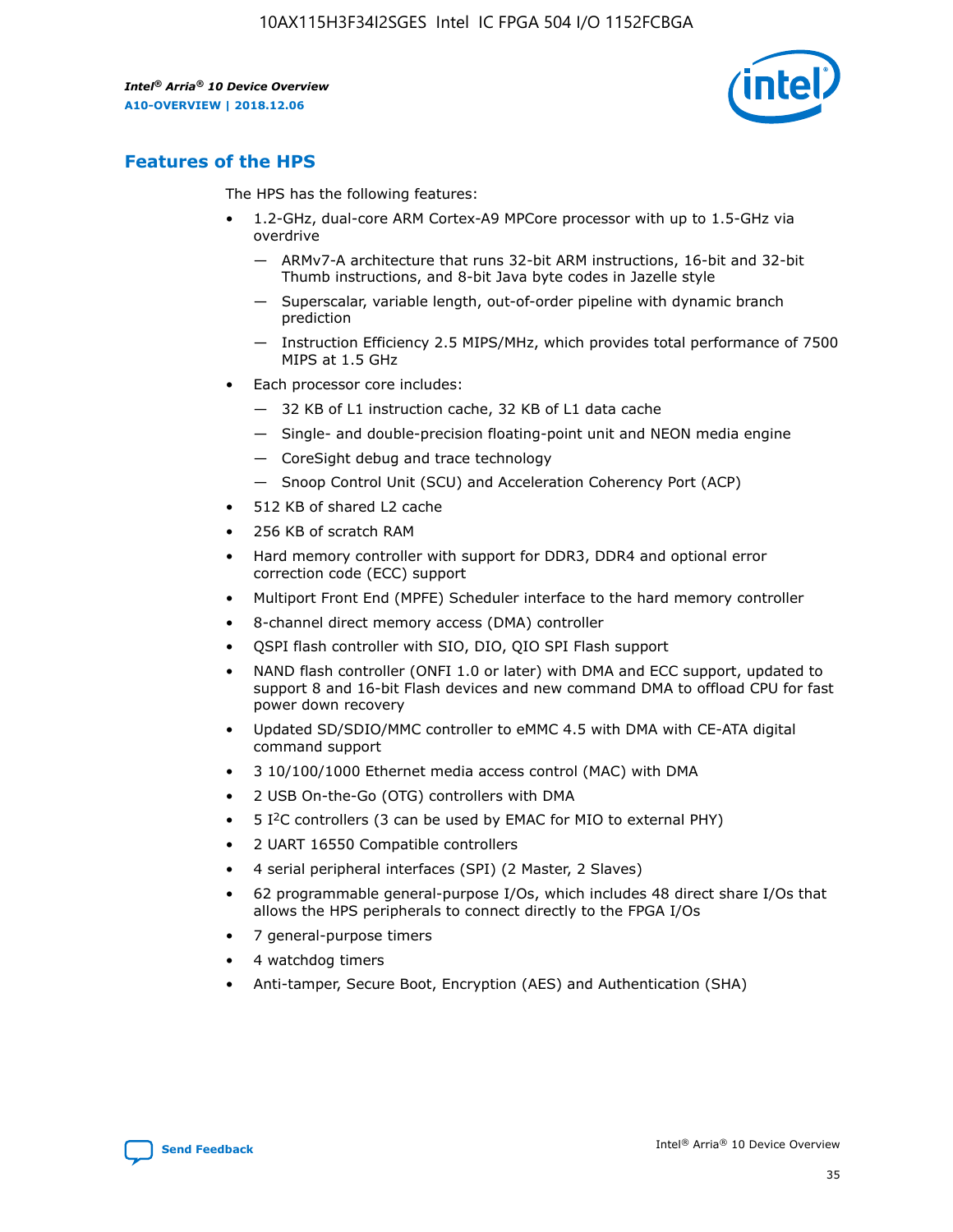## Features of the HPS

The HPS has the following features:

- 1.2-GHz, dual-core ARM Cortex-A9 MPCore processor with up to 1.5-GHz via overdrive
  - — ARMv7-A architecture that runs 32-bit ARM instructions, 16-bit and 32-bit Thumb instructions, and 8-bit Java byte codes in Jazelle style
  - — Superscalar, variable length, out-of-order pipeline with dynamic branch prediction
  - — Instruction Efficiency 2.5 MIPS/MHz, which provides total performance of 7500 MIPS at 1.5 GHz
- Each processor core includes:
  - — 32 KB of L1 instruction cache, 32 KB of L1 data cache
  - — Single- and double-precision floating-point unit and NEON media engine
  - — CoreSight debug and trace technology
  - — Snoop Control Unit (SCU) and Acceleration Coherency Port (ACP)
- 512 KB of shared L2 cache
- 256 KB of scratch RAM
- Hard memory controller with support for DDR3, DDR4 and optional error correction code (ECC) support
- Multiport Front End (MPFE) Scheduler interface to the hard memory controller
- 8-channel direct memory access (DMA) controller
- QSPI flash controller with SIO, DIO, QIO SPI Flash support
- NAND flash controller (ONFI 1.0 or later) with DMA and ECC support, updated to support 8 and 16-bit Flash devices and new command DMA to offload CPU for fast power down recovery
- Updated SD/SDIO/MMC controller to eMMC 4.5 with DMA with CE-ATA digital command support
- 3 10/100/1000 Ethernet media access control (MAC) with DMA
- 2 USB On-the-Go (OTG) controllers with DMA
- 5 I²C controllers (3 can be used by EMAC for MIO to external PHY)
- 2 UART 16550 Compatible controllers
- 4 serial peripheral interfaces (SPI) (2 Master, 2 Slaves)
- 62 programmable general-purpose I/Os, which includes 48 direct share I/Os that allows the HPS peripherals to connect directly to the FPGA I/Os
- 7 general-purpose timers
- 4 watchdog timers
- Anti-tamper, Secure Boot, Encryption (AES) and Authentication (SHA)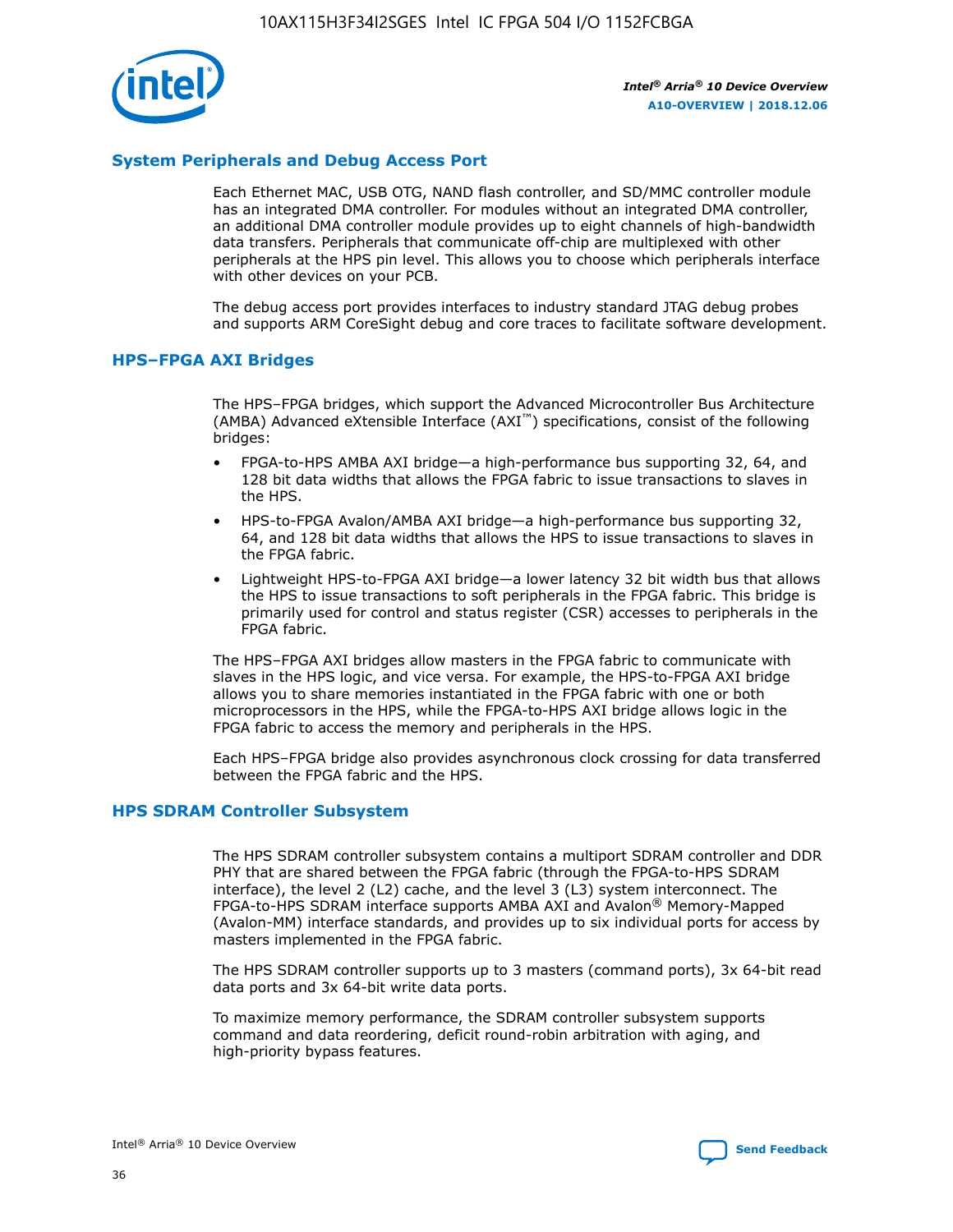## System Peripherals and Debug Access Port

Each Ethernet MAC, USB OTG, NAND flash controller, and SD/MMC controller module has an integrated DMA controller. For modules without an integrated DMA controller, an additional DMA controller module provides up to eight channels of high-bandwidth data transfers. Peripherals that communicate off-chip are multiplexed with other peripherals at the HPS pin level. This allows you to choose which peripherals interface with other devices on your PCB.

The debug access port provides interfaces to industry standard JTAG debug probes and supports ARM CoreSight debug and core traces to facilitate software development.

## HPS–FPGA AXI Bridges

The HPS–FPGA bridges, which support the Advanced Microcontroller Bus Architecture (AMBA) Advanced eXtensible Interface (AXI™) specifications, consist of the following bridges:

- FPGA-to-HPS AMBA AXI bridge—a high-performance bus supporting 32, 64, and 128 bit data widths that allows the FPGA fabric to issue transactions to slaves in the HPS.
- HPS-to-FPGA Avalon/AMBA AXI bridge—a high-performance bus supporting 32, 64, and 128 bit data widths that allows the HPS to issue transactions to slaves in the FPGA fabric.
- Lightweight HPS-to-FPGA AXI bridge—a lower latency 32 bit width bus that allows the HPS to issue transactions to soft peripherals in the FPGA fabric. This bridge is primarily used for control and status register (CSR) accesses to peripherals in the FPGA fabric.

The HPS–FPGA AXI bridges allow masters in the FPGA fabric to communicate with slaves in the HPS logic, and vice versa. For example, the HPS-to-FPGA AXI bridge allows you to share memories instantiated in the FPGA fabric with one or both microprocessors in the HPS, while the FPGA-to-HPS AXI bridge allows logic in the FPGA fabric to access the memory and peripherals in the HPS.

Each HPS–FPGA bridge also provides asynchronous clock crossing for data transferred between the FPGA fabric and the HPS.

## HPS SDRAM Controller Subsystem

The HPS SDRAM controller subsystem contains a multiport SDRAM controller and DDR PHY that are shared between the FPGA fabric (through the FPGA-to-HPS SDRAM interface), the level 2 (L2) cache, and the level 3 (L3) system interconnect. The FPGA-to-HPS SDRAM interface supports AMBA AXI and Avalon® Memory-Mapped (Avalon-MM) interface standards, and provides up to six individual ports for access by masters implemented in the FPGA fabric.

The HPS SDRAM controller supports up to 3 masters (command ports), 3x 64-bit read data ports and 3x 64-bit write data ports.

To maximize memory performance, the SDRAM controller subsystem supports command and data reordering, deficit round-robin arbitration with aging, and high-priority bypass features.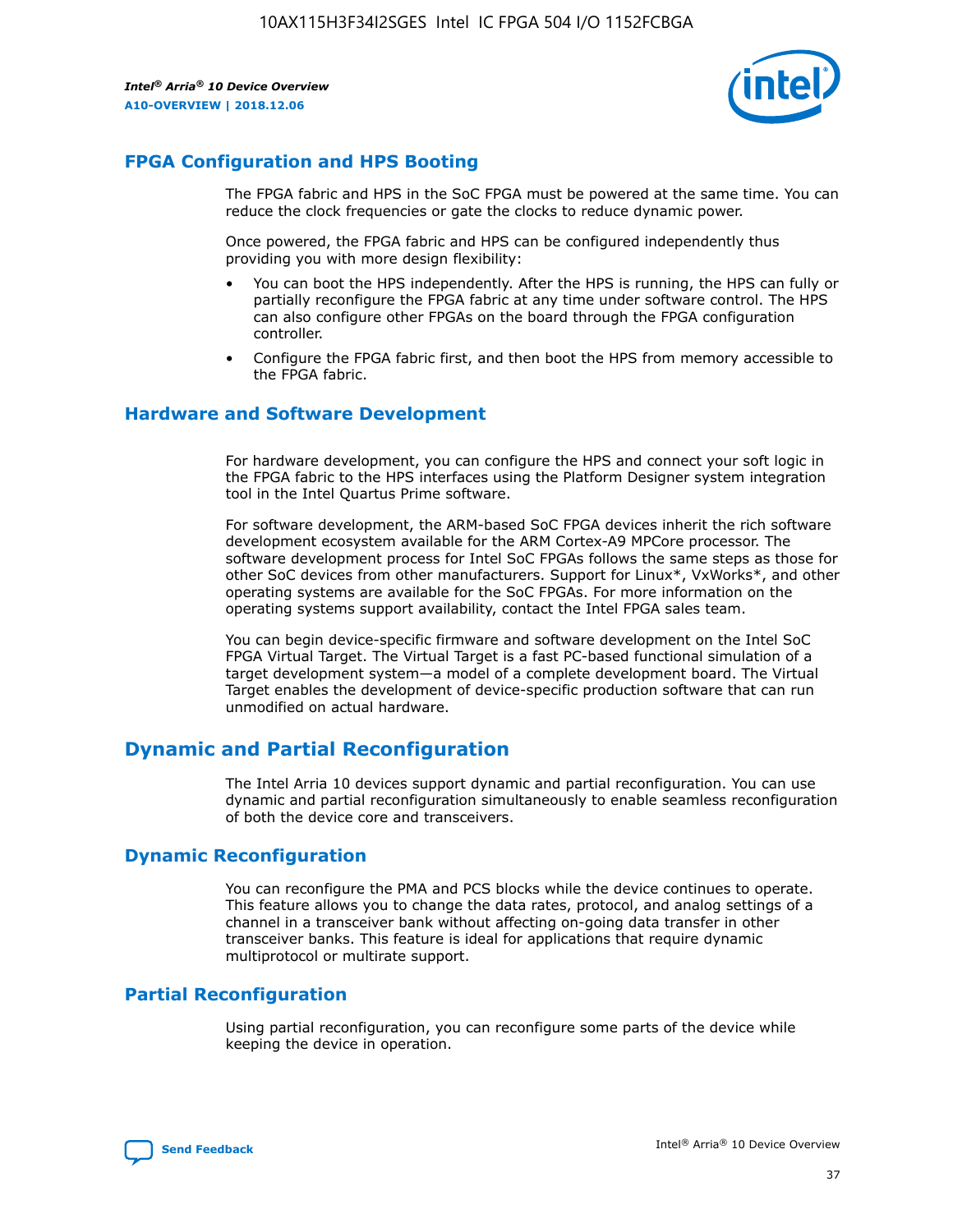## FPGA Configuration and HPS Booting

The FPGA fabric and HPS in the SoC FPGA must be powered at the same time. You can reduce the clock frequencies or gate the clocks to reduce dynamic power.

Once powered, the FPGA fabric and HPS can be configured independently thus providing you with more design flexibility:

- You can boot the HPS independently. After the HPS is running, the HPS can fully or partially reconfigure the FPGA fabric at any time under software control. The HPS can also configure other FPGAs on the board through the FPGA configuration controller.
- Configure the FPGA fabric first, and then boot the HPS from memory accessible to the FPGA fabric.

## Hardware and Software Development

For hardware development, you can configure the HPS and connect your soft logic in the FPGA fabric to the HPS interfaces using the Platform Designer system integration tool in the Intel Quartus Prime software.

For software development, the ARM-based SoC FPGA devices inherit the rich software development ecosystem available for the ARM Cortex-A9 MPCore processor. The software development process for Intel SoC FPGAs follows the same steps as those for other SoC devices from other manufacturers. Support for Linux*, VxWorks*, and other operating systems are available for the SoC FPGAs. For more information on the operating systems support availability, contact the Intel FPGA sales team.

You can begin device-specific firmware and software development on the Intel SoC FPGA Virtual Target. The Virtual Target is a fast PC-based functional simulation of a target development system—a model of a complete development board. The Virtual Target enables the development of device-specific production software that can run unmodified on actual hardware.

# Dynamic and Partial Reconfiguration

The Intel Arria 10 devices support dynamic and partial reconfiguration. You can use dynamic and partial reconfiguration simultaneously to enable seamless reconfiguration of both the device core and transceivers.

## Dynamic Reconfiguration

You can reconfigure the PMA and PCS blocks while the device continues to operate. This feature allows you to change the data rates, protocol, and analog settings of a channel in a transceiver bank without affecting on-going data transfer in other transceiver banks. This feature is ideal for applications that require dynamic multiprotocol or multirate support.

## Partial Reconfiguration

Using partial reconfiguration, you can reconfigure some parts of the device while keeping the device in operation.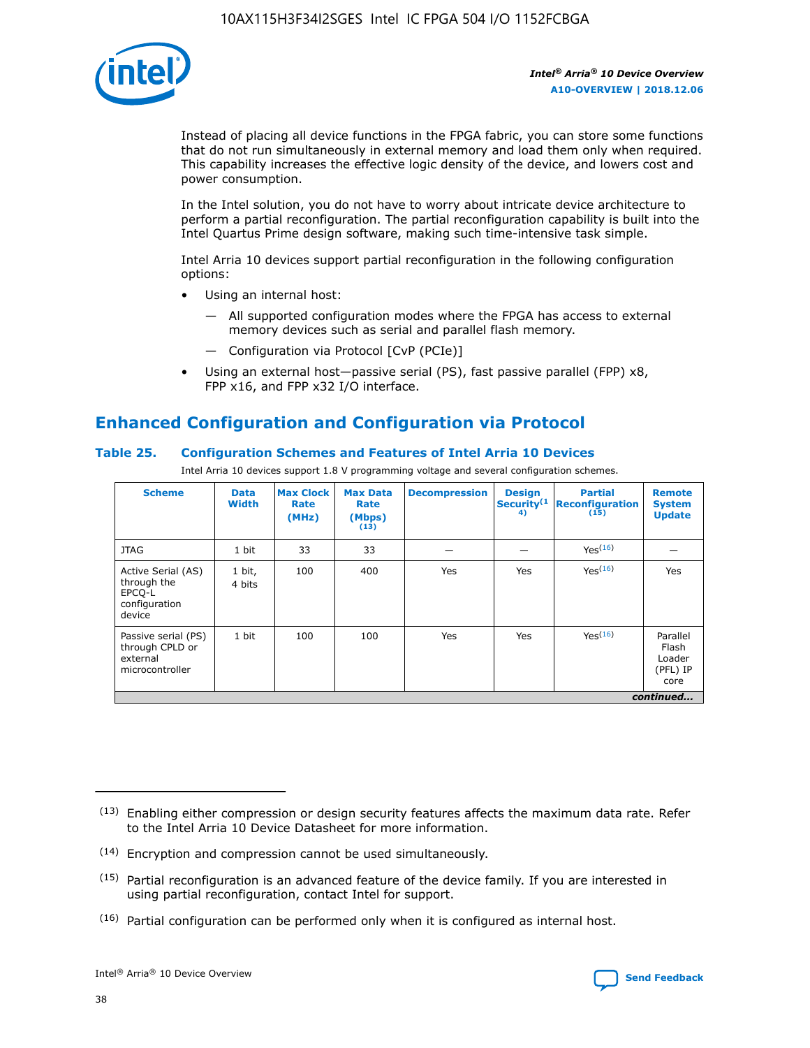Instead of placing all device functions in the FPGA fabric, you can store some functions that do not run simultaneously in external memory and load them only when required. This capability increases the effective logic density of the device, and lowers cost and power consumption.

In the Intel solution, you do not have to worry about intricate device architecture to perform a partial reconfiguration. The partial reconfiguration capability is built into the Intel Quartus Prime design software, making such time-intensive task simple.

Intel Arria 10 devices support partial reconfiguration in the following configuration options:

- Using an internal host:
  — All supported configuration modes where the FPGA has access to external memory devices such as serial and parallel flash memory.
  — Configuration via Protocol [CvP (PCIe)]
- Using an external host—passive serial (PS), fast passive parallel (FPP) x8, FPP x16, and FPP x32 I/O interface.

## Enhanced Configuration and Configuration via Protocol

### Table 25. Configuration Schemes and Features of Intel Arria 10 Devices

Intel Arria 10 devices support 1.8 V programming voltage and several configuration schemes.

| Scheme | Data Width | Max Clock Rate (MHz) | Max Data Rate (Mbps) (13) | Decompression | Design Security (14) | Partial Reconfiguration (15) | Remote System Update |
|---|---|---|---|---|---|---|---|
| JTAG | 1 bit | 33 | 33 | — | — | Yes(16) | — |
| Active Serial (AS) through the EPCQ-L configuration device | 1 bit, 4 bits | 100 | 400 | Yes | Yes | Yes(16) | Yes |
| Passive serial (PS) through CPLD or external microcontroller | 1 bit | 100 | 100 | Yes | Yes | Yes(16) | Parallel Flash Loader (PFL) IP core |

*continued...*

(13) Enabling either compression or design security features affects the maximum data rate. Refer to the Intel Arria 10 Device Datasheet for more information.

(14) Encryption and compression cannot be used simultaneously.

(15) Partial reconfiguration is an advanced feature of the device family. If you are interested in using partial reconfiguration, contact Intel for support.

(16) Partial configuration can be performed only when it is configured as internal host.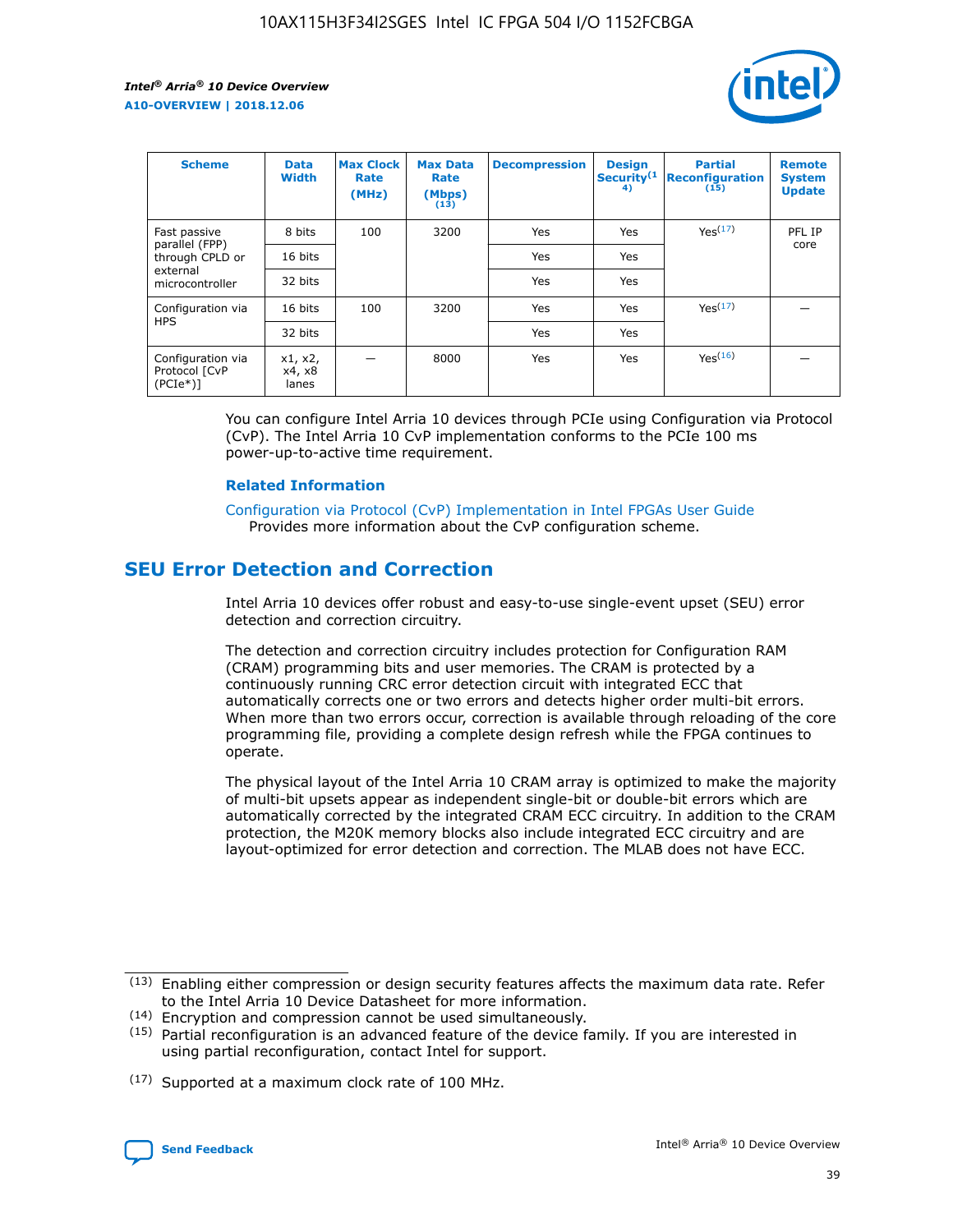| Scheme | Data Width | Max Clock Rate (MHz) | Max Data Rate (Mbps) (13) | Decompression | Design Security(14) | Partial Reconfiguration (15) | Remote System Update |
| --- | --- | --- | --- | --- | --- | --- | --- |
| Fast passive parallel (FPP) through CPLD or external microcontroller | 8 bits | 100 | 3200 | Yes | Yes | Yes(17) | PFL IP core |
| | 16 bits | | | Yes | Yes | | |
| | 32 bits | | | Yes | Yes | | |
| Configuration via HPS | 16 bits | 100 | 3200 | Yes | Yes | Yes(17) | — |
| | 32 bits | | | Yes | Yes | | |
| Configuration via Protocol [CvP (PCIe*)] | x1, x2, x4, x8 lanes | — | 8000 | Yes | Yes | Yes(16) | — |

You can configure Intel Arria 10 devices through PCIe using Configuration via Protocol (CvP). The Intel Arria 10 CvP implementation conforms to the PCIe 100 ms power-up-to-active time requirement.

### Related Information

Configuration via Protocol (CvP) Implementation in Intel FPGAs User Guide
Provides more information about the CvP configuration scheme.

## SEU Error Detection and Correction

Intel Arria 10 devices offer robust and easy-to-use single-event upset (SEU) error detection and correction circuitry.

The detection and correction circuitry includes protection for Configuration RAM (CRAM) programming bits and user memories. The CRAM is protected by a continuously running CRC error detection circuit with integrated ECC that automatically corrects one or two errors and detects higher order multi-bit errors. When more than two errors occur, correction is available through reloading of the core programming file, providing a complete design refresh while the FPGA continues to operate.

The physical layout of the Intel Arria 10 CRAM array is optimized to make the majority of multi-bit upsets appear as independent single-bit or double-bit errors which are automatically corrected by the integrated CRAM ECC circuitry. In addition to the CRAM protection, the M20K memory blocks also include integrated ECC circuitry and are layout-optimized for error detection and correction. The MLAB does not have ECC.

(13) Enabling either compression or design security features affects the maximum data rate. Refer to the Intel Arria 10 Device Datasheet for more information.

(14) Encryption and compression cannot be used simultaneously.

(15) Partial reconfiguration is an advanced feature of the device family. If you are interested in using partial reconfiguration, contact Intel for support.

(17) Supported at a maximum clock rate of 100 MHz.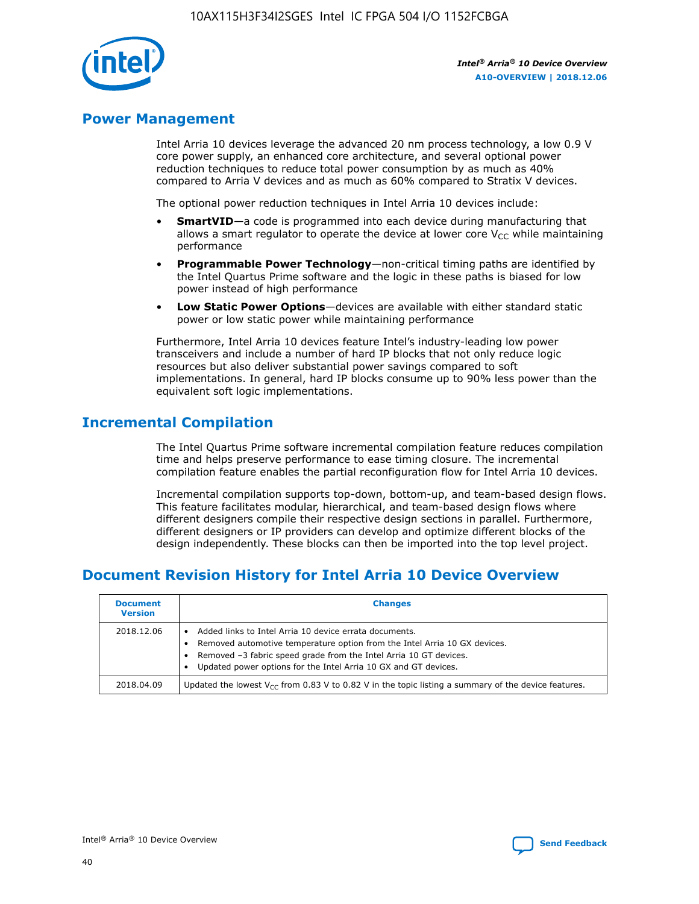## Power Management

Intel Arria 10 devices leverage the advanced 20 nm process technology, a low 0.9 V core power supply, an enhanced core architecture, and several optional power reduction techniques to reduce total power consumption by as much as 40% compared to Arria V devices and as much as 60% compared to Stratix V devices.

The optional power reduction techniques in Intel Arria 10 devices include:

- **SmartVID**—a code is programmed into each device during manufacturing that allows a smart regulator to operate the device at lower core $V_{CC}$ while maintaining performance
- **Programmable Power Technology**—non-critical timing paths are identified by the Intel Quartus Prime software and the logic in these paths is biased for low power instead of high performance
- **Low Static Power Options**—devices are available with either standard static power or low static power while maintaining performance

Furthermore, Intel Arria 10 devices feature Intel's industry-leading low power transceivers and include a number of hard IP blocks that not only reduce logic resources but also deliver substantial power savings compared to soft implementations. In general, hard IP blocks consume up to 90% less power than the equivalent soft logic implementations.

## Incremental Compilation

The Intel Quartus Prime software incremental compilation feature reduces compilation time and helps preserve performance to ease timing closure. The incremental compilation feature enables the partial reconfiguration flow for Intel Arria 10 devices.

Incremental compilation supports top-down, bottom-up, and team-based design flows. This feature facilitates modular, hierarchical, and team-based design flows where different designers compile their respective design sections in parallel. Furthermore, different designers or IP providers can develop and optimize different blocks of the design independently. These blocks can then be imported into the top level project.

## Document Revision History for Intel Arria 10 Device Overview

| Document Version | Changes |
| --- | --- |
| 2018.12.06 | • Added links to Intel Arria 10 device errata documents.<br>• Removed automotive temperature option from the Intel Arria 10 GX devices.<br>• Removed –3 fabric speed grade from the Intel Arria 10 GT devices.<br>• Updated power options for the Intel Arria 10 GX and GT devices. |
| 2018.04.09 | Updated the lowest $V_{CC}$ from 0.83 V to 0.82 V in the topic listing a summary of the device features. |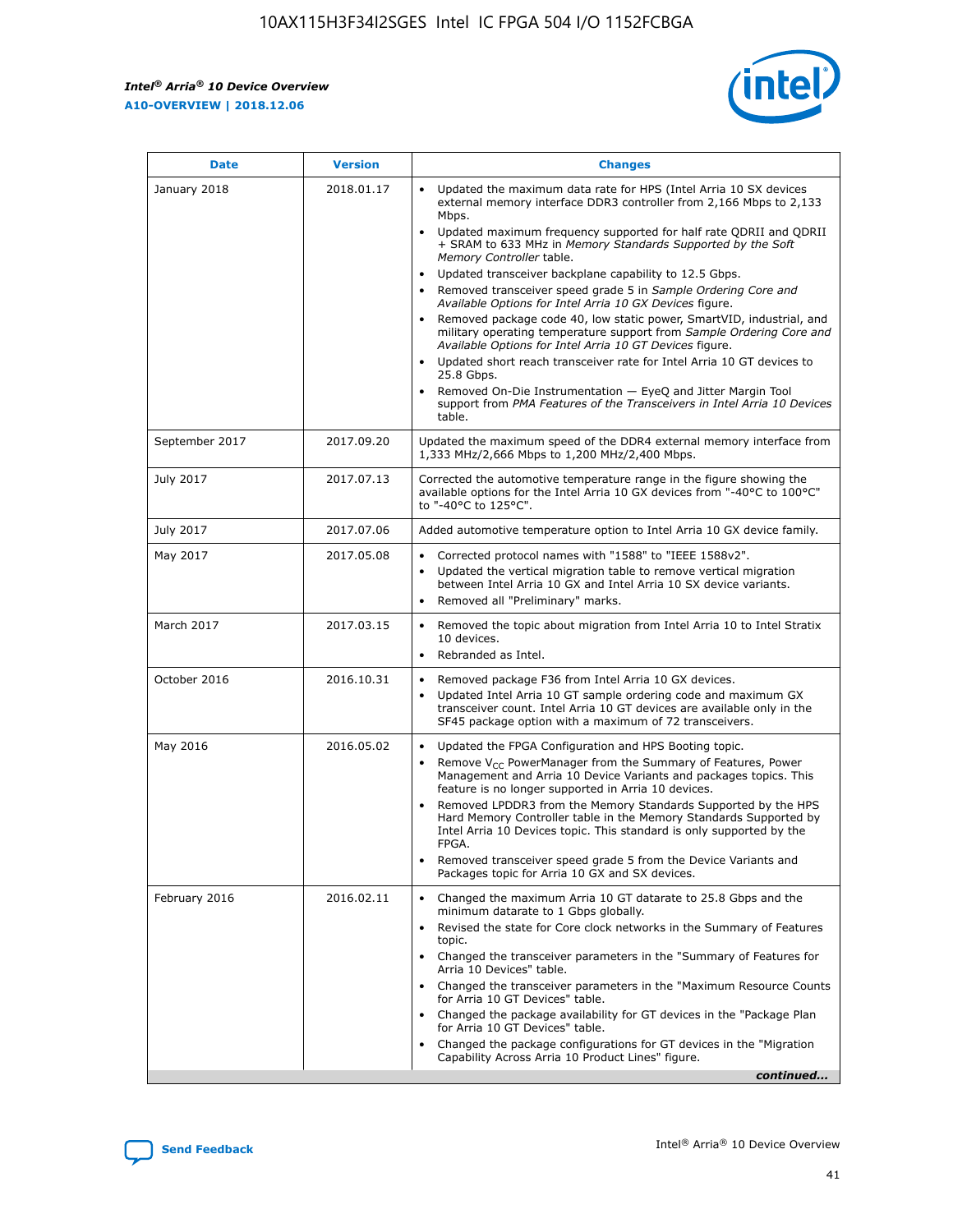| Date | Version | Changes |
| --- | --- | --- |
| January 2018 | 2018.01.17 | • Updated the maximum data rate for HPS (Intel Arria 10 SX devices external memory interface DDR3 controller from 2,166 Mbps to 2,133 Mbps.<br>• Updated maximum frequency supported for half rate QDRII and QDRII + SRAM to 633 MHz in *Memory Standards Supported by the Soft Memory Controller* table.<br>• Updated transceiver backplane capability to 12.5 Gbps.<br>• Removed transceiver speed grade 5 in *Sample Ordering Core and Available Options for Intel Arria 10 GX Devices* figure.<br>• Removed package code 40, low static power, SmartVID, industrial, and military operating temperature support from *Sample Ordering Core and Available Options for Intel Arria 10 GT Devices* figure.<br>• Updated short reach transceiver rate for Intel Arria 10 GT devices to 25.8 Gbps.<br>• Removed On-Die Instrumentation — EyeQ and Jitter Margin Tool support from *PMA Features of the Transceivers in Intel Arria 10 Devices* table. |
| September 2017 | 2017.09.20 | Updated the maximum speed of the DDR4 external memory interface from 1,333 MHz/2,666 Mbps to 1,200 MHz/2,400 Mbps. |
| July 2017 | 2017.07.13 | Corrected the automotive temperature range in the figure showing the available options for the Intel Arria 10 GX devices from "-40°C to 100°C" to "-40°C to 125°C". |
| July 2017 | 2017.07.06 | Added automotive temperature option to Intel Arria 10 GX device family. |
| May 2017 | 2017.05.08 | • Corrected protocol names with "1588" to "IEEE 1588v2".<br>• Updated the vertical migration table to remove vertical migration between Intel Arria 10 GX and Intel Arria 10 SX device variants.<br>• Removed all "Preliminary" marks. |
| March 2017 | 2017.03.15 | • Removed the topic about migration from Intel Arria 10 to Intel Stratix 10 devices.<br>• Rebranded as Intel. |
| October 2016 | 2016.10.31 | • Removed package F36 from Intel Arria 10 GX devices.<br>• Updated Intel Arria 10 GT sample ordering code and maximum GX transceiver count. Intel Arria 10 GT devices are available only in the SF45 package option with a maximum of 72 transceivers. |
| May 2016 | 2016.05.02 | • Updated the FPGA Configuration and HPS Booting topic.<br>• Remove $V_{CC}$ PowerManager from the Summary of Features, Power Management and Arria 10 Device Variants and packages topics. This feature is no longer supported in Arria 10 devices.<br>• Removed LPDDR3 from the Memory Standards Supported by the HPS Hard Memory Controller table in the Memory Standards Supported by Intel Arria 10 Devices topic. This standard is only supported by the FPGA.<br>• Removed transceiver speed grade 5 from the Device Variants and Packages topic for Arria 10 GX and SX devices. |
| February 2016 | 2016.02.11 | • Changed the maximum Arria 10 GT datarate to 25.8 Gbps and the minimum datarate to 1 Gbps globally.<br>• Revised the state for Core clock networks in the Summary of Features topic.<br>• Changed the transceiver parameters in the "Summary of Features for Arria 10 Devices" table.<br>• Changed the transceiver parameters in the "Maximum Resource Counts for Arria 10 GT Devices" table.<br>• Changed the package availability for GT devices in the "Package Plan for Arria 10 GT Devices" table.<br>• Changed the package configurations for GT devices in the "Migration Capability Across Arria 10 Product Lines" figure. |

*continued...*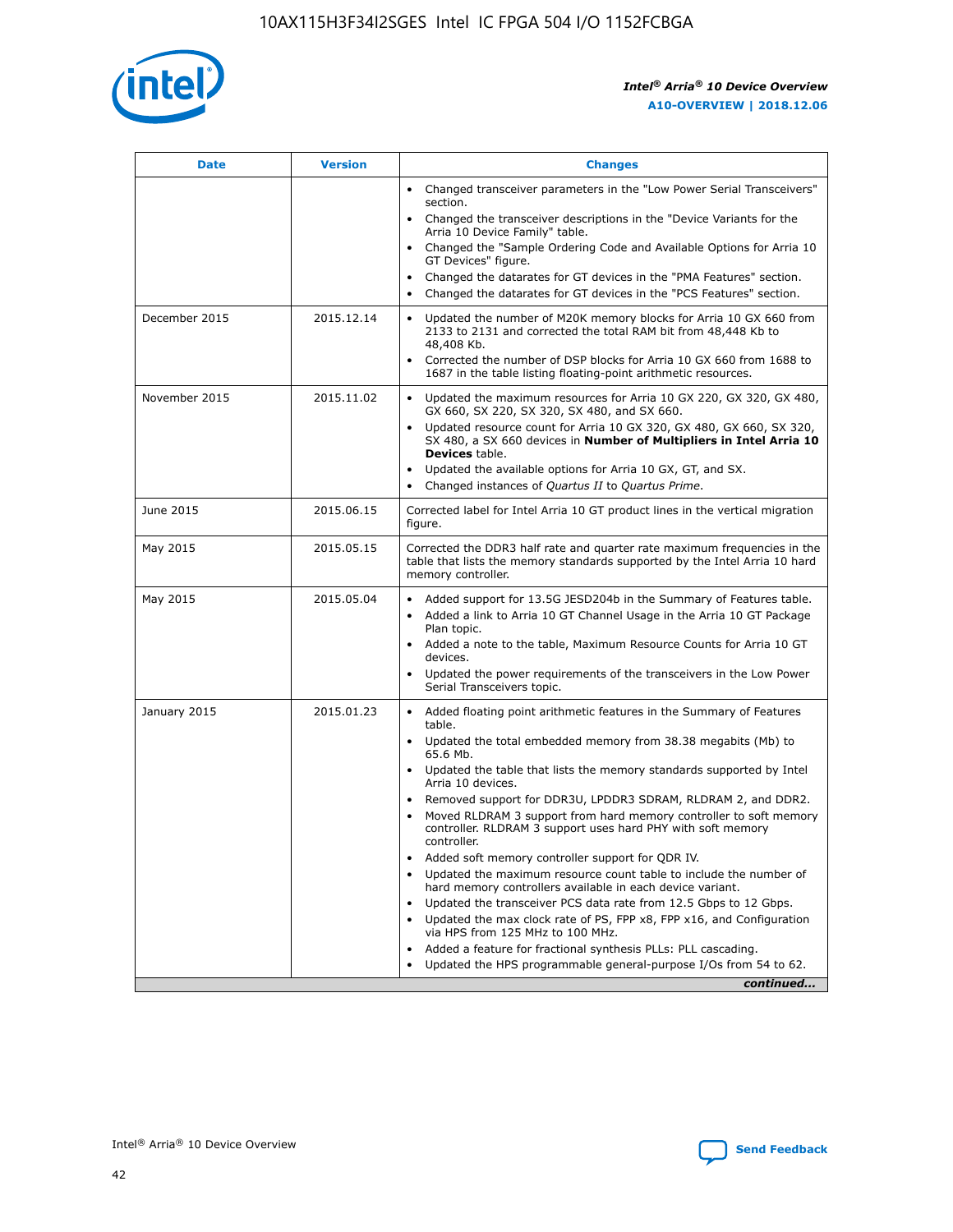| Date | Version | Changes |
|---|---|---|
| | | • Changed transceiver parameters in the "Low Power Serial Transceivers" section.<br>• Changed the transceiver descriptions in the "Device Variants for the Arria 10 Device Family" table.<br>• Changed the "Sample Ordering Code and Available Options for Arria 10 GT Devices" figure.<br>• Changed the datarates for GT devices in the "PMA Features" section.<br>• Changed the datarates for GT devices in the "PCS Features" section. |
| December 2015 | 2015.12.14 | • Updated the number of M20K memory blocks for Arria 10 GX 660 from 2133 to 2131 and corrected the total RAM bit from 48,448 Kb to 48,408 Kb.<br>• Corrected the number of DSP blocks for Arria 10 GX 660 from 1688 to 1687 in the table listing floating-point arithmetic resources. |
| November 2015 | 2015.11.02 | • Updated the maximum resources for Arria 10 GX 220, GX 320, GX 480, GX 660, SX 220, SX 320, SX 480, and SX 660.<br>• Updated resource count for Arria 10 GX 320, GX 480, GX 660, SX 320, SX 480, a SX 660 devices in **Number of Multipliers in Intel Arria 10 Devices** table.<br>• Updated the available options for Arria 10 GX, GT, and SX.<br>• Changed instances of *Quartus II* to *Quartus Prime*. |
| June 2015 | 2015.06.15 | Corrected label for Intel Arria 10 GT product lines in the vertical migration figure. |
| May 2015 | 2015.05.15 | Corrected the DDR3 half rate and quarter rate maximum frequencies in the table that lists the memory standards supported by the Intel Arria 10 hard memory controller. |
| May 2015 | 2015.05.04 | • Added support for 13.5G JESD204b in the Summary of Features table.<br>• Added a link to Arria 10 GT Channel Usage in the Arria 10 GT Package Plan topic.<br>• Added a note to the table, Maximum Resource Counts for Arria 10 GT devices.<br>• Updated the power requirements of the transceivers in the Low Power Serial Transceivers topic. |
| January 2015 | 2015.01.23 | • Added floating point arithmetic features in the Summary of Features table.<br>• Updated the total embedded memory from 38.38 megabits (Mb) to 65.6 Mb.<br>• Updated the table that lists the memory standards supported by Intel Arria 10 devices.<br>• Removed support for DDR3U, LPDDR3 SDRAM, RLDRAM 2, and DDR2.<br>• Moved RLDRAM 3 support from hard memory controller to soft memory controller. RLDRAM 3 support uses hard PHY with soft memory controller.<br>• Added soft memory controller support for QDR IV.<br>• Updated the maximum resource count table to include the number of hard memory controllers available in each device variant.<br>• Updated the transceiver PCS data rate from 12.5 Gbps to 12 Gbps.<br>• Updated the max clock rate of PS, FPP x8, FPP x16, and Configuration via HPS from 125 MHz to 100 MHz.<br>• Added a feature for fractional synthesis PLLs: PLL cascading.<br>• Updated the HPS programmable general-purpose I/Os from 54 to 62. |

*continued...*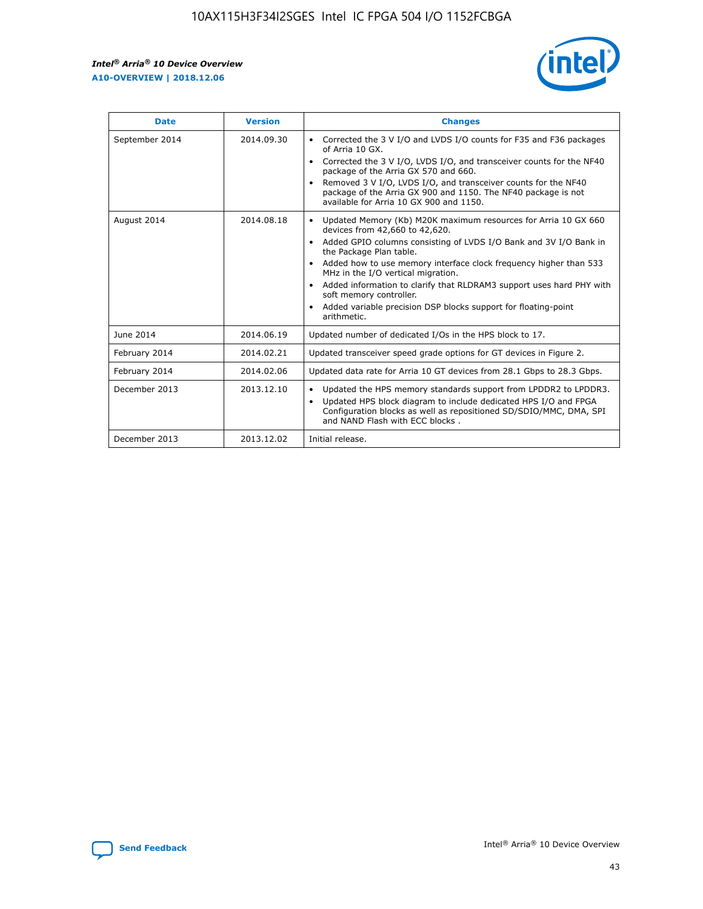| Date | Version | Changes |
| --- | --- | --- |
| September 2014 | 2014.09.30 | • Corrected the 3 V I/O and LVDS I/O counts for F35 and F36 packages of Arria 10 GX.<br>• Corrected the 3 V I/O, LVDS I/O, and transceiver counts for the NF40 package of the Arria GX 570 and 660.<br>• Removed 3 V I/O, LVDS I/O, and transceiver counts for the NF40 package of the Arria GX 900 and 1150. The NF40 package is not available for Arria 10 GX 900 and 1150. |
| August 2014 | 2014.08.18 | • Updated Memory (Kb) M20K maximum resources for Arria 10 GX 660 devices from 42,660 to 42,620.<br>• Added GPIO columns consisting of LVDS I/O Bank and 3V I/O Bank in the Package Plan table.<br>• Added how to use memory interface clock frequency higher than 533 MHz in the I/O vertical migration.<br>• Added information to clarify that RLDRAM3 support uses hard PHY with soft memory controller.<br>• Added variable precision DSP blocks support for floating-point arithmetic. |
| June 2014 | 2014.06.19 | Updated number of dedicated I/Os in the HPS block to 17. |
| February 2014 | 2014.02.21 | Updated transceiver speed grade options for GT devices in Figure 2. |
| February 2014 | 2014.02.06 | Updated data rate for Arria 10 GT devices from 28.1 Gbps to 28.3 Gbps. |
| December 2013 | 2013.12.10 | • Updated the HPS memory standards support from LPDDR2 to LPDDR3.<br>• Updated HPS block diagram to include dedicated HPS I/O and FPGA Configuration blocks as well as repositioned SD/SDIO/MMC, DMA, SPI and NAND Flash with ECC blocks . |
| December 2013 | 2013.12.02 | Initial release. |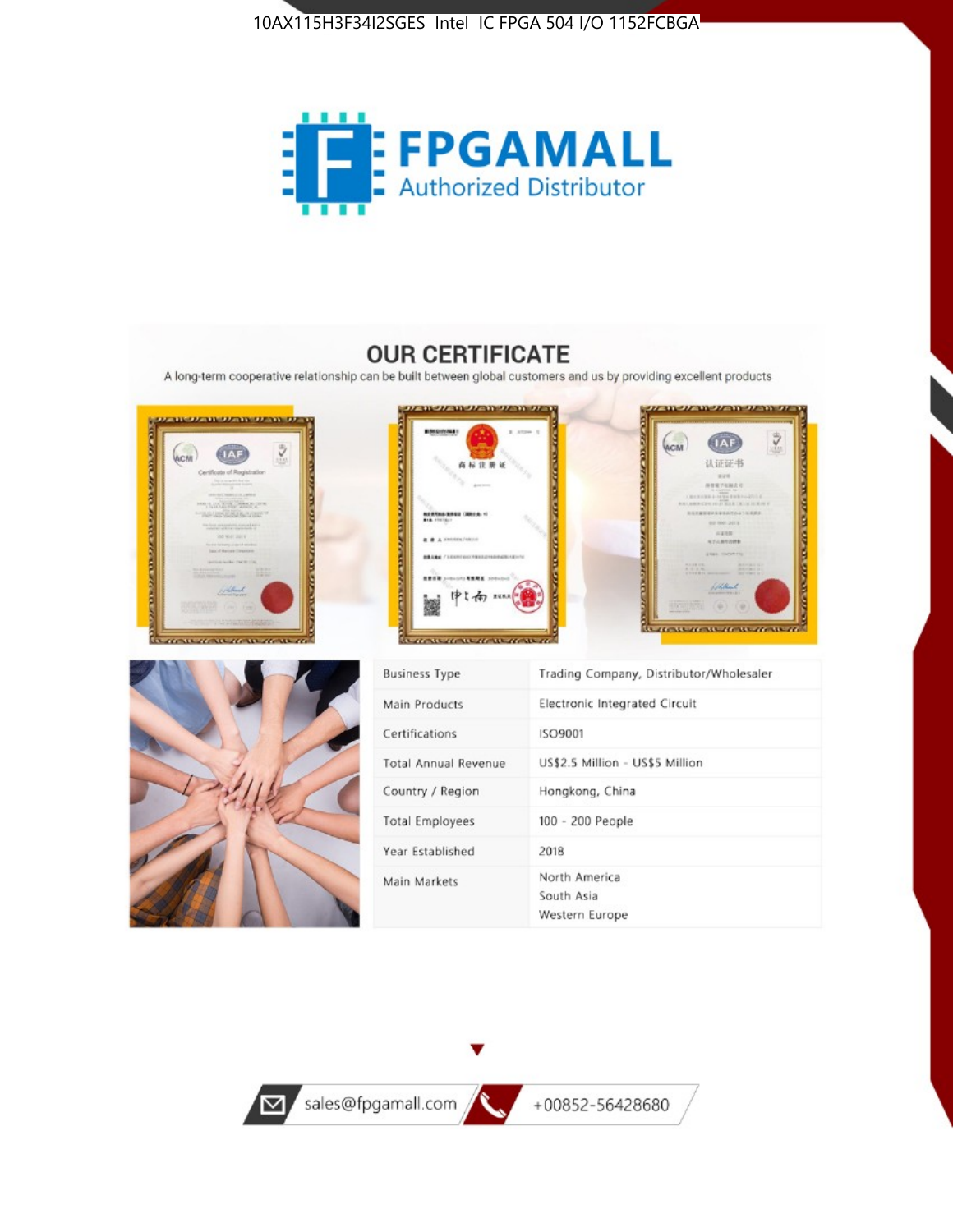FPGAMALL
Authorized Distributor

## OUR CERTIFICATE

A long-term cooperative relationship can be built between global customers and us by providing excellent products

| | |
|---|---|
| Business Type | Trading Company, Distributor/Wholesaler |
| Main Products | Electronic Integrated Circuit |
| Certifications | ISO9001 |
| Total Annual Revenue | US$2.5 Million - US$5 Million |
| Country / Region | Hongkong, China |
| Total Employees | 100 - 200 People |
| Year Established | 2018 |
| Main Markets | North America<br>South Asia<br>Western Europe |

sales@fpgamall.com

+00852-56428680